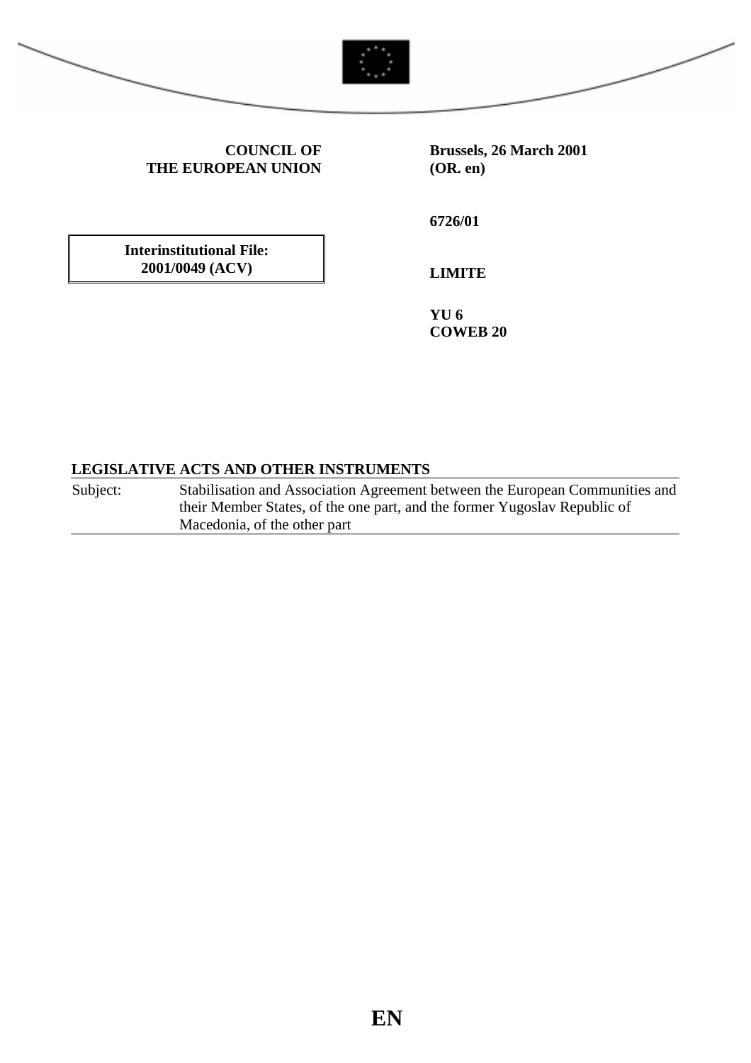**COUNCIL OF THE EUROPEAN UNION**

**Brussels, 26 March 2001 (OR. en)**

**6726/01**

**Interinstitutional File: 2001/0049 (ACV)**

**LIMITE**

**YU 6**
**COWEB 20**

**LEGISLATIVE ACTS AND OTHER INSTRUMENTS**

| Subject: | Stabilisation and Association Agreement between the European Communities and their Member States, of the one part, and the former Yugoslav Republic of Macedonia, of the other part |
|---|---|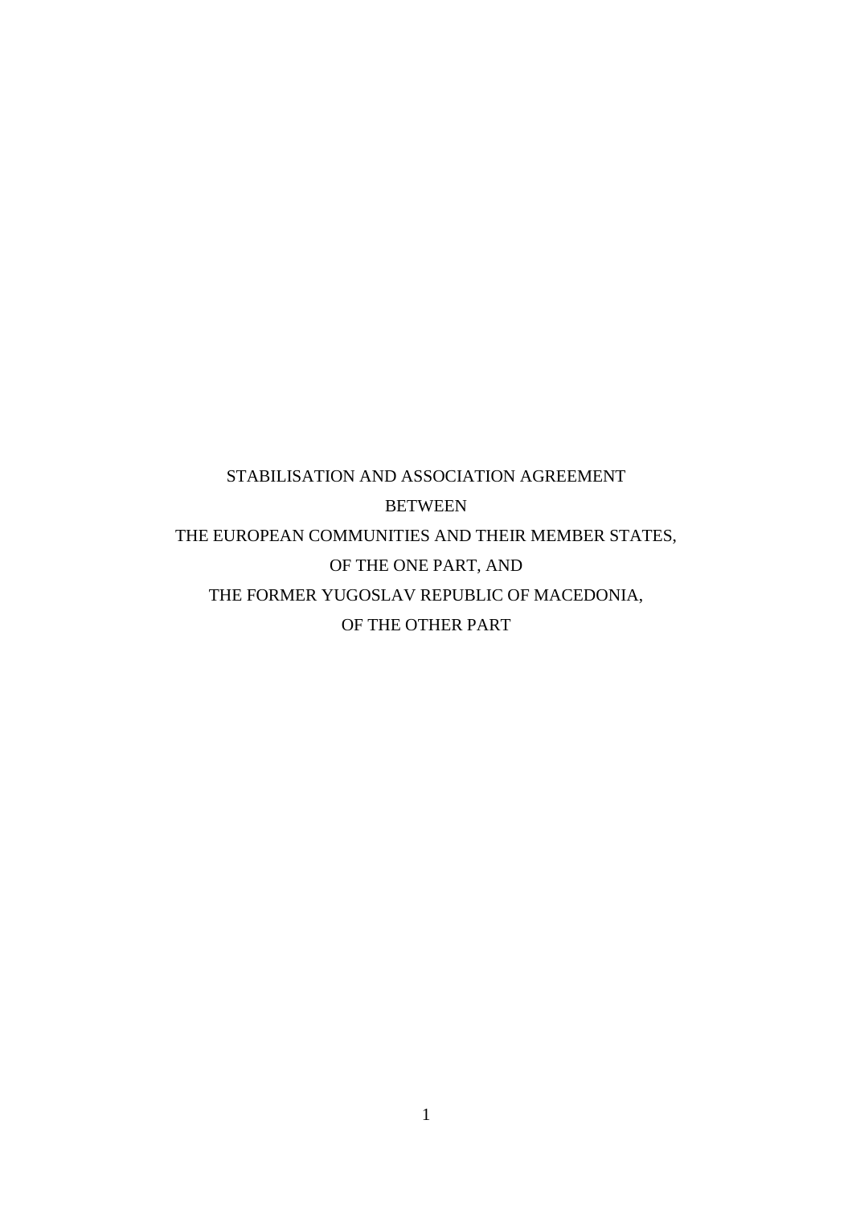# STABILISATION AND ASSOCIATION AGREEMENT
# BETWEEN
# THE EUROPEAN COMMUNITIES AND THEIR MEMBER STATES,
# OF THE ONE PART, AND
# THE FORMER YUGOSLAV REPUBLIC OF MACEDONIA,
# OF THE OTHER PART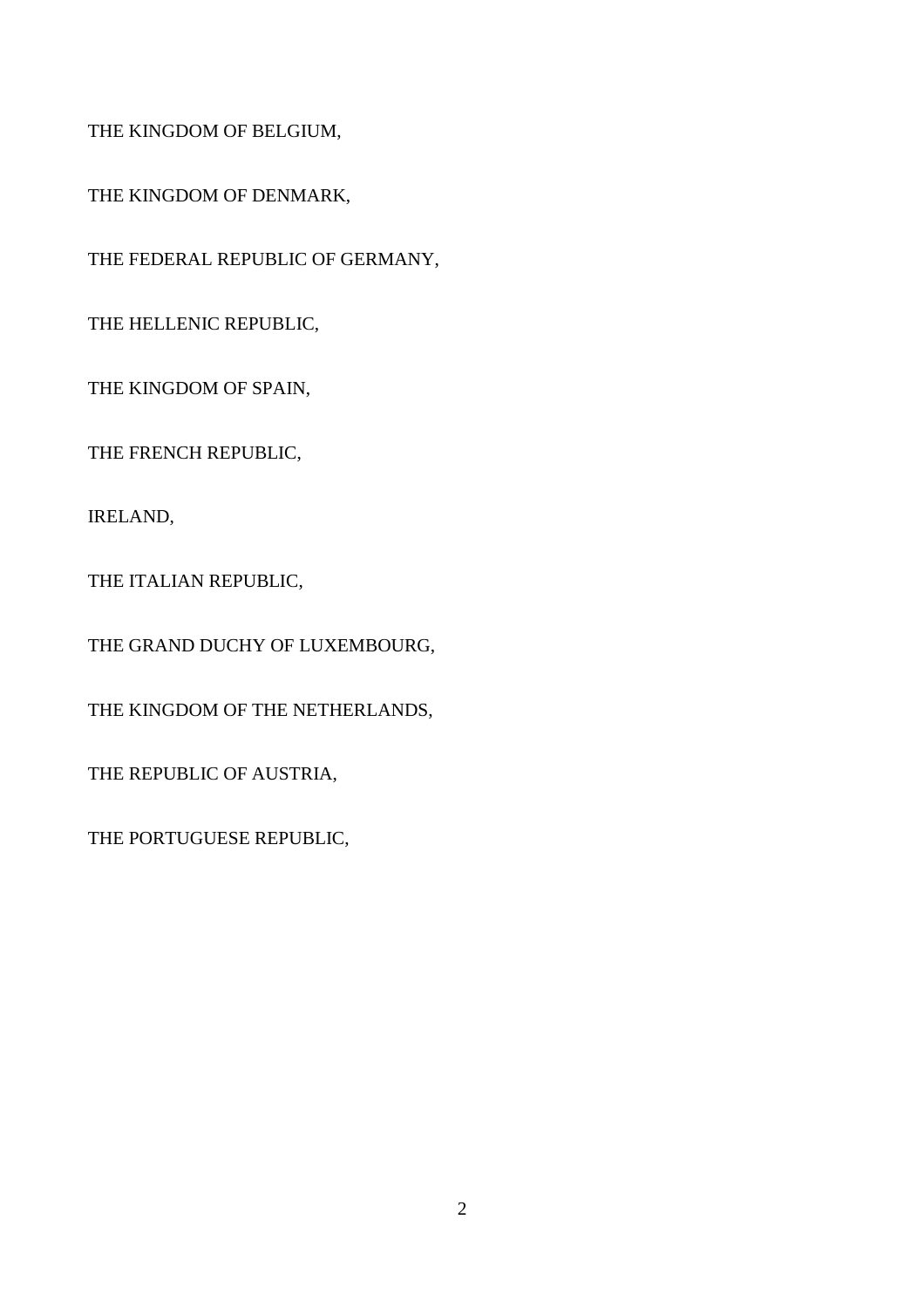THE KINGDOM OF BELGIUM,

THE KINGDOM OF DENMARK,

THE FEDERAL REPUBLIC OF GERMANY,

THE HELLENIC REPUBLIC,

THE KINGDOM OF SPAIN,

THE FRENCH REPUBLIC,

IRELAND,

THE ITALIAN REPUBLIC,

THE GRAND DUCHY OF LUXEMBOURG,

THE KINGDOM OF THE NETHERLANDS,

THE REPUBLIC OF AUSTRIA,

THE PORTUGUESE REPUBLIC,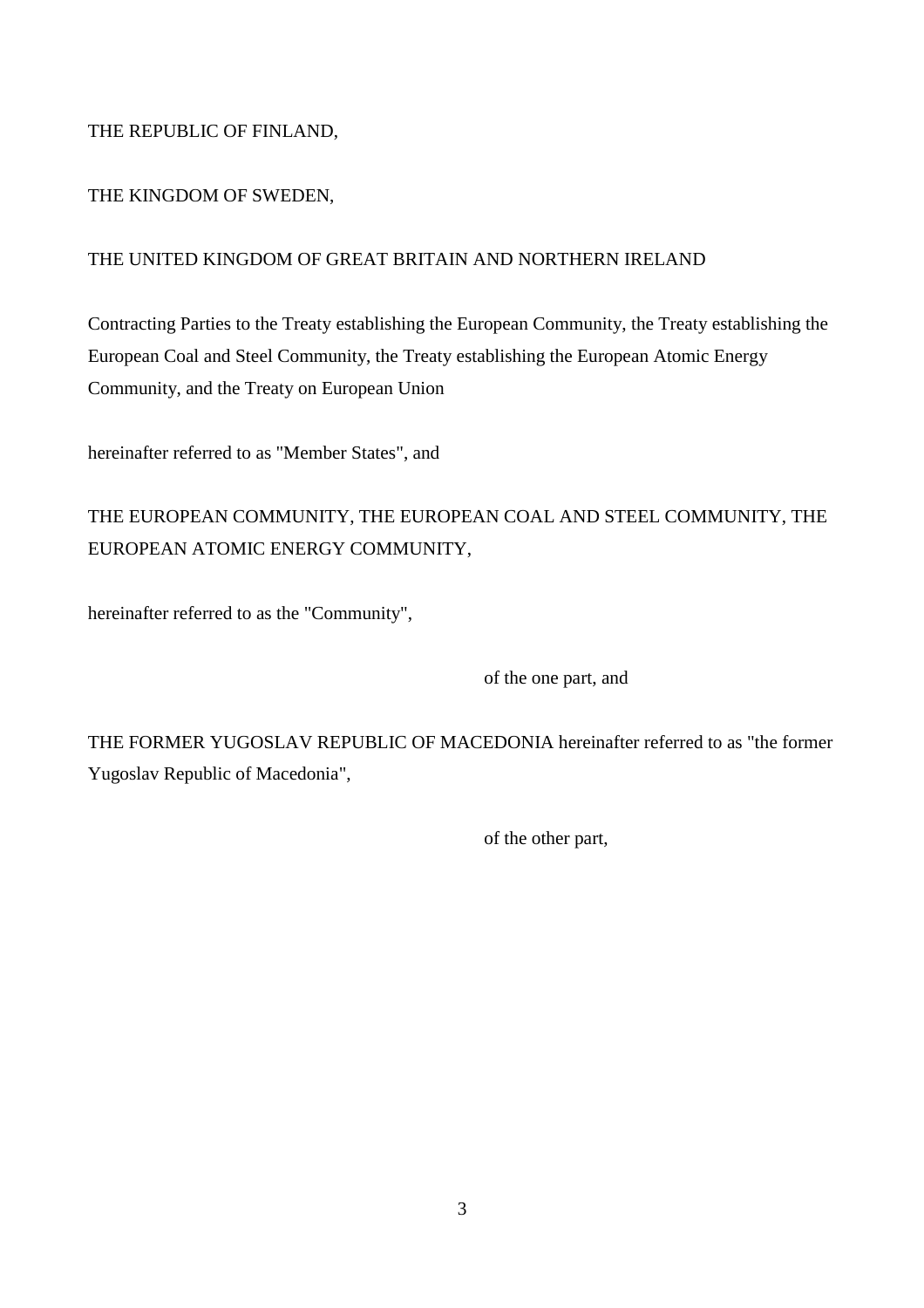THE REPUBLIC OF FINLAND,

THE KINGDOM OF SWEDEN,

THE UNITED KINGDOM OF GREAT BRITAIN AND NORTHERN IRELAND

Contracting Parties to the Treaty establishing the European Community, the Treaty establishing the European Coal and Steel Community, the Treaty establishing the European Atomic Energy Community, and the Treaty on European Union

hereinafter referred to as "Member States", and

THE EUROPEAN COMMUNITY, THE EUROPEAN COAL AND STEEL COMMUNITY, THE EUROPEAN ATOMIC ENERGY COMMUNITY,

hereinafter referred to as the "Community",

of the one part, and

THE FORMER YUGOSLAV REPUBLIC OF MACEDONIA hereinafter referred to as "the former Yugoslav Republic of Macedonia",

of the other part,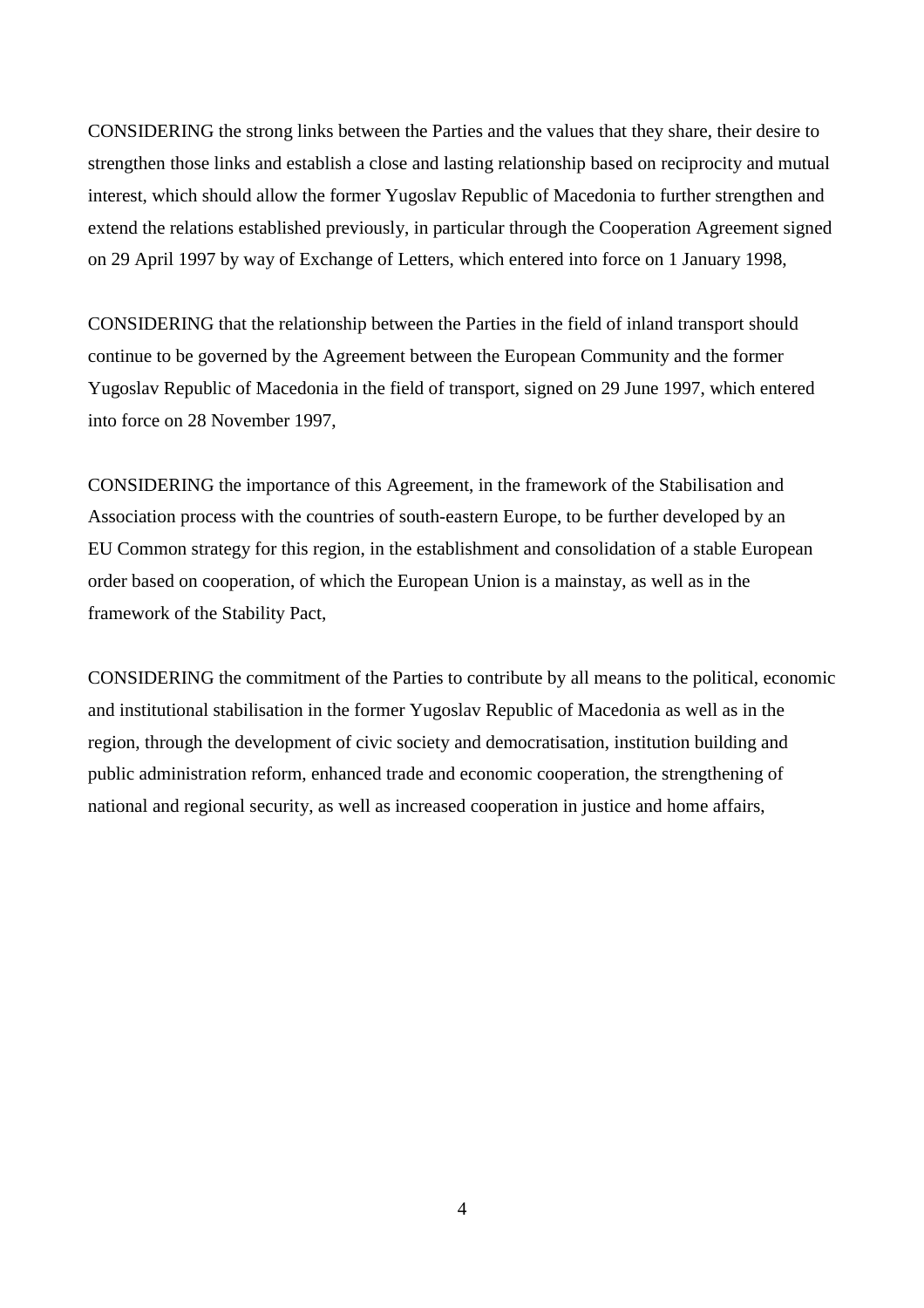CONSIDERING the strong links between the Parties and the values that they share, their desire to strengthen those links and establish a close and lasting relationship based on reciprocity and mutual interest, which should allow the former Yugoslav Republic of Macedonia to further strengthen and extend the relations established previously, in particular through the Cooperation Agreement signed on 29 April 1997 by way of Exchange of Letters, which entered into force on 1 January 1998,

CONSIDERING that the relationship between the Parties in the field of inland transport should continue to be governed by the Agreement between the European Community and the former Yugoslav Republic of Macedonia in the field of transport, signed on 29 June 1997, which entered into force on 28 November 1997,

CONSIDERING the importance of this Agreement, in the framework of the Stabilisation and Association process with the countries of south-eastern Europe, to be further developed by an EU Common strategy for this region, in the establishment and consolidation of a stable European order based on cooperation, of which the European Union is a mainstay, as well as in the framework of the Stability Pact,

CONSIDERING the commitment of the Parties to contribute by all means to the political, economic and institutional stabilisation in the former Yugoslav Republic of Macedonia as well as in the region, through the development of civic society and democratisation, institution building and public administration reform, enhanced trade and economic cooperation, the strengthening of national and regional security, as well as increased cooperation in justice and home affairs,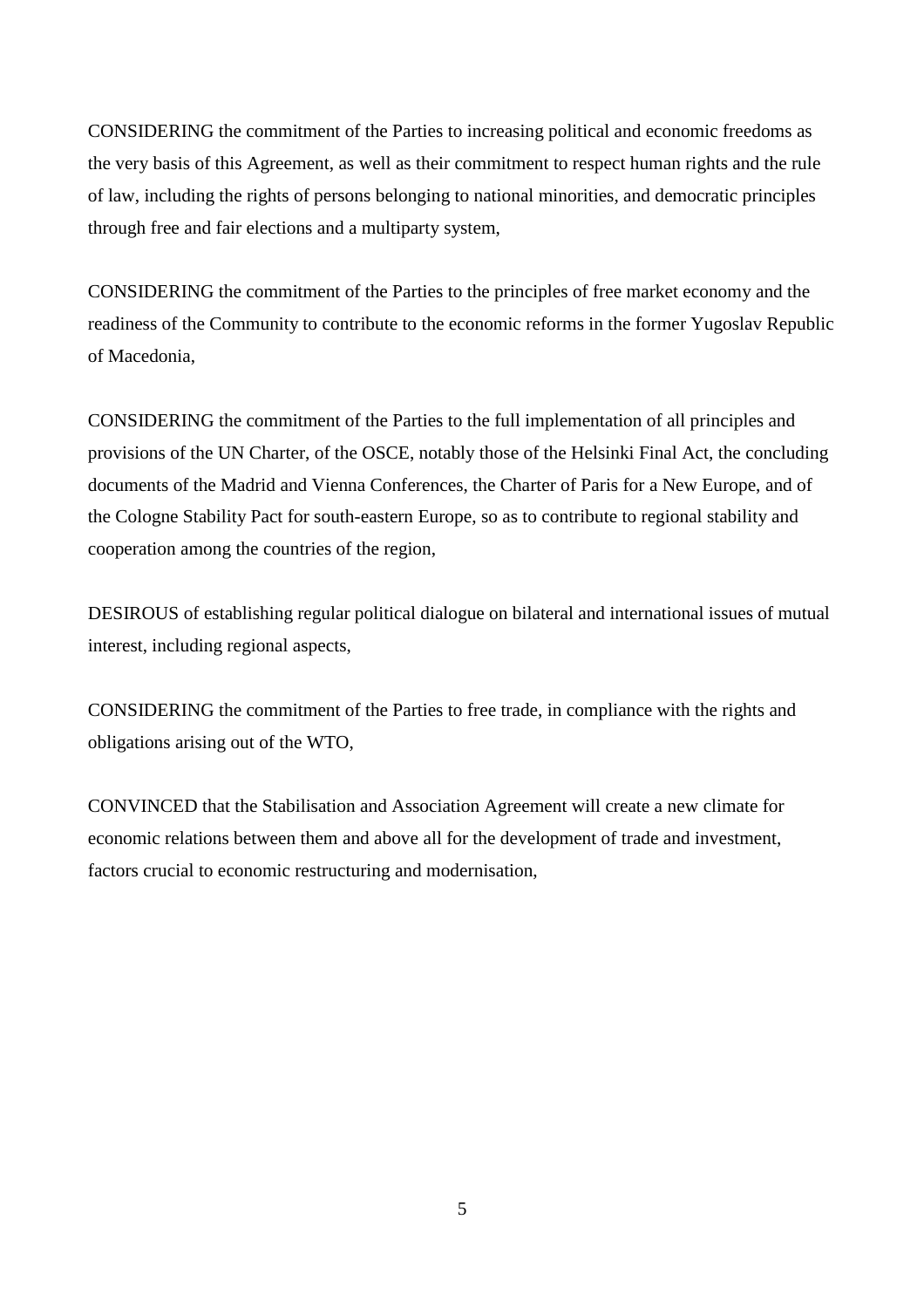CONSIDERING the commitment of the Parties to increasing political and economic freedoms as the very basis of this Agreement, as well as their commitment to respect human rights and the rule of law, including the rights of persons belonging to national minorities, and democratic principles through free and fair elections and a multiparty system,

CONSIDERING the commitment of the Parties to the principles of free market economy and the readiness of the Community to contribute to the economic reforms in the former Yugoslav Republic of Macedonia,

CONSIDERING the commitment of the Parties to the full implementation of all principles and provisions of the UN Charter, of the OSCE, notably those of the Helsinki Final Act, the concluding documents of the Madrid and Vienna Conferences, the Charter of Paris for a New Europe, and of the Cologne Stability Pact for south-eastern Europe, so as to contribute to regional stability and cooperation among the countries of the region,

DESIROUS of establishing regular political dialogue on bilateral and international issues of mutual interest, including regional aspects,

CONSIDERING the commitment of the Parties to free trade, in compliance with the rights and obligations arising out of the WTO,

CONVINCED that the Stabilisation and Association Agreement will create a new climate for economic relations between them and above all for the development of trade and investment, factors crucial to economic restructuring and modernisation,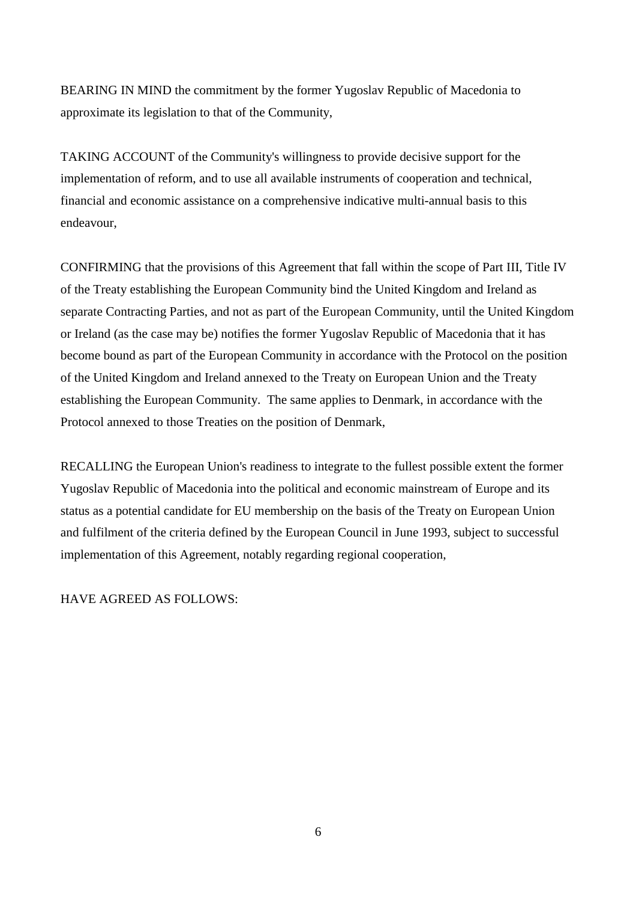BEARING IN MIND the commitment by the former Yugoslav Republic of Macedonia to approximate its legislation to that of the Community,

TAKING ACCOUNT of the Community's willingness to provide decisive support for the implementation of reform, and to use all available instruments of cooperation and technical, financial and economic assistance on a comprehensive indicative multi-annual basis to this endeavour,

CONFIRMING that the provisions of this Agreement that fall within the scope of Part III, Title IV of the Treaty establishing the European Community bind the United Kingdom and Ireland as separate Contracting Parties, and not as part of the European Community, until the United Kingdom or Ireland (as the case may be) notifies the former Yugoslav Republic of Macedonia that it has become bound as part of the European Community in accordance with the Protocol on the position of the United Kingdom and Ireland annexed to the Treaty on European Union and the Treaty establishing the European Community. The same applies to Denmark, in accordance with the Protocol annexed to those Treaties on the position of Denmark,

RECALLING the European Union's readiness to integrate to the fullest possible extent the former Yugoslav Republic of Macedonia into the political and economic mainstream of Europe and its status as a potential candidate for EU membership on the basis of the Treaty on European Union and fulfilment of the criteria defined by the European Council in June 1993, subject to successful implementation of this Agreement, notably regarding regional cooperation,

HAVE AGREED AS FOLLOWS: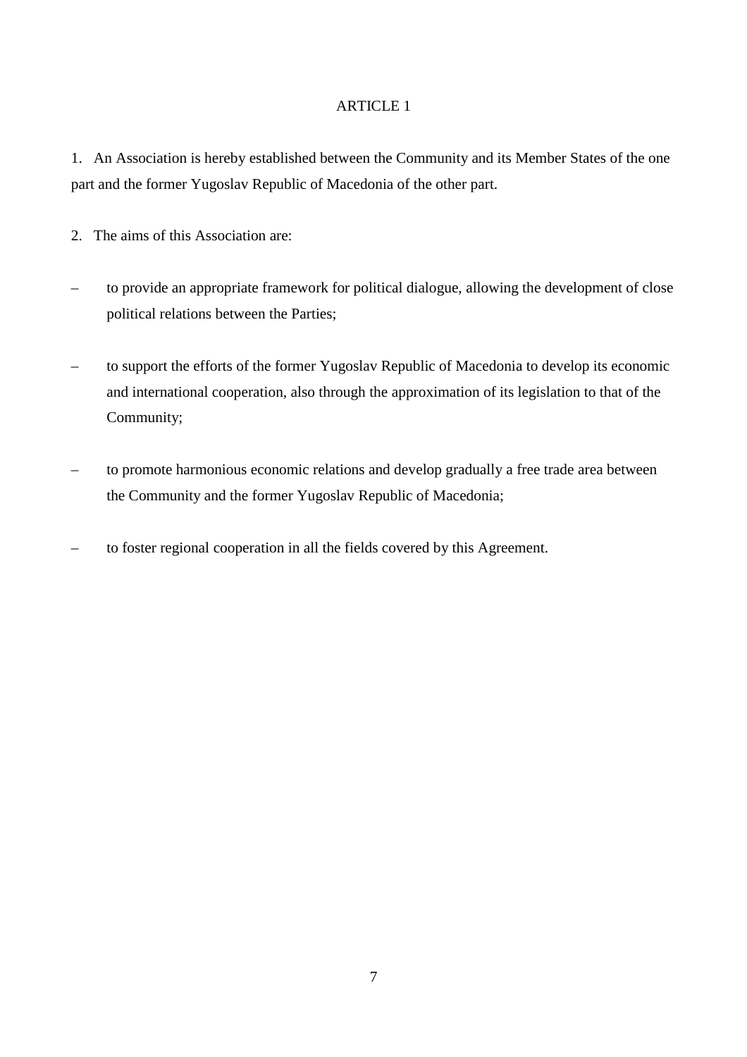## ARTICLE 1

1. An Association is hereby established between the Community and its Member States of the one part and the former Yugoslav Republic of Macedonia of the other part.

2. The aims of this Association are:

– to provide an appropriate framework for political dialogue, allowing the development of close political relations between the Parties;

– to support the efforts of the former Yugoslav Republic of Macedonia to develop its economic and international cooperation, also through the approximation of its legislation to that of the Community;

– to promote harmonious economic relations and develop gradually a free trade area between the Community and the former Yugoslav Republic of Macedonia;

– to foster regional cooperation in all the fields covered by this Agreement.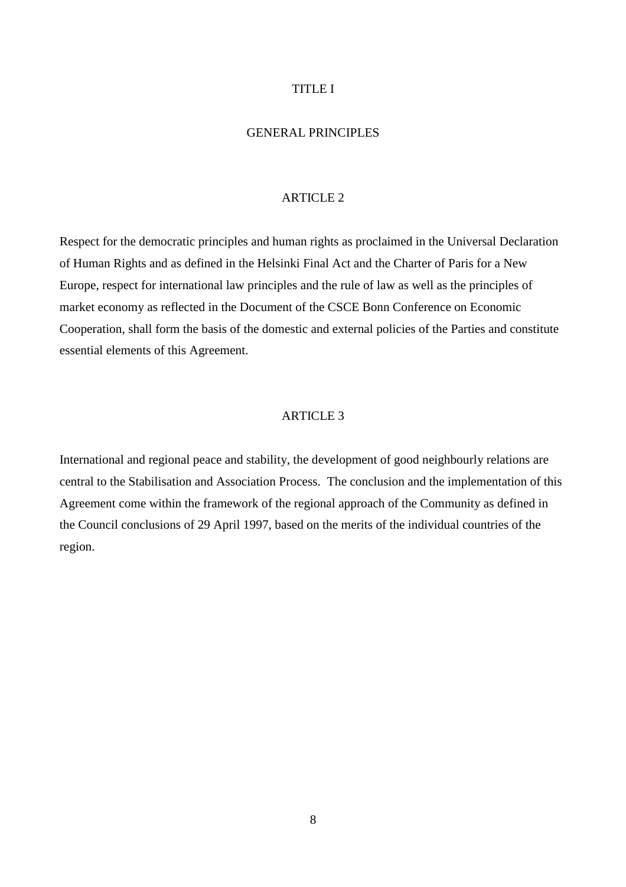# TITLE I

# GENERAL PRINCIPLES

## ARTICLE 2

Respect for the democratic principles and human rights as proclaimed in the Universal Declaration of Human Rights and as defined in the Helsinki Final Act and the Charter of Paris for a New Europe, respect for international law principles and the rule of law as well as the principles of market economy as reflected in the Document of the CSCE Bonn Conference on Economic Cooperation, shall form the basis of the domestic and external policies of the Parties and constitute essential elements of this Agreement.

## ARTICLE 3

International and regional peace and stability, the development of good neighbourly relations are central to the Stabilisation and Association Process. The conclusion and the implementation of this Agreement come within the framework of the regional approach of the Community as defined in the Council conclusions of 29 April 1997, based on the merits of the individual countries of the region.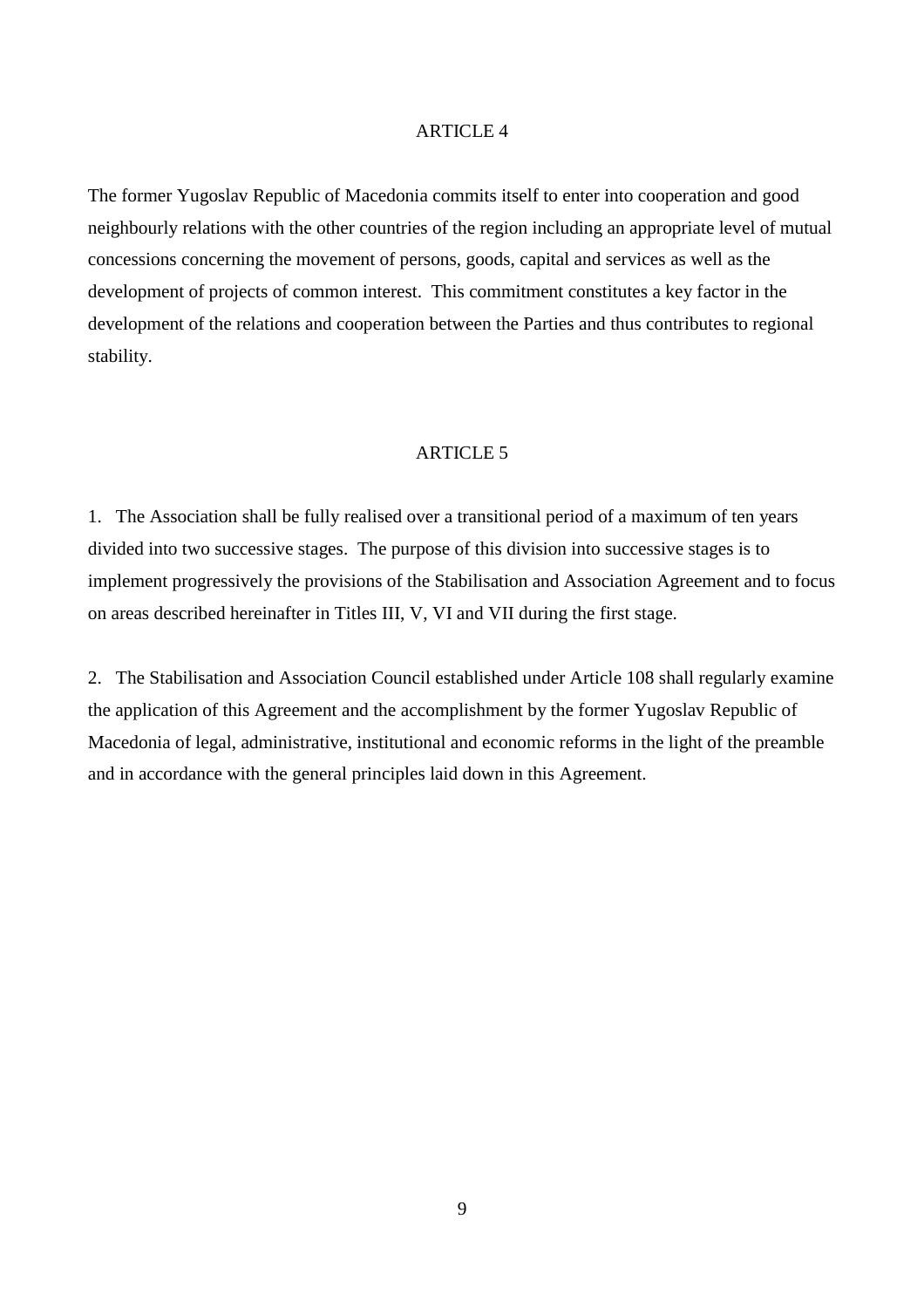## ARTICLE 4

The former Yugoslav Republic of Macedonia commits itself to enter into cooperation and good neighbourly relations with the other countries of the region including an appropriate level of mutual concessions concerning the movement of persons, goods, capital and services as well as the development of projects of common interest. This commitment constitutes a key factor in the development of the relations and cooperation between the Parties and thus contributes to regional stability.

## ARTICLE 5

1. The Association shall be fully realised over a transitional period of a maximum of ten years divided into two successive stages. The purpose of this division into successive stages is to implement progressively the provisions of the Stabilisation and Association Agreement and to focus on areas described hereinafter in Titles III, V, VI and VII during the first stage.

2. The Stabilisation and Association Council established under Article 108 shall regularly examine the application of this Agreement and the accomplishment by the former Yugoslav Republic of Macedonia of legal, administrative, institutional and economic reforms in the light of the preamble and in accordance with the general principles laid down in this Agreement.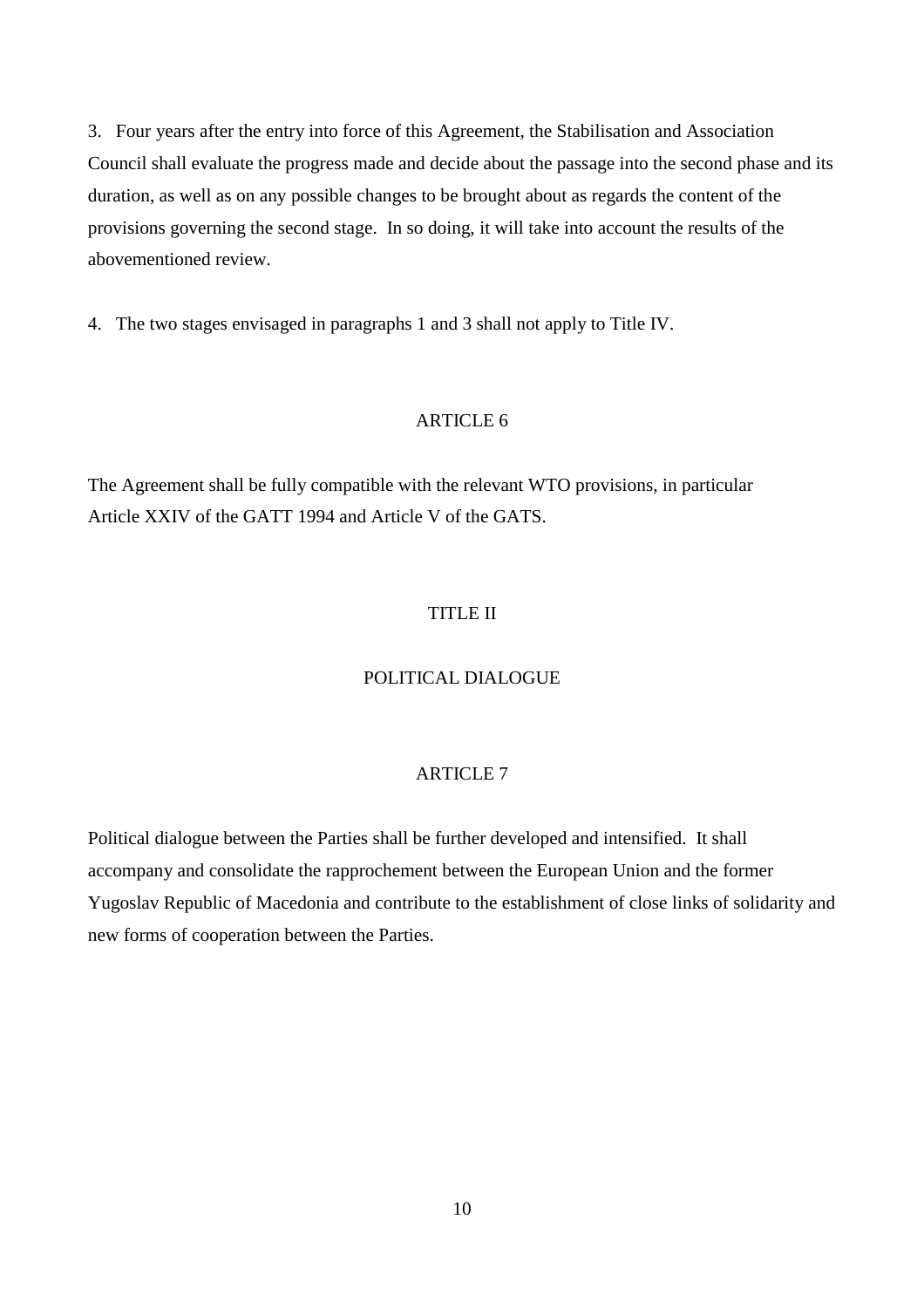3. Four years after the entry into force of this Agreement, the Stabilisation and Association Council shall evaluate the progress made and decide about the passage into the second phase and its duration, as well as on any possible changes to be brought about as regards the content of the provisions governing the second stage. In so doing, it will take into account the results of the abovementioned review.

4. The two stages envisaged in paragraphs 1 and 3 shall not apply to Title IV.

## ARTICLE 6

The Agreement shall be fully compatible with the relevant WTO provisions, in particular Article XXIV of the GATT 1994 and Article V of the GATS.

# TITLE II

# POLITICAL DIALOGUE

## ARTICLE 7

Political dialogue between the Parties shall be further developed and intensified. It shall accompany and consolidate the rapprochement between the European Union and the former Yugoslav Republic of Macedonia and contribute to the establishment of close links of solidarity and new forms of cooperation between the Parties.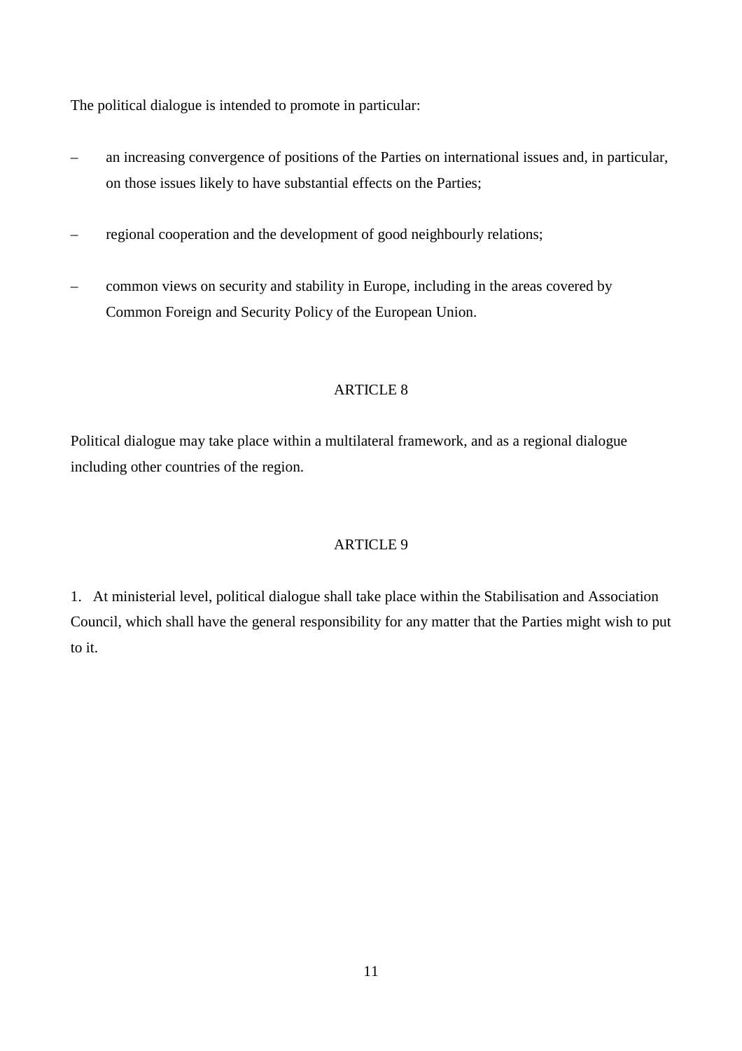The political dialogue is intended to promote in particular:

– an increasing convergence of positions of the Parties on international issues and, in particular, on those issues likely to have substantial effects on the Parties;

– regional cooperation and the development of good neighbourly relations;

– common views on security and stability in Europe, including in the areas covered by Common Foreign and Security Policy of the European Union.

## ARTICLE 8

Political dialogue may take place within a multilateral framework, and as a regional dialogue including other countries of the region.

## ARTICLE 9

1. At ministerial level, political dialogue shall take place within the Stabilisation and Association Council, which shall have the general responsibility for any matter that the Parties might wish to put to it.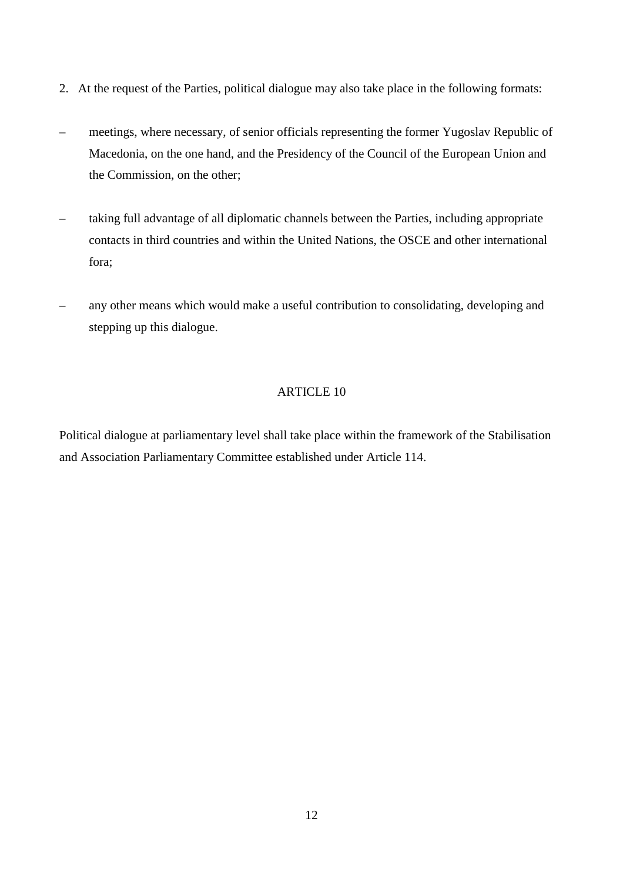2. At the request of the Parties, political dialogue may also take place in the following formats:

– meetings, where necessary, of senior officials representing the former Yugoslav Republic of Macedonia, on the one hand, and the Presidency of the Council of the European Union and the Commission, on the other;

– taking full advantage of all diplomatic channels between the Parties, including appropriate contacts in third countries and within the United Nations, the OSCE and other international fora;

– any other means which would make a useful contribution to consolidating, developing and stepping up this dialogue.

## ARTICLE 10

Political dialogue at parliamentary level shall take place within the framework of the Stabilisation and Association Parliamentary Committee established under Article 114.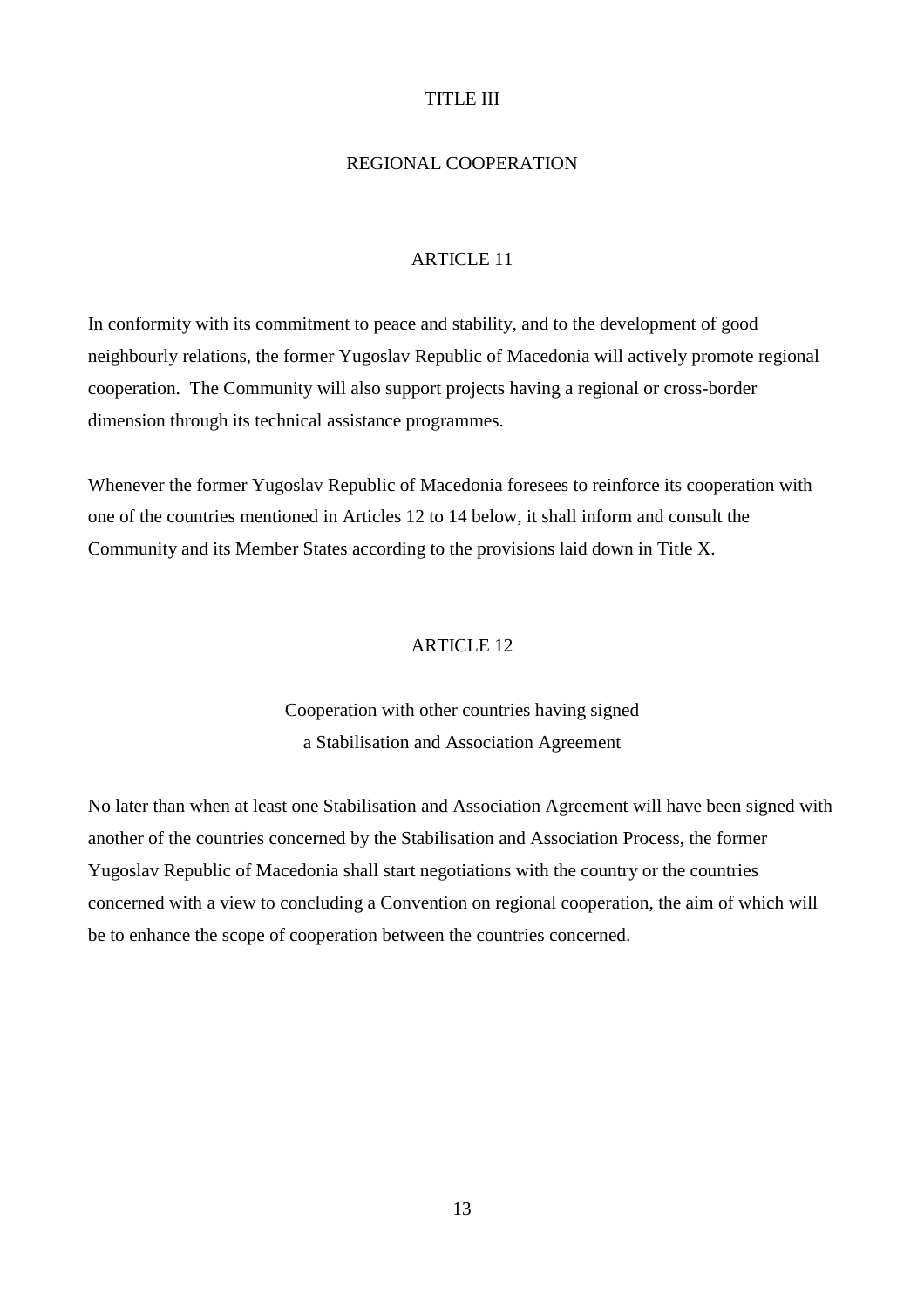# TITLE III

# REGIONAL COOPERATION

## ARTICLE 11

In conformity with its commitment to peace and stability, and to the development of good neighbourly relations, the former Yugoslav Republic of Macedonia will actively promote regional cooperation. The Community will also support projects having a regional or cross-border dimension through its technical assistance programmes.

Whenever the former Yugoslav Republic of Macedonia foresees to reinforce its cooperation with one of the countries mentioned in Articles 12 to 14 below, it shall inform and consult the Community and its Member States according to the provisions laid down in Title X.

## ARTICLE 12

### Cooperation with other countries having signed a Stabilisation and Association Agreement

No later than when at least one Stabilisation and Association Agreement will have been signed with another of the countries concerned by the Stabilisation and Association Process, the former Yugoslav Republic of Macedonia shall start negotiations with the country or the countries concerned with a view to concluding a Convention on regional cooperation, the aim of which will be to enhance the scope of cooperation between the countries concerned.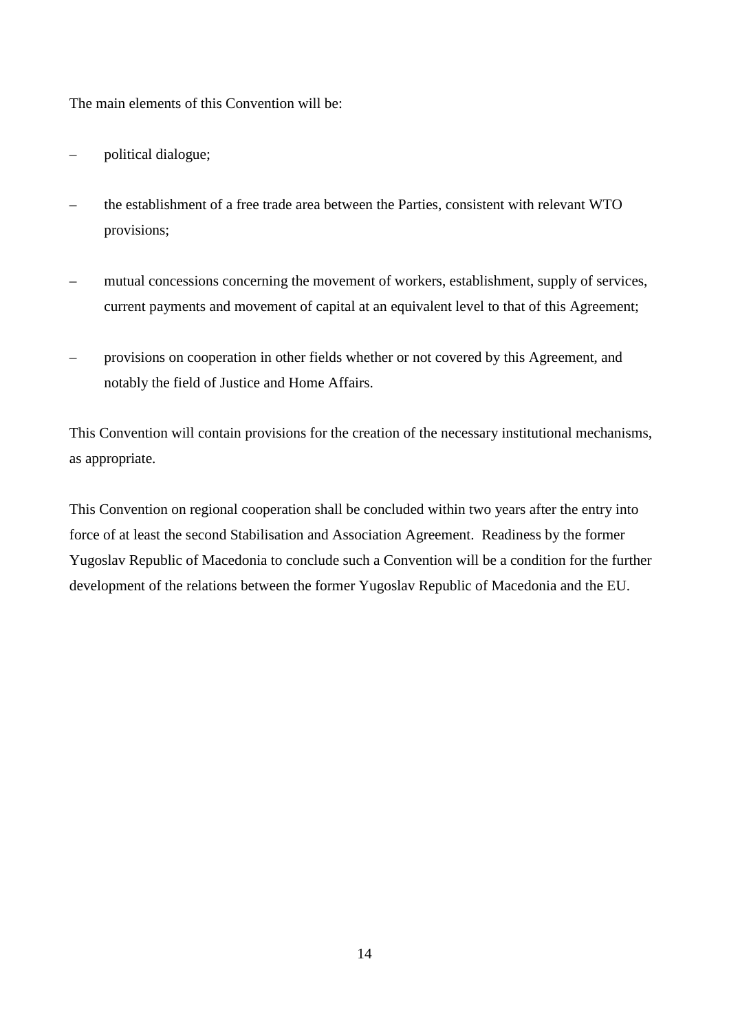The main elements of this Convention will be:

– political dialogue;

– the establishment of a free trade area between the Parties, consistent with relevant WTO provisions;

– mutual concessions concerning the movement of workers, establishment, supply of services, current payments and movement of capital at an equivalent level to that of this Agreement;

– provisions on cooperation in other fields whether or not covered by this Agreement, and notably the field of Justice and Home Affairs.

This Convention will contain provisions for the creation of the necessary institutional mechanisms, as appropriate.

This Convention on regional cooperation shall be concluded within two years after the entry into force of at least the second Stabilisation and Association Agreement. Readiness by the former Yugoslav Republic of Macedonia to conclude such a Convention will be a condition for the further development of the relations between the former Yugoslav Republic of Macedonia and the EU.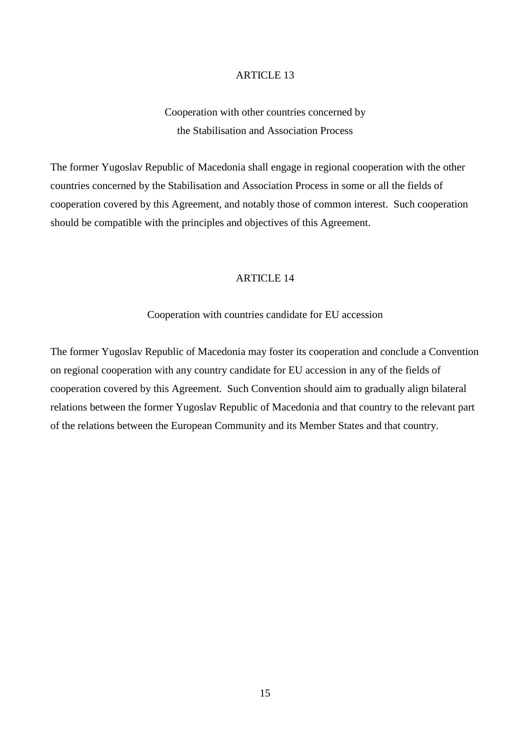## ARTICLE 13

### Cooperation with other countries concerned by the Stabilisation and Association Process

The former Yugoslav Republic of Macedonia shall engage in regional cooperation with the other countries concerned by the Stabilisation and Association Process in some or all the fields of cooperation covered by this Agreement, and notably those of common interest. Such cooperation should be compatible with the principles and objectives of this Agreement.

## ARTICLE 14

### Cooperation with countries candidate for EU accession

The former Yugoslav Republic of Macedonia may foster its cooperation and conclude a Convention on regional cooperation with any country candidate for EU accession in any of the fields of cooperation covered by this Agreement. Such Convention should aim to gradually align bilateral relations between the former Yugoslav Republic of Macedonia and that country to the relevant part of the relations between the European Community and its Member States and that country.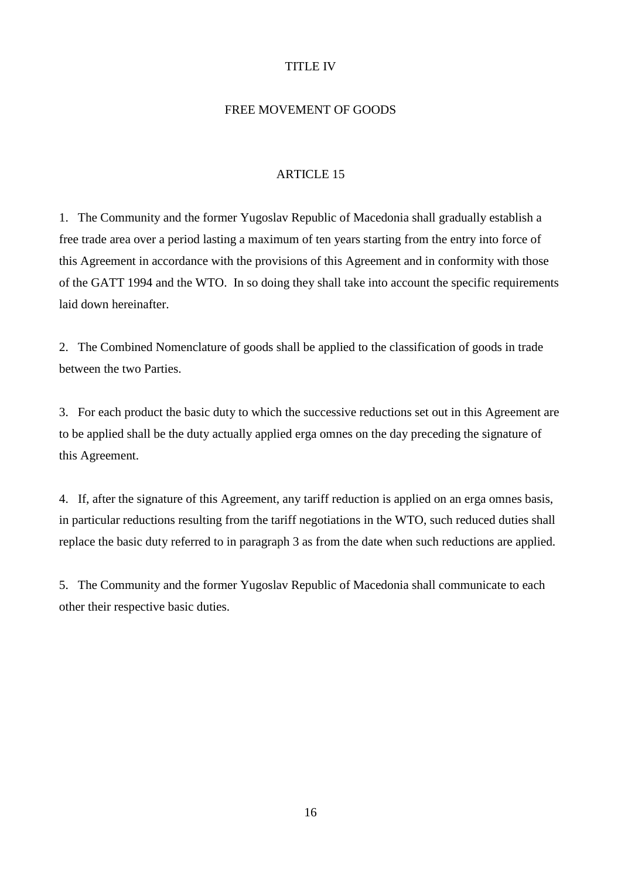# TITLE IV

# FREE MOVEMENT OF GOODS

## ARTICLE 15

1. The Community and the former Yugoslav Republic of Macedonia shall gradually establish a free trade area over a period lasting a maximum of ten years starting from the entry into force of this Agreement in accordance with the provisions of this Agreement and in conformity with those of the GATT 1994 and the WTO. In so doing they shall take into account the specific requirements laid down hereinafter.

2. The Combined Nomenclature of goods shall be applied to the classification of goods in trade between the two Parties.

3. For each product the basic duty to which the successive reductions set out in this Agreement are to be applied shall be the duty actually applied erga omnes on the day preceding the signature of this Agreement.

4. If, after the signature of this Agreement, any tariff reduction is applied on an erga omnes basis, in particular reductions resulting from the tariff negotiations in the WTO, such reduced duties shall replace the basic duty referred to in paragraph 3 as from the date when such reductions are applied.

5. The Community and the former Yugoslav Republic of Macedonia shall communicate to each other their respective basic duties.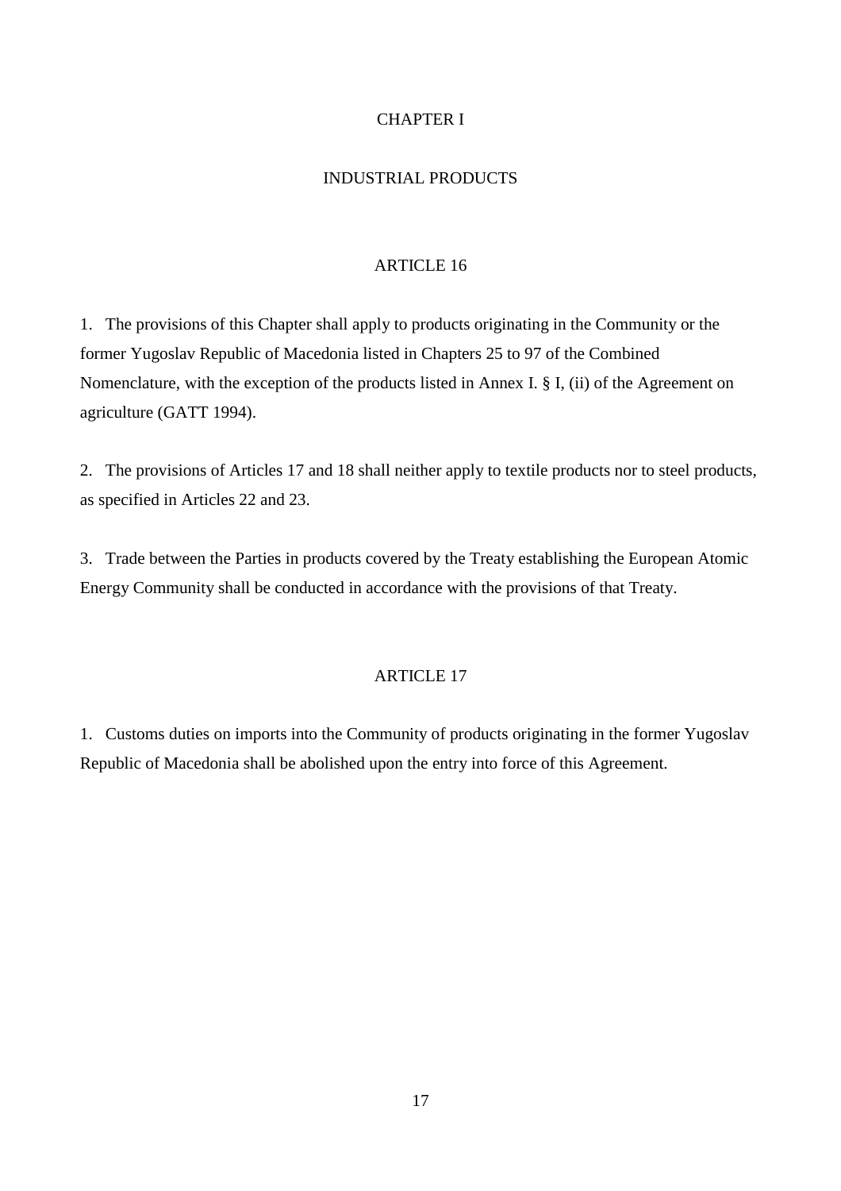## CHAPTER I

## INDUSTRIAL PRODUCTS

### ARTICLE 16

1. The provisions of this Chapter shall apply to products originating in the Community or the former Yugoslav Republic of Macedonia listed in Chapters 25 to 97 of the Combined Nomenclature, with the exception of the products listed in Annex I. § I, (ii) of the Agreement on agriculture (GATT 1994).

2. The provisions of Articles 17 and 18 shall neither apply to textile products nor to steel products, as specified in Articles 22 and 23.

3. Trade between the Parties in products covered by the Treaty establishing the European Atomic Energy Community shall be conducted in accordance with the provisions of that Treaty.

### ARTICLE 17

1. Customs duties on imports into the Community of products originating in the former Yugoslav Republic of Macedonia shall be abolished upon the entry into force of this Agreement.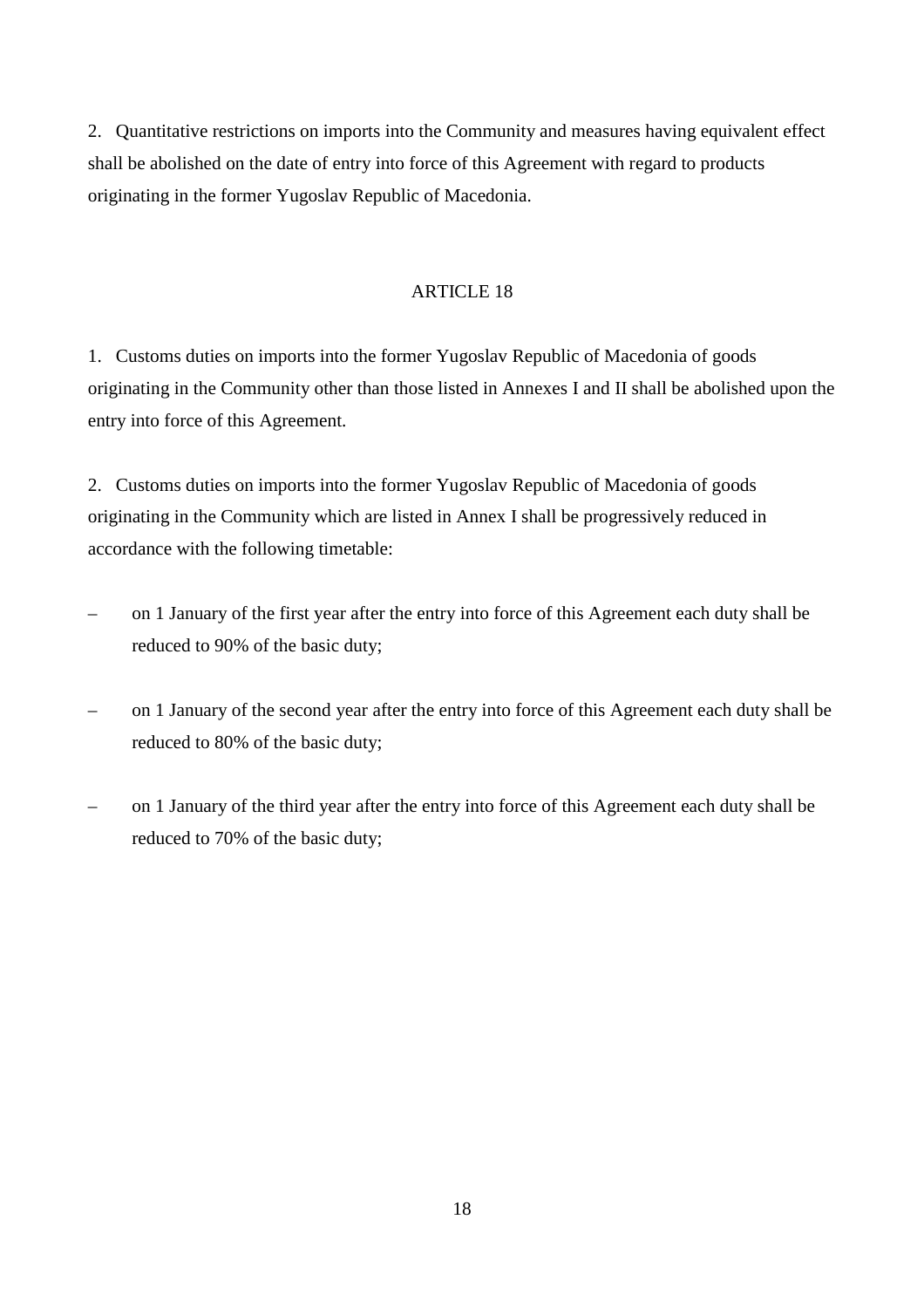2. Quantitative restrictions on imports into the Community and measures having equivalent effect shall be abolished on the date of entry into force of this Agreement with regard to products originating in the former Yugoslav Republic of Macedonia.

## ARTICLE 18

1. Customs duties on imports into the former Yugoslav Republic of Macedonia of goods originating in the Community other than those listed in Annexes I and II shall be abolished upon the entry into force of this Agreement.

2. Customs duties on imports into the former Yugoslav Republic of Macedonia of goods originating in the Community which are listed in Annex I shall be progressively reduced in accordance with the following timetable:

– on 1 January of the first year after the entry into force of this Agreement each duty shall be reduced to 90% of the basic duty;

– on 1 January of the second year after the entry into force of this Agreement each duty shall be reduced to 80% of the basic duty;

– on 1 January of the third year after the entry into force of this Agreement each duty shall be reduced to 70% of the basic duty;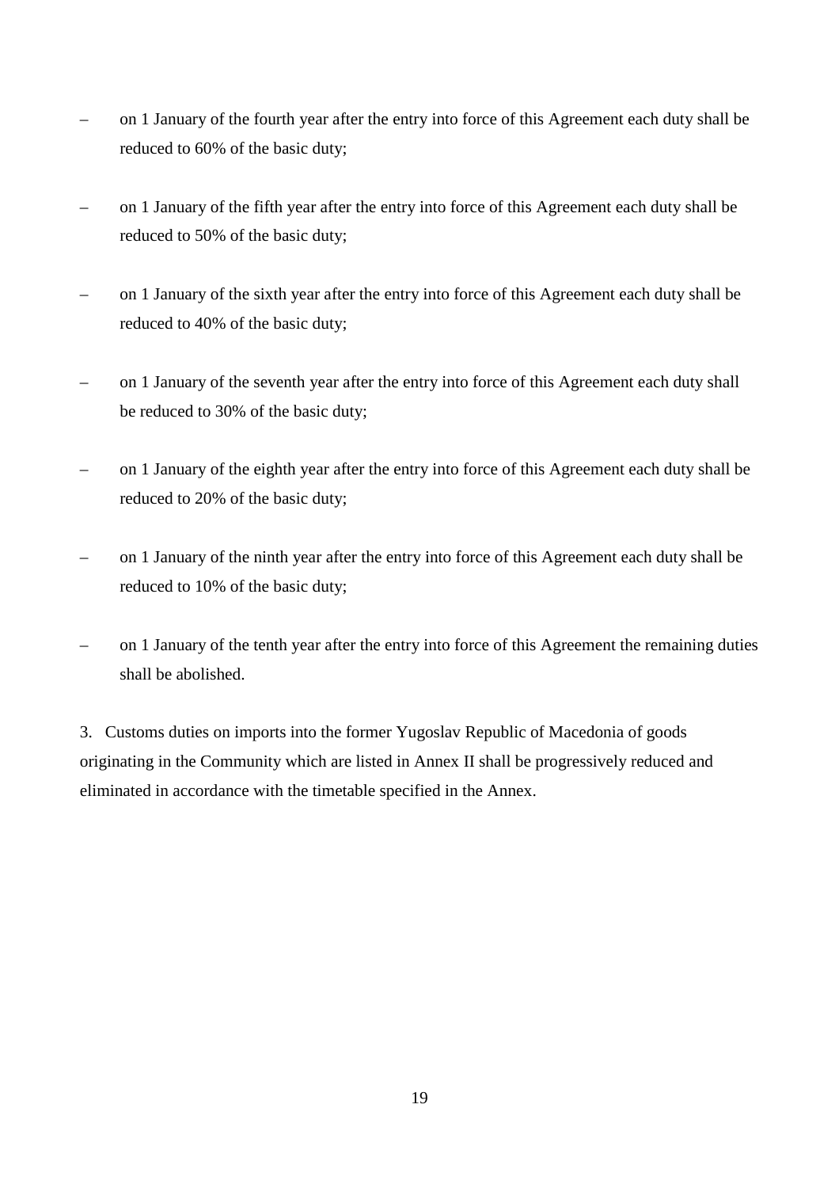- on 1 January of the fourth year after the entry into force of this Agreement each duty shall be reduced to 60% of the basic duty;
- on 1 January of the fifth year after the entry into force of this Agreement each duty shall be reduced to 50% of the basic duty;
- on 1 January of the sixth year after the entry into force of this Agreement each duty shall be reduced to 40% of the basic duty;
- on 1 January of the seventh year after the entry into force of this Agreement each duty shall be reduced to 30% of the basic duty;
- on 1 January of the eighth year after the entry into force of this Agreement each duty shall be reduced to 20% of the basic duty;
- on 1 January of the ninth year after the entry into force of this Agreement each duty shall be reduced to 10% of the basic duty;
- on 1 January of the tenth year after the entry into force of this Agreement the remaining duties shall be abolished.

3. Customs duties on imports into the former Yugoslav Republic of Macedonia of goods originating in the Community which are listed in Annex II shall be progressively reduced and eliminated in accordance with the timetable specified in the Annex.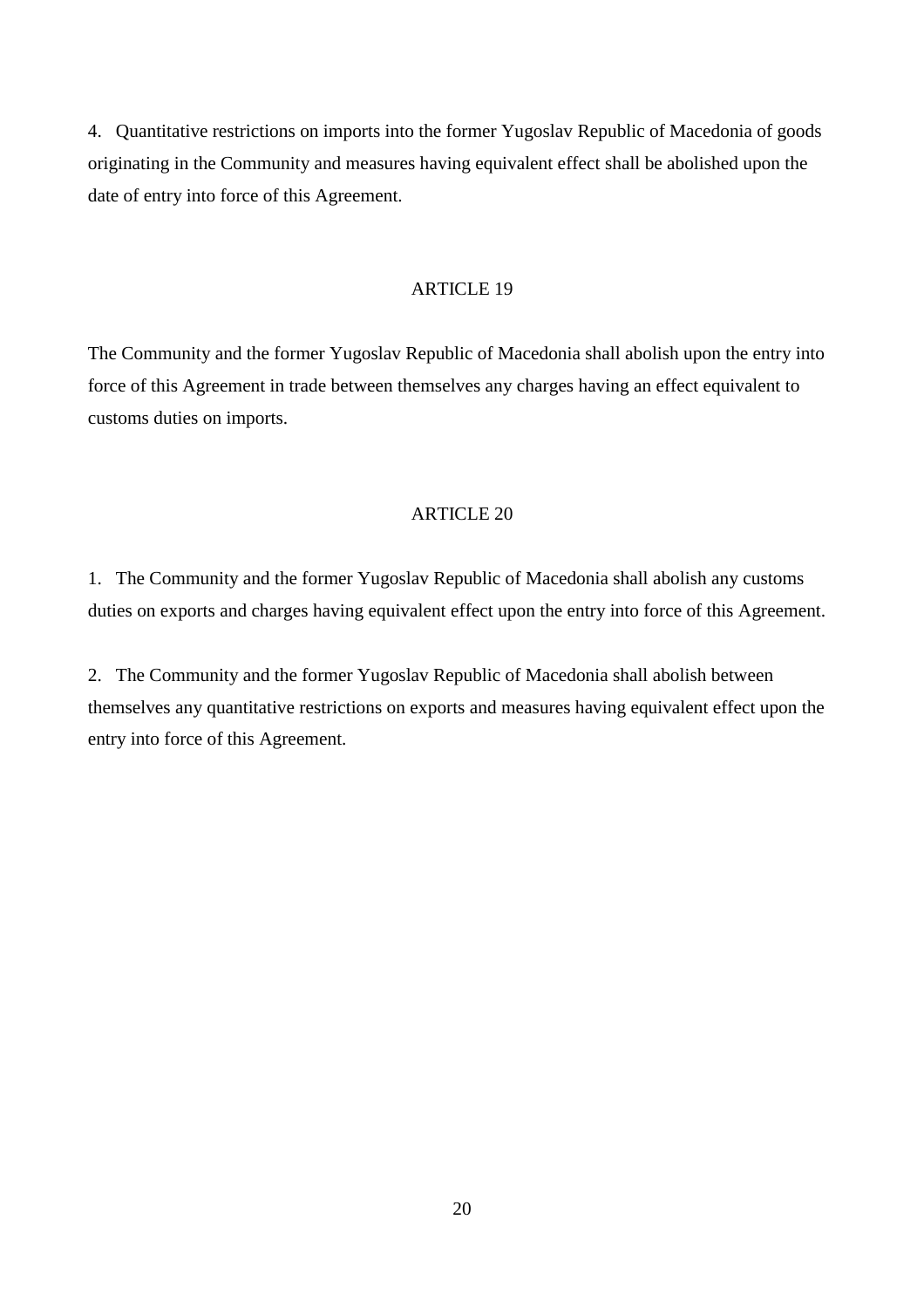4. Quantitative restrictions on imports into the former Yugoslav Republic of Macedonia of goods originating in the Community and measures having equivalent effect shall be abolished upon the date of entry into force of this Agreement.

## ARTICLE 19

The Community and the former Yugoslav Republic of Macedonia shall abolish upon the entry into force of this Agreement in trade between themselves any charges having an effect equivalent to customs duties on imports.

## ARTICLE 20

1. The Community and the former Yugoslav Republic of Macedonia shall abolish any customs duties on exports and charges having equivalent effect upon the entry into force of this Agreement.

2. The Community and the former Yugoslav Republic of Macedonia shall abolish between themselves any quantitative restrictions on exports and measures having equivalent effect upon the entry into force of this Agreement.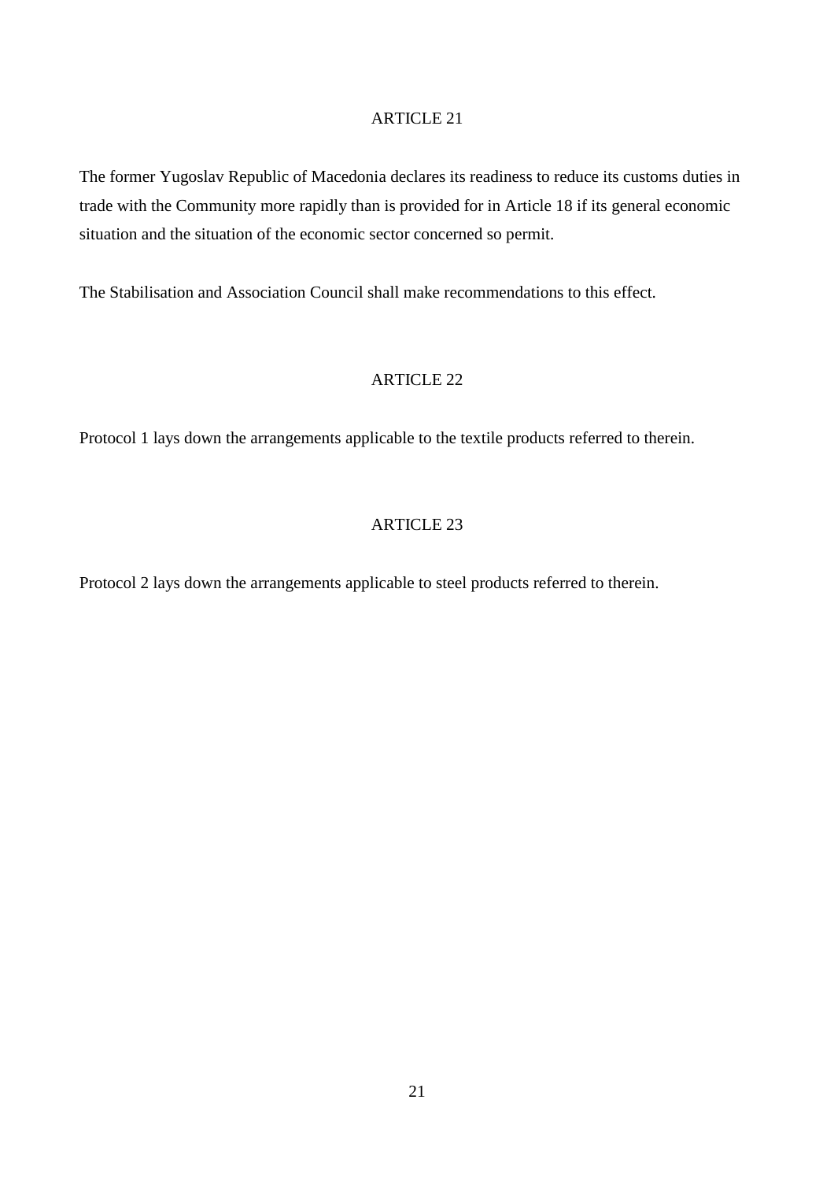## ARTICLE 21

The former Yugoslav Republic of Macedonia declares its readiness to reduce its customs duties in trade with the Community more rapidly than is provided for in Article 18 if its general economic situation and the situation of the economic sector concerned so permit.

The Stabilisation and Association Council shall make recommendations to this effect.

## ARTICLE 22

Protocol 1 lays down the arrangements applicable to the textile products referred to therein.

## ARTICLE 23

Protocol 2 lays down the arrangements applicable to steel products referred to therein.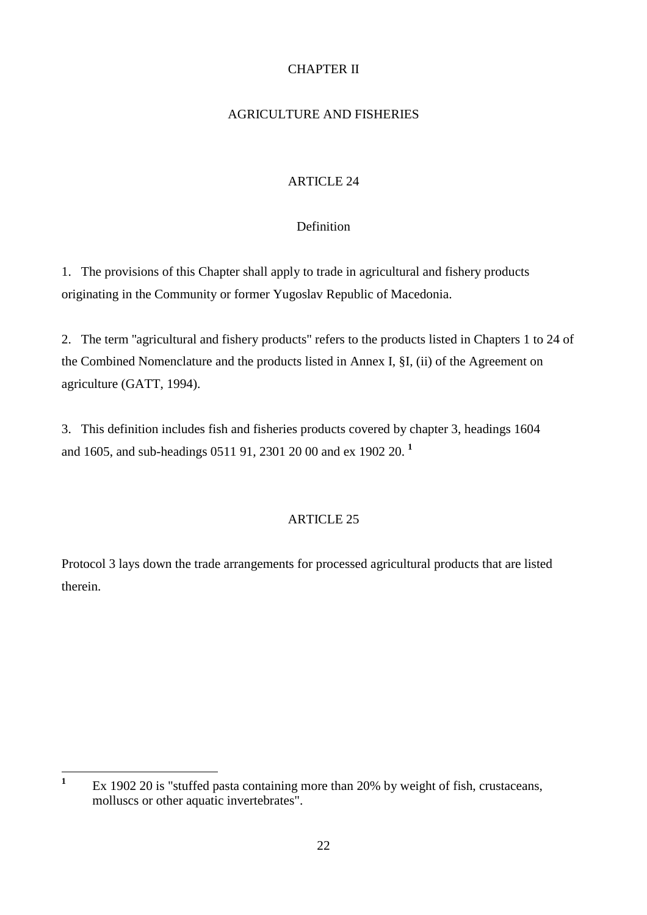# CHAPTER II

# AGRICULTURE AND FISHERIES

## ARTICLE 24

### Definition

1. The provisions of this Chapter shall apply to trade in agricultural and fishery products originating in the Community or former Yugoslav Republic of Macedonia.

2. The term "agricultural and fishery products" refers to the products listed in Chapters 1 to 24 of the Combined Nomenclature and the products listed in Annex I, §I, (ii) of the Agreement on agriculture (GATT, 1994).

3. This definition includes fish and fisheries products covered by chapter 3, headings 1604 and 1605, and sub-headings 0511 91, 2301 20 00 and ex 1902 20. [1]

## ARTICLE 25

Protocol 3 lays down the trade arrangements for processed agricultural products that are listed therein.

---

[1] Ex 1902 20 is "stuffed pasta containing more than 20% by weight of fish, crustaceans, molluscs or other aquatic invertebrates".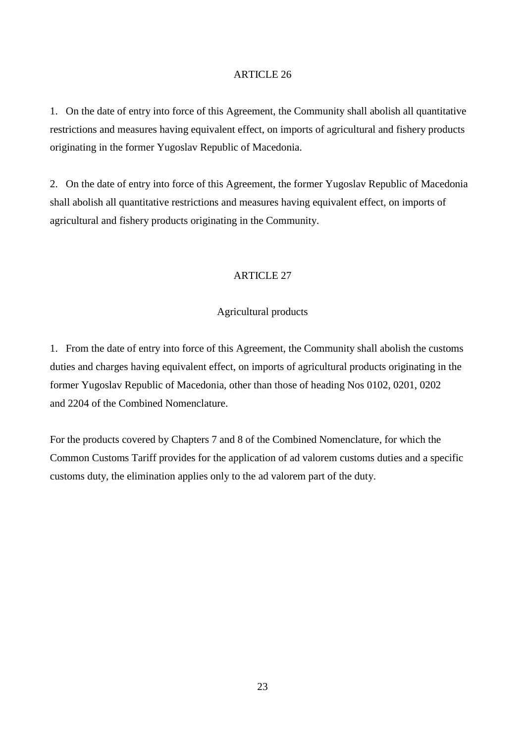ARTICLE 26

1. On the date of entry into force of this Agreement, the Community shall abolish all quantitative restrictions and measures having equivalent effect, on imports of agricultural and fishery products originating in the former Yugoslav Republic of Macedonia.

2. On the date of entry into force of this Agreement, the former Yugoslav Republic of Macedonia shall abolish all quantitative restrictions and measures having equivalent effect, on imports of agricultural and fishery products originating in the Community.

ARTICLE 27

Agricultural products

1. From the date of entry into force of this Agreement, the Community shall abolish the customs duties and charges having equivalent effect, on imports of agricultural products originating in the former Yugoslav Republic of Macedonia, other than those of heading Nos 0102, 0201, 0202 and 2204 of the Combined Nomenclature.

For the products covered by Chapters 7 and 8 of the Combined Nomenclature, for which the Common Customs Tariff provides for the application of ad valorem customs duties and a specific customs duty, the elimination applies only to the ad valorem part of the duty.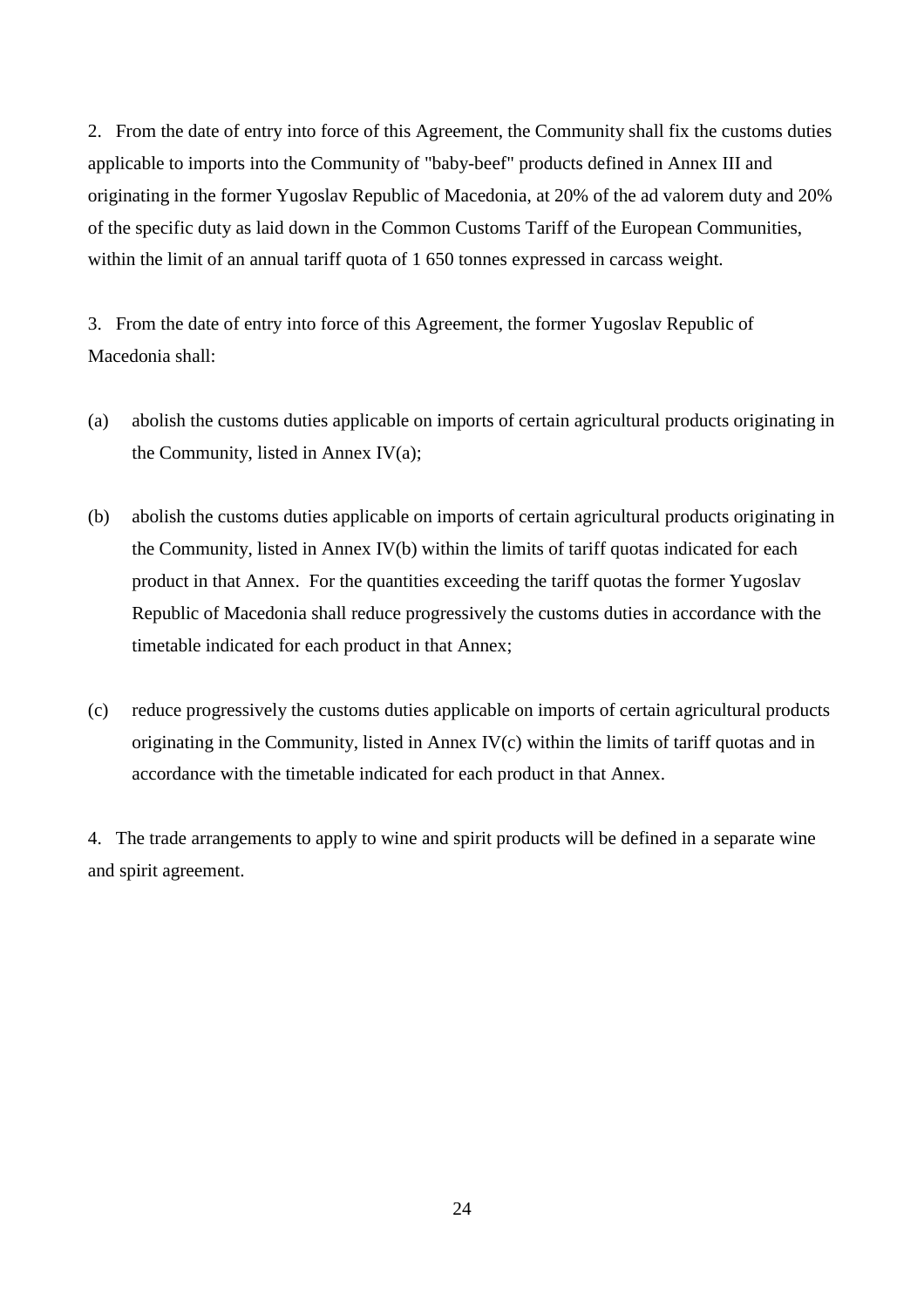2. From the date of entry into force of this Agreement, the Community shall fix the customs duties applicable to imports into the Community of "baby-beef" products defined in Annex III and originating in the former Yugoslav Republic of Macedonia, at 20% of the ad valorem duty and 20% of the specific duty as laid down in the Common Customs Tariff of the European Communities, within the limit of an annual tariff quota of 1 650 tonnes expressed in carcass weight.

3. From the date of entry into force of this Agreement, the former Yugoslav Republic of Macedonia shall:

(a) abolish the customs duties applicable on imports of certain agricultural products originating in the Community, listed in Annex IV(a);

(b) abolish the customs duties applicable on imports of certain agricultural products originating in the Community, listed in Annex IV(b) within the limits of tariff quotas indicated for each product in that Annex. For the quantities exceeding the tariff quotas the former Yugoslav Republic of Macedonia shall reduce progressively the customs duties in accordance with the timetable indicated for each product in that Annex;

(c) reduce progressively the customs duties applicable on imports of certain agricultural products originating in the Community, listed in Annex IV(c) within the limits of tariff quotas and in accordance with the timetable indicated for each product in that Annex.

4. The trade arrangements to apply to wine and spirit products will be defined in a separate wine and spirit agreement.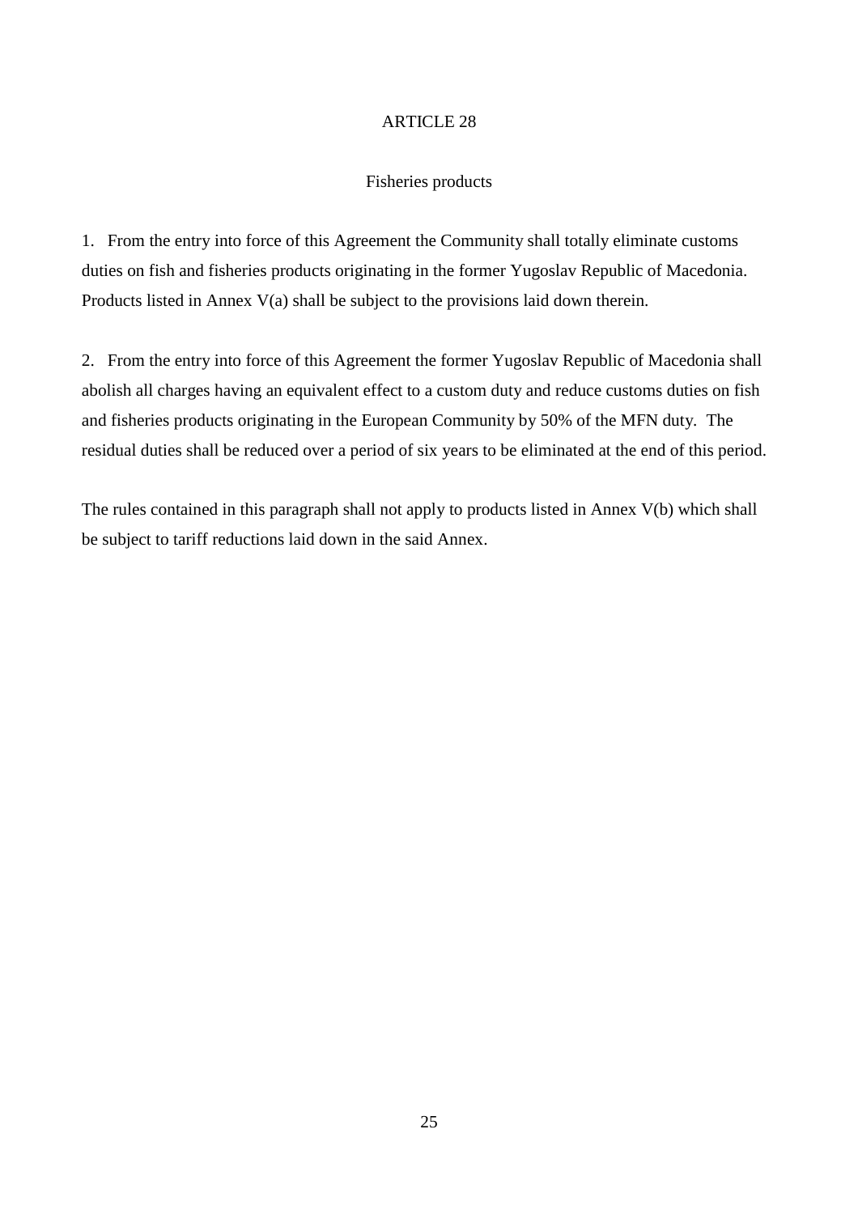## ARTICLE 28

### Fisheries products

1. From the entry into force of this Agreement the Community shall totally eliminate customs duties on fish and fisheries products originating in the former Yugoslav Republic of Macedonia. Products listed in Annex V(a) shall be subject to the provisions laid down therein.

2. From the entry into force of this Agreement the former Yugoslav Republic of Macedonia shall abolish all charges having an equivalent effect to a custom duty and reduce customs duties on fish and fisheries products originating in the European Community by 50% of the MFN duty. The residual duties shall be reduced over a period of six years to be eliminated at the end of this period.

The rules contained in this paragraph shall not apply to products listed in Annex V(b) which shall be subject to tariff reductions laid down in the said Annex.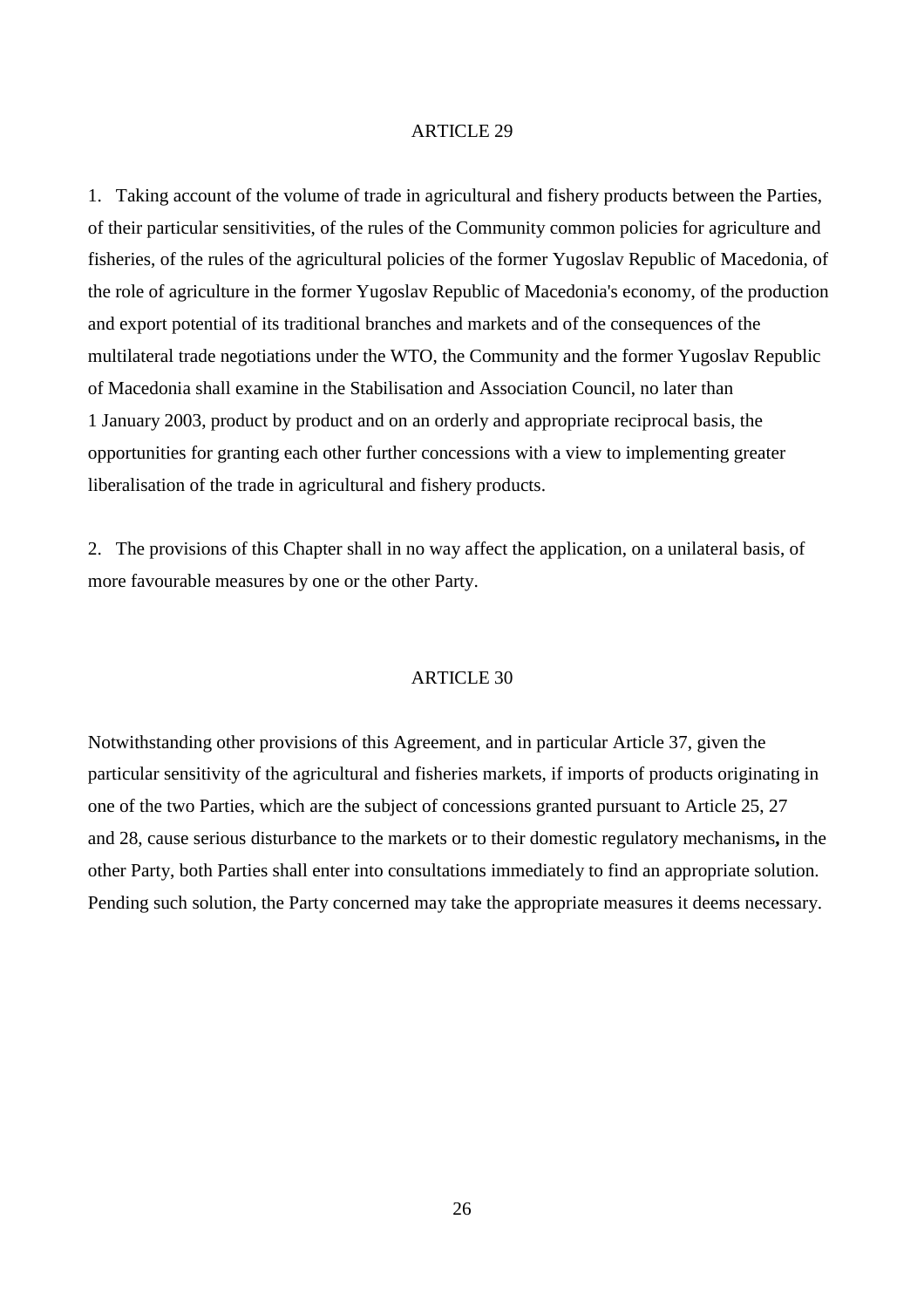### ARTICLE 29

1. Taking account of the volume of trade in agricultural and fishery products between the Parties, of their particular sensitivities, of the rules of the Community common policies for agriculture and fisheries, of the rules of the agricultural policies of the former Yugoslav Republic of Macedonia, of the role of agriculture in the former Yugoslav Republic of Macedonia's economy, of the production and export potential of its traditional branches and markets and of the consequences of the multilateral trade negotiations under the WTO, the Community and the former Yugoslav Republic of Macedonia shall examine in the Stabilisation and Association Council, no later than 1 January 2003, product by product and on an orderly and appropriate reciprocal basis, the opportunities for granting each other further concessions with a view to implementing greater liberalisation of the trade in agricultural and fishery products.

2. The provisions of this Chapter shall in no way affect the application, on a unilateral basis, of more favourable measures by one or the other Party.

### ARTICLE 30

Notwithstanding other provisions of this Agreement, and in particular Article 37, given the particular sensitivity of the agricultural and fisheries markets, if imports of products originating in one of the two Parties, which are the subject of concessions granted pursuant to Article 25, 27 and 28, cause serious disturbance to the markets or to their domestic regulatory mechanisms**,** in the other Party, both Parties shall enter into consultations immediately to find an appropriate solution. Pending such solution, the Party concerned may take the appropriate measures it deems necessary.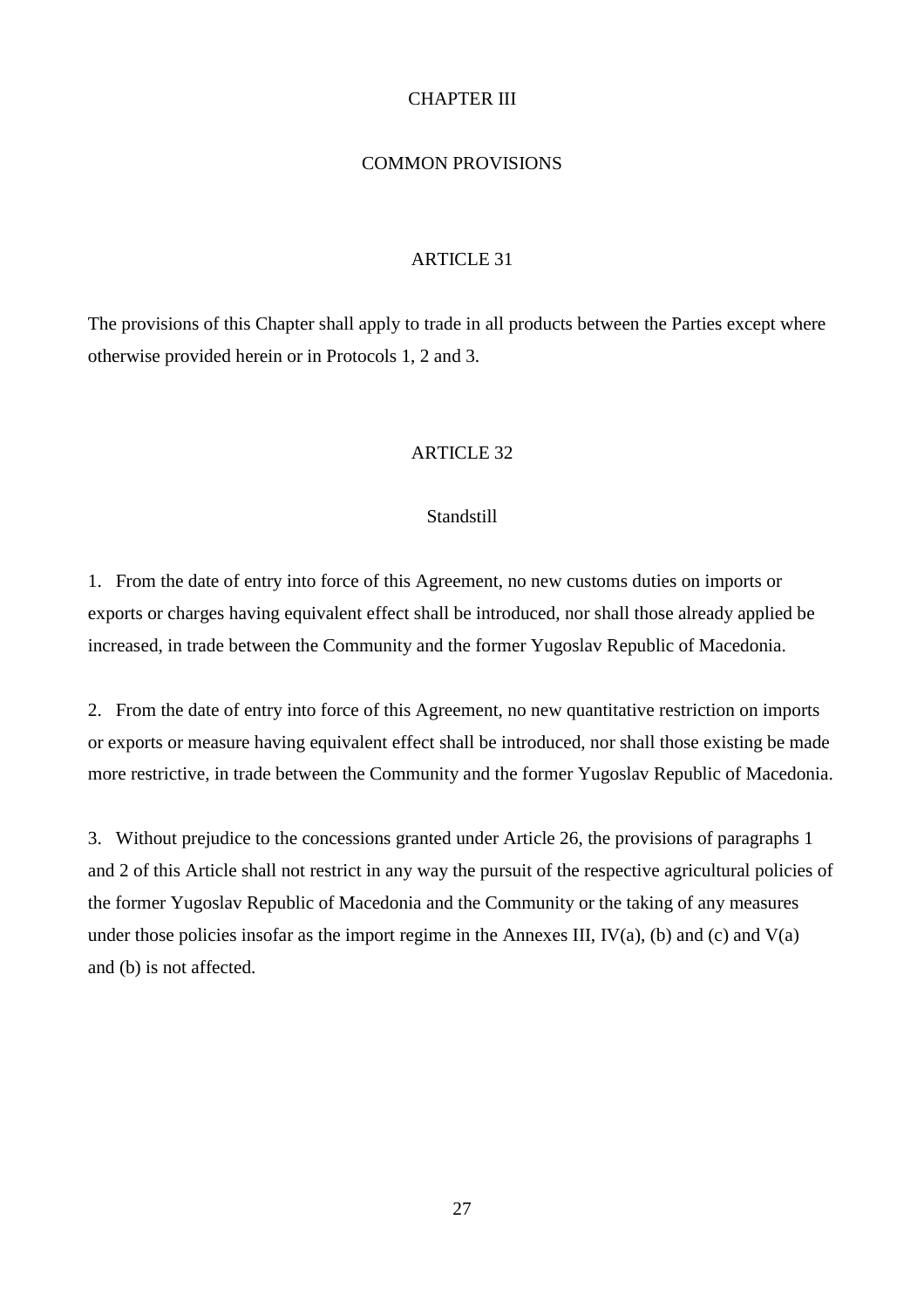## CHAPTER III

## COMMON PROVISIONS

### ARTICLE 31

The provisions of this Chapter shall apply to trade in all products between the Parties except where otherwise provided herein or in Protocols 1, 2 and 3.

### ARTICLE 32

#### Standstill

1. From the date of entry into force of this Agreement, no new customs duties on imports or exports or charges having equivalent effect shall be introduced, nor shall those already applied be increased, in trade between the Community and the former Yugoslav Republic of Macedonia.

2. From the date of entry into force of this Agreement, no new quantitative restriction on imports or exports or measure having equivalent effect shall be introduced, nor shall those existing be made more restrictive, in trade between the Community and the former Yugoslav Republic of Macedonia.

3. Without prejudice to the concessions granted under Article 26, the provisions of paragraphs 1 and 2 of this Article shall not restrict in any way the pursuit of the respective agricultural policies of the former Yugoslav Republic of Macedonia and the Community or the taking of any measures under those policies insofar as the import regime in the Annexes III, IV(a), (b) and (c) and V(a) and (b) is not affected.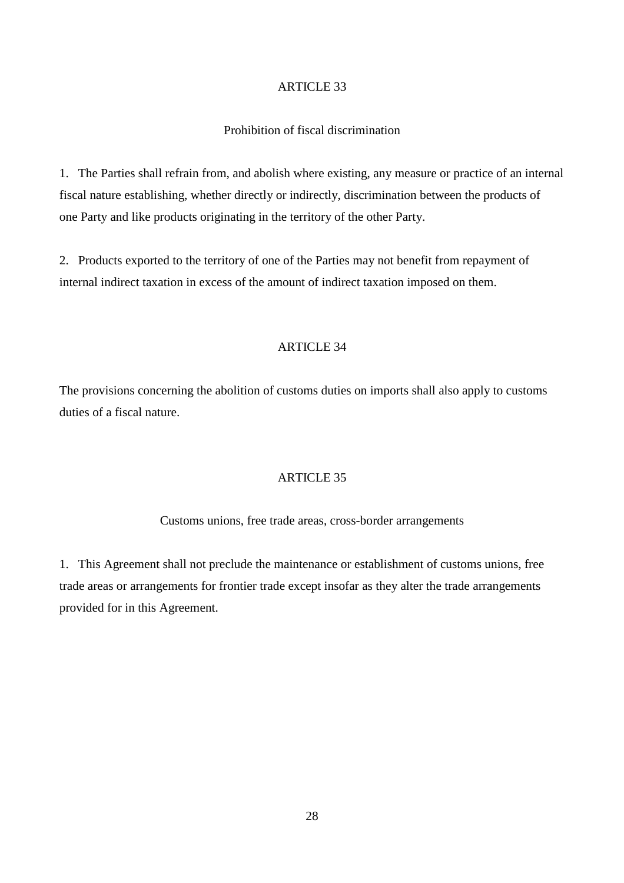## ARTICLE 33

### Prohibition of fiscal discrimination

1. The Parties shall refrain from, and abolish where existing, any measure or practice of an internal fiscal nature establishing, whether directly or indirectly, discrimination between the products of one Party and like products originating in the territory of the other Party.

2. Products exported to the territory of one of the Parties may not benefit from repayment of internal indirect taxation in excess of the amount of indirect taxation imposed on them.

## ARTICLE 34

The provisions concerning the abolition of customs duties on imports shall also apply to customs duties of a fiscal nature.

## ARTICLE 35

### Customs unions, free trade areas, cross-border arrangements

1. This Agreement shall not preclude the maintenance or establishment of customs unions, free trade areas or arrangements for frontier trade except insofar as they alter the trade arrangements provided for in this Agreement.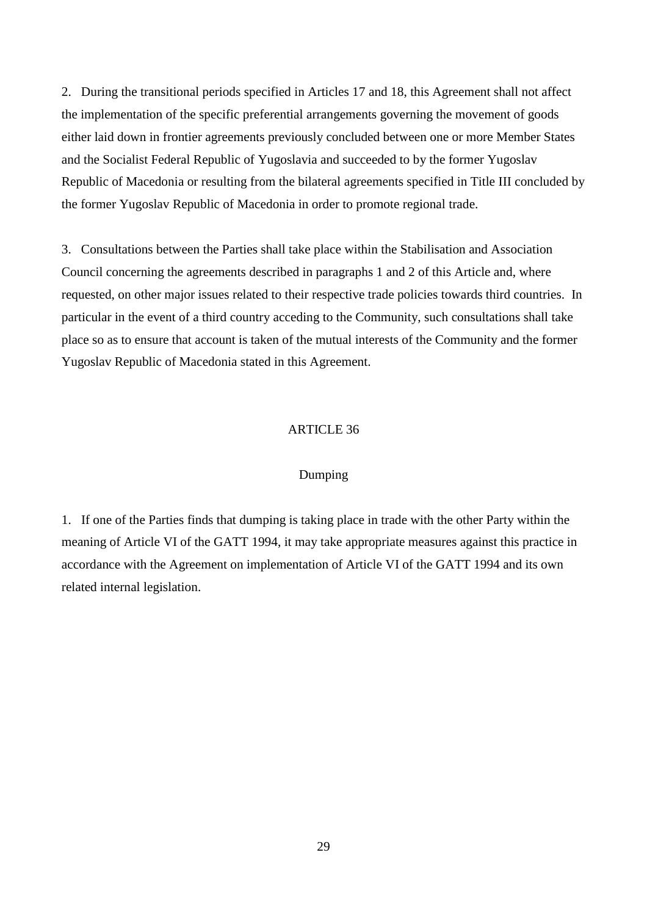2. During the transitional periods specified in Articles 17 and 18, this Agreement shall not affect the implementation of the specific preferential arrangements governing the movement of goods either laid down in frontier agreements previously concluded between one or more Member States and the Socialist Federal Republic of Yugoslavia and succeeded to by the former Yugoslav Republic of Macedonia or resulting from the bilateral agreements specified in Title III concluded by the former Yugoslav Republic of Macedonia in order to promote regional trade.

3. Consultations between the Parties shall take place within the Stabilisation and Association Council concerning the agreements described in paragraphs 1 and 2 of this Article and, where requested, on other major issues related to their respective trade policies towards third countries. In particular in the event of a third country acceding to the Community, such consultations shall take place so as to ensure that account is taken of the mutual interests of the Community and the former Yugoslav Republic of Macedonia stated in this Agreement.

## ARTICLE 36

### Dumping

1. If one of the Parties finds that dumping is taking place in trade with the other Party within the meaning of Article VI of the GATT 1994, it may take appropriate measures against this practice in accordance with the Agreement on implementation of Article VI of the GATT 1994 and its own related internal legislation.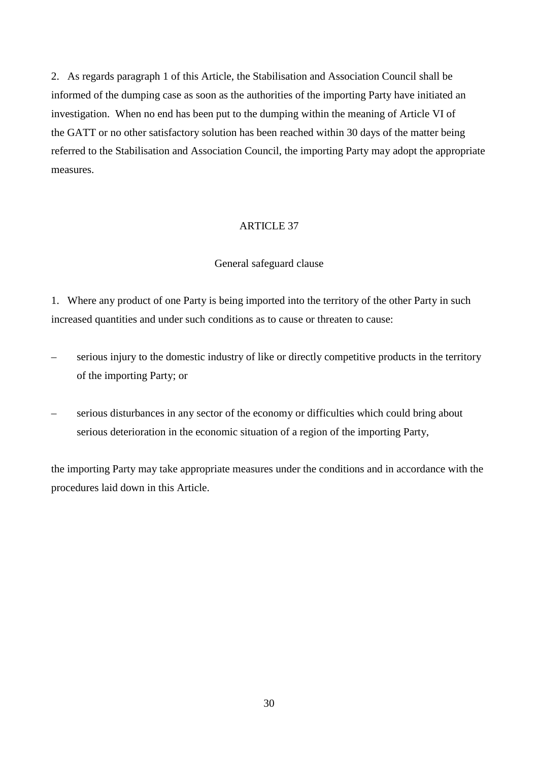2. As regards paragraph 1 of this Article, the Stabilisation and Association Council shall be informed of the dumping case as soon as the authorities of the importing Party have initiated an investigation. When no end has been put to the dumping within the meaning of Article VI of the GATT or no other satisfactory solution has been reached within 30 days of the matter being referred to the Stabilisation and Association Council, the importing Party may adopt the appropriate measures.

## ARTICLE 37

### General safeguard clause

1. Where any product of one Party is being imported into the territory of the other Party in such increased quantities and under such conditions as to cause or threaten to cause:

– serious injury to the domestic industry of like or directly competitive products in the territory of the importing Party; or

– serious disturbances in any sector of the economy or difficulties which could bring about serious deterioration in the economic situation of a region of the importing Party,

the importing Party may take appropriate measures under the conditions and in accordance with the procedures laid down in this Article.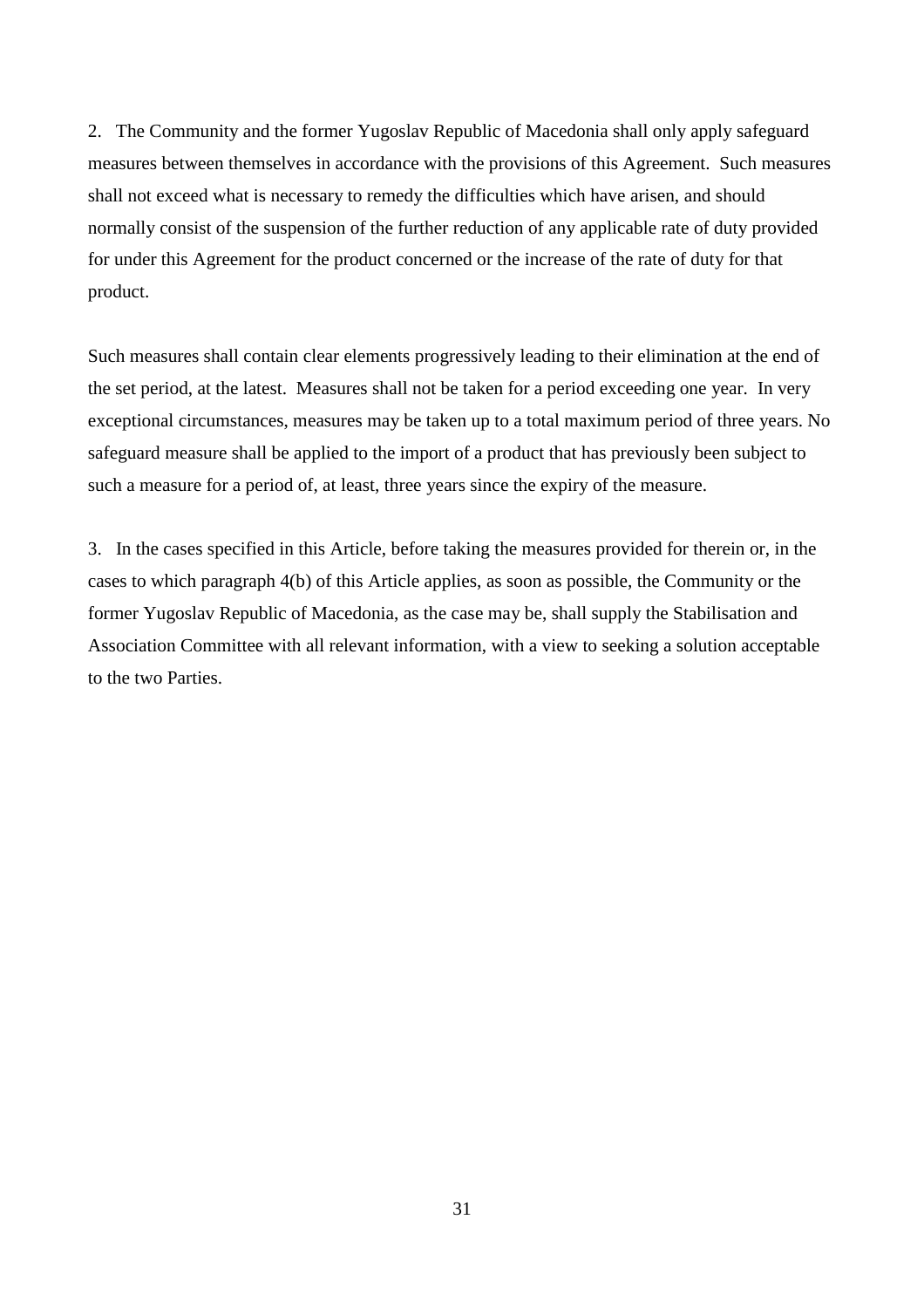2. The Community and the former Yugoslav Republic of Macedonia shall only apply safeguard measures between themselves in accordance with the provisions of this Agreement. Such measures shall not exceed what is necessary to remedy the difficulties which have arisen, and should normally consist of the suspension of the further reduction of any applicable rate of duty provided for under this Agreement for the product concerned or the increase of the rate of duty for that product.

Such measures shall contain clear elements progressively leading to their elimination at the end of the set period, at the latest. Measures shall not be taken for a period exceeding one year. In very exceptional circumstances, measures may be taken up to a total maximum period of three years. No safeguard measure shall be applied to the import of a product that has previously been subject to such a measure for a period of, at least, three years since the expiry of the measure.

3. In the cases specified in this Article, before taking the measures provided for therein or, in the cases to which paragraph 4(b) of this Article applies, as soon as possible, the Community or the former Yugoslav Republic of Macedonia, as the case may be, shall supply the Stabilisation and Association Committee with all relevant information, with a view to seeking a solution acceptable to the two Parties.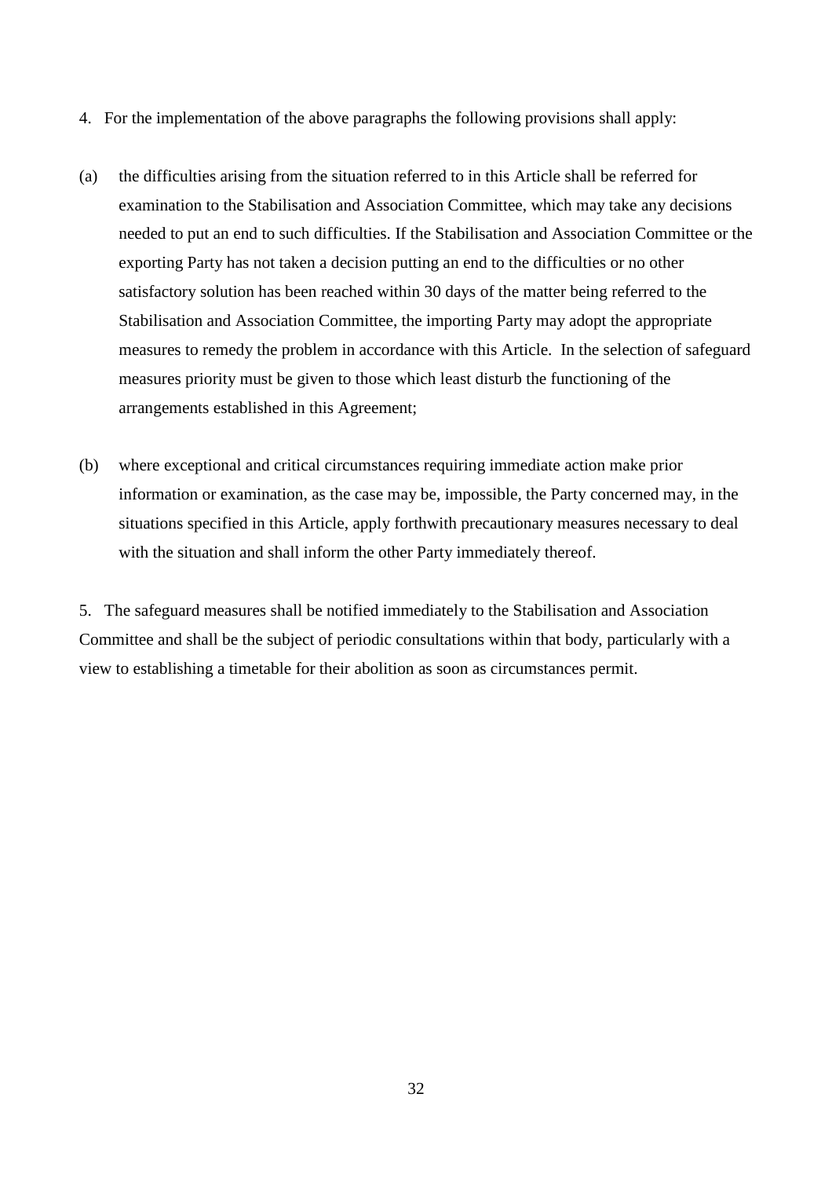4. For the implementation of the above paragraphs the following provisions shall apply:

(a) the difficulties arising from the situation referred to in this Article shall be referred for examination to the Stabilisation and Association Committee, which may take any decisions needed to put an end to such difficulties. If the Stabilisation and Association Committee or the exporting Party has not taken a decision putting an end to the difficulties or no other satisfactory solution has been reached within 30 days of the matter being referred to the Stabilisation and Association Committee, the importing Party may adopt the appropriate measures to remedy the problem in accordance with this Article. In the selection of safeguard measures priority must be given to those which least disturb the functioning of the arrangements established in this Agreement;

(b) where exceptional and critical circumstances requiring immediate action make prior information or examination, as the case may be, impossible, the Party concerned may, in the situations specified in this Article, apply forthwith precautionary measures necessary to deal with the situation and shall inform the other Party immediately thereof.

5. The safeguard measures shall be notified immediately to the Stabilisation and Association Committee and shall be the subject of periodic consultations within that body, particularly with a view to establishing a timetable for their abolition as soon as circumstances permit.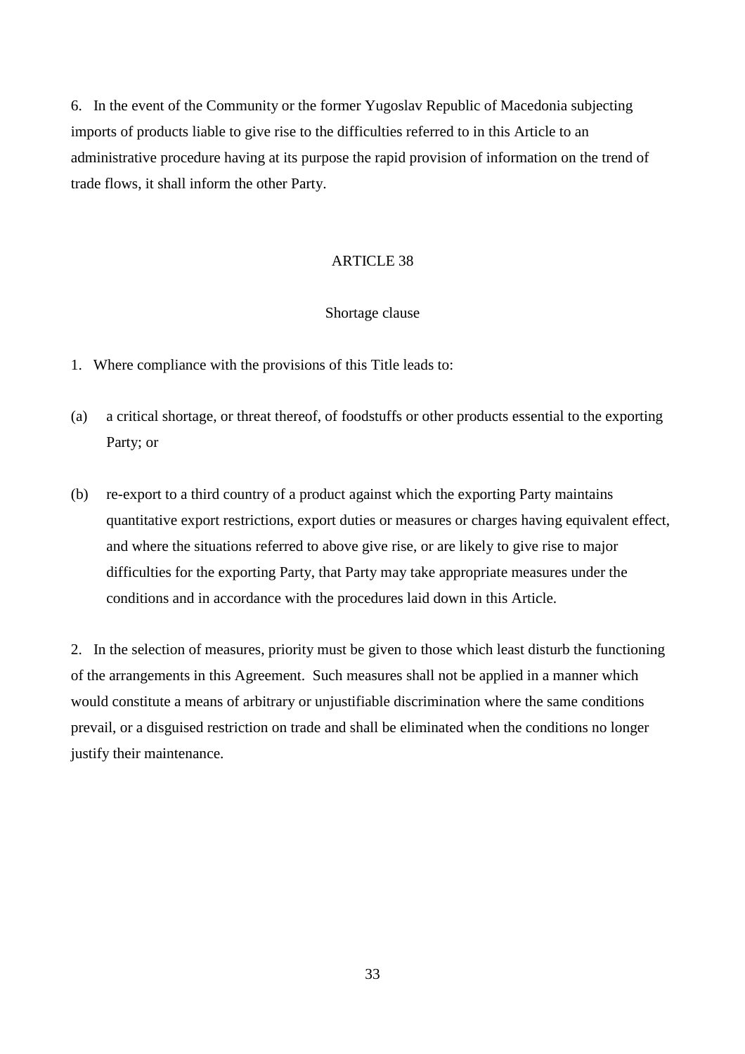6. In the event of the Community or the former Yugoslav Republic of Macedonia subjecting imports of products liable to give rise to the difficulties referred to in this Article to an administrative procedure having at its purpose the rapid provision of information on the trend of trade flows, it shall inform the other Party.

## ARTICLE 38

### Shortage clause

1. Where compliance with the provisions of this Title leads to:

(a) a critical shortage, or threat thereof, of foodstuffs or other products essential to the exporting Party; or

(b) re-export to a third country of a product against which the exporting Party maintains quantitative export restrictions, export duties or measures or charges having equivalent effect, and where the situations referred to above give rise, or are likely to give rise to major difficulties for the exporting Party, that Party may take appropriate measures under the conditions and in accordance with the procedures laid down in this Article.

2. In the selection of measures, priority must be given to those which least disturb the functioning of the arrangements in this Agreement. Such measures shall not be applied in a manner which would constitute a means of arbitrary or unjustifiable discrimination where the same conditions prevail, or a disguised restriction on trade and shall be eliminated when the conditions no longer justify their maintenance.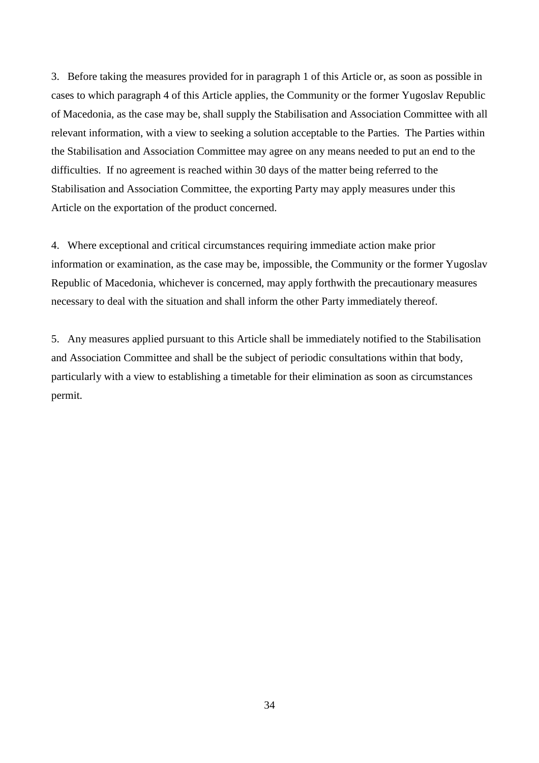3. Before taking the measures provided for in paragraph 1 of this Article or, as soon as possible in cases to which paragraph 4 of this Article applies, the Community or the former Yugoslav Republic of Macedonia, as the case may be, shall supply the Stabilisation and Association Committee with all relevant information, with a view to seeking a solution acceptable to the Parties. The Parties within the Stabilisation and Association Committee may agree on any means needed to put an end to the difficulties. If no agreement is reached within 30 days of the matter being referred to the Stabilisation and Association Committee, the exporting Party may apply measures under this Article on the exportation of the product concerned.

4. Where exceptional and critical circumstances requiring immediate action make prior information or examination, as the case may be, impossible, the Community or the former Yugoslav Republic of Macedonia, whichever is concerned, may apply forthwith the precautionary measures necessary to deal with the situation and shall inform the other Party immediately thereof.

5. Any measures applied pursuant to this Article shall be immediately notified to the Stabilisation and Association Committee and shall be the subject of periodic consultations within that body, particularly with a view to establishing a timetable for their elimination as soon as circumstances permit.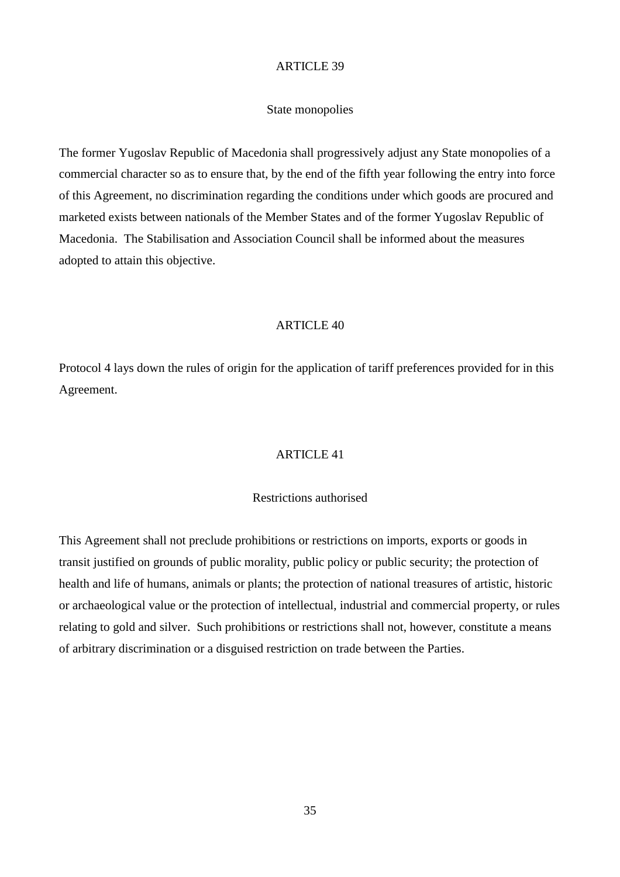## ARTICLE 39

### State monopolies

The former Yugoslav Republic of Macedonia shall progressively adjust any State monopolies of a commercial character so as to ensure that, by the end of the fifth year following the entry into force of this Agreement, no discrimination regarding the conditions under which goods are procured and marketed exists between nationals of the Member States and of the former Yugoslav Republic of Macedonia. The Stabilisation and Association Council shall be informed about the measures adopted to attain this objective.

## ARTICLE 40

Protocol 4 lays down the rules of origin for the application of tariff preferences provided for in this Agreement.

## ARTICLE 41

### Restrictions authorised

This Agreement shall not preclude prohibitions or restrictions on imports, exports or goods in transit justified on grounds of public morality, public policy or public security; the protection of health and life of humans, animals or plants; the protection of national treasures of artistic, historic or archaeological value or the protection of intellectual, industrial and commercial property, or rules relating to gold and silver. Such prohibitions or restrictions shall not, however, constitute a means of arbitrary discrimination or a disguised restriction on trade between the Parties.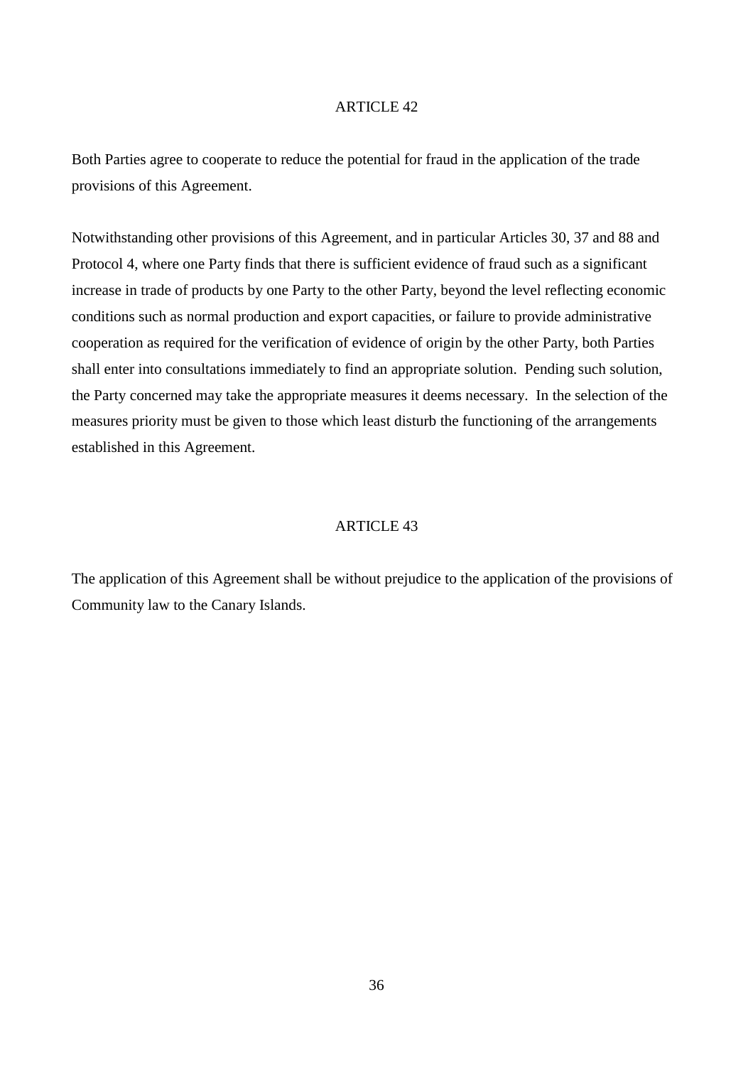## ARTICLE 42

Both Parties agree to cooperate to reduce the potential for fraud in the application of the trade provisions of this Agreement.

Notwithstanding other provisions of this Agreement, and in particular Articles 30, 37 and 88 and Protocol 4, where one Party finds that there is sufficient evidence of fraud such as a significant increase in trade of products by one Party to the other Party, beyond the level reflecting economic conditions such as normal production and export capacities, or failure to provide administrative cooperation as required for the verification of evidence of origin by the other Party, both Parties shall enter into consultations immediately to find an appropriate solution. Pending such solution, the Party concerned may take the appropriate measures it deems necessary. In the selection of the measures priority must be given to those which least disturb the functioning of the arrangements established in this Agreement.

## ARTICLE 43

The application of this Agreement shall be without prejudice to the application of the provisions of Community law to the Canary Islands.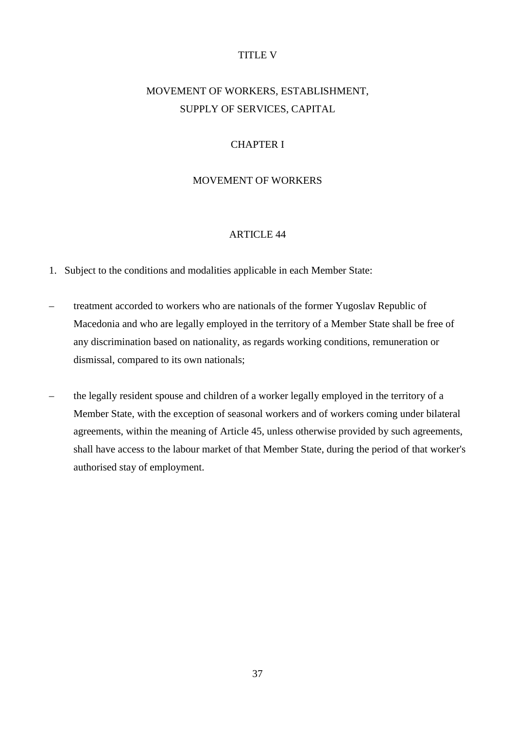# TITLE V

# MOVEMENT OF WORKERS, ESTABLISHMENT, SUPPLY OF SERVICES, CAPITAL

## CHAPTER I

## MOVEMENT OF WORKERS

### ARTICLE 44

1. Subject to the conditions and modalities applicable in each Member State:

– treatment accorded to workers who are nationals of the former Yugoslav Republic of Macedonia and who are legally employed in the territory of a Member State shall be free of any discrimination based on nationality, as regards working conditions, remuneration or dismissal, compared to its own nationals;

– the legally resident spouse and children of a worker legally employed in the territory of a Member State, with the exception of seasonal workers and of workers coming under bilateral agreements, within the meaning of Article 45, unless otherwise provided by such agreements, shall have access to the labour market of that Member State, during the period of that worker's authorised stay of employment.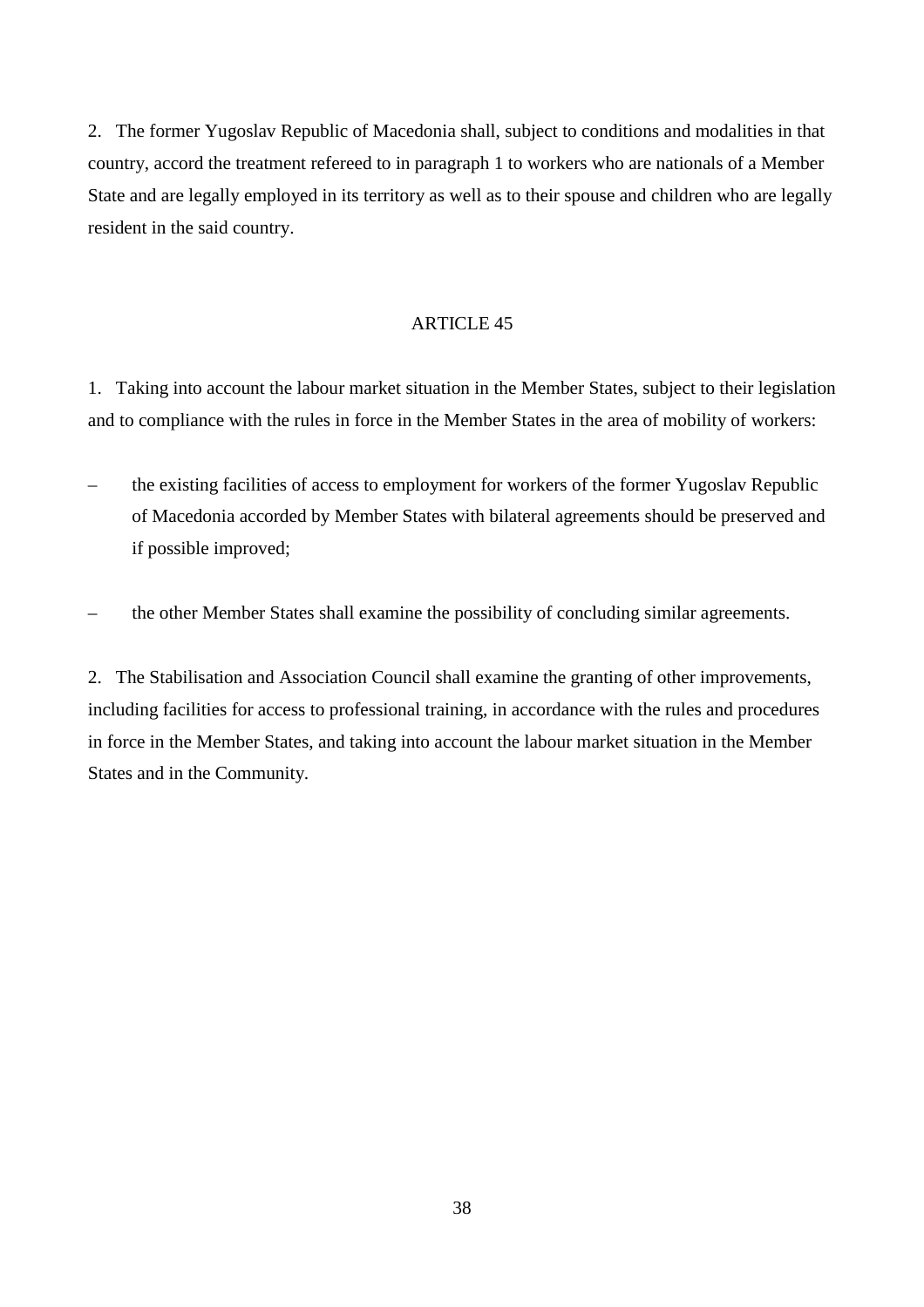2. The former Yugoslav Republic of Macedonia shall, subject to conditions and modalities in that country, accord the treatment refereed to in paragraph 1 to workers who are nationals of a Member State and are legally employed in its territory as well as to their spouse and children who are legally resident in the said country.

## ARTICLE 45

1. Taking into account the labour market situation in the Member States, subject to their legislation and to compliance with the rules in force in the Member States in the area of mobility of workers:

– the existing facilities of access to employment for workers of the former Yugoslav Republic of Macedonia accorded by Member States with bilateral agreements should be preserved and if possible improved;

– the other Member States shall examine the possibility of concluding similar agreements.

2. The Stabilisation and Association Council shall examine the granting of other improvements, including facilities for access to professional training, in accordance with the rules and procedures in force in the Member States, and taking into account the labour market situation in the Member States and in the Community.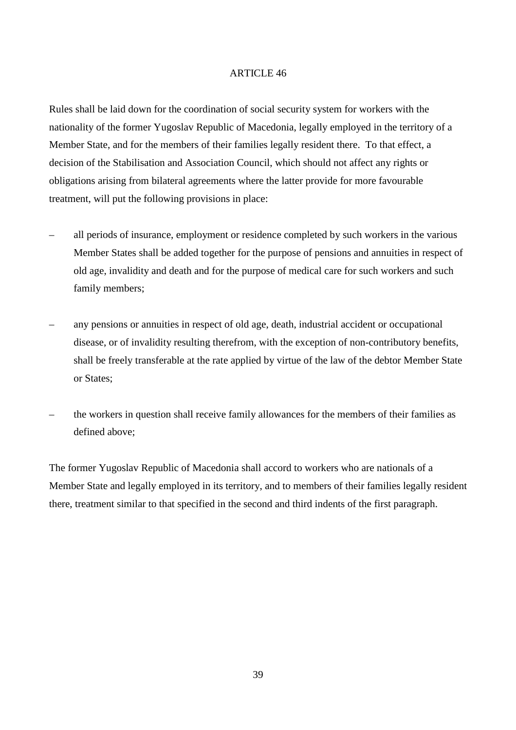## ARTICLE 46

Rules shall be laid down for the coordination of social security system for workers with the nationality of the former Yugoslav Republic of Macedonia, legally employed in the territory of a Member State, and for the members of their families legally resident there. To that effect, a decision of the Stabilisation and Association Council, which should not affect any rights or obligations arising from bilateral agreements where the latter provide for more favourable treatment, will put the following provisions in place:

- all periods of insurance, employment or residence completed by such workers in the various Member States shall be added together for the purpose of pensions and annuities in respect of old age, invalidity and death and for the purpose of medical care for such workers and such family members;
- any pensions or annuities in respect of old age, death, industrial accident or occupational disease, or of invalidity resulting therefrom, with the exception of non-contributory benefits, shall be freely transferable at the rate applied by virtue of the law of the debtor Member State or States;
- the workers in question shall receive family allowances for the members of their families as defined above;

The former Yugoslav Republic of Macedonia shall accord to workers who are nationals of a Member State and legally employed in its territory, and to members of their families legally resident there, treatment similar to that specified in the second and third indents of the first paragraph.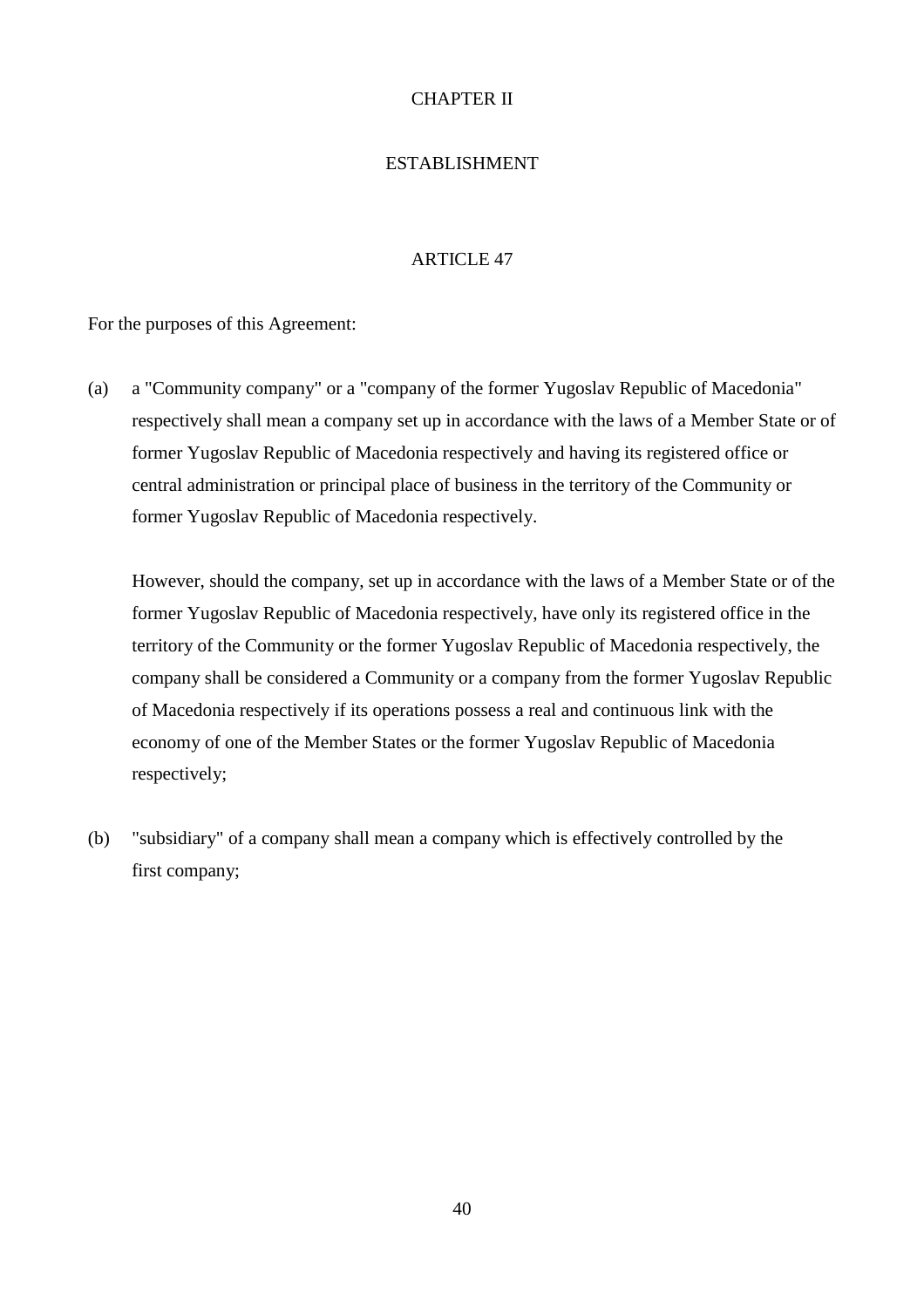## CHAPTER II

## ESTABLISHMENT

### ARTICLE 47

For the purposes of this Agreement:

(a) a "Community company" or a "company of the former Yugoslav Republic of Macedonia" respectively shall mean a company set up in accordance with the laws of a Member State or of former Yugoslav Republic of Macedonia respectively and having its registered office or central administration or principal place of business in the territory of the Community or former Yugoslav Republic of Macedonia respectively.

However, should the company, set up in accordance with the laws of a Member State or of the former Yugoslav Republic of Macedonia respectively, have only its registered office in the territory of the Community or the former Yugoslav Republic of Macedonia respectively, the company shall be considered a Community or a company from the former Yugoslav Republic of Macedonia respectively if its operations possess a real and continuous link with the economy of one of the Member States or the former Yugoslav Republic of Macedonia respectively;

(b) "subsidiary" of a company shall mean a company which is effectively controlled by the first company;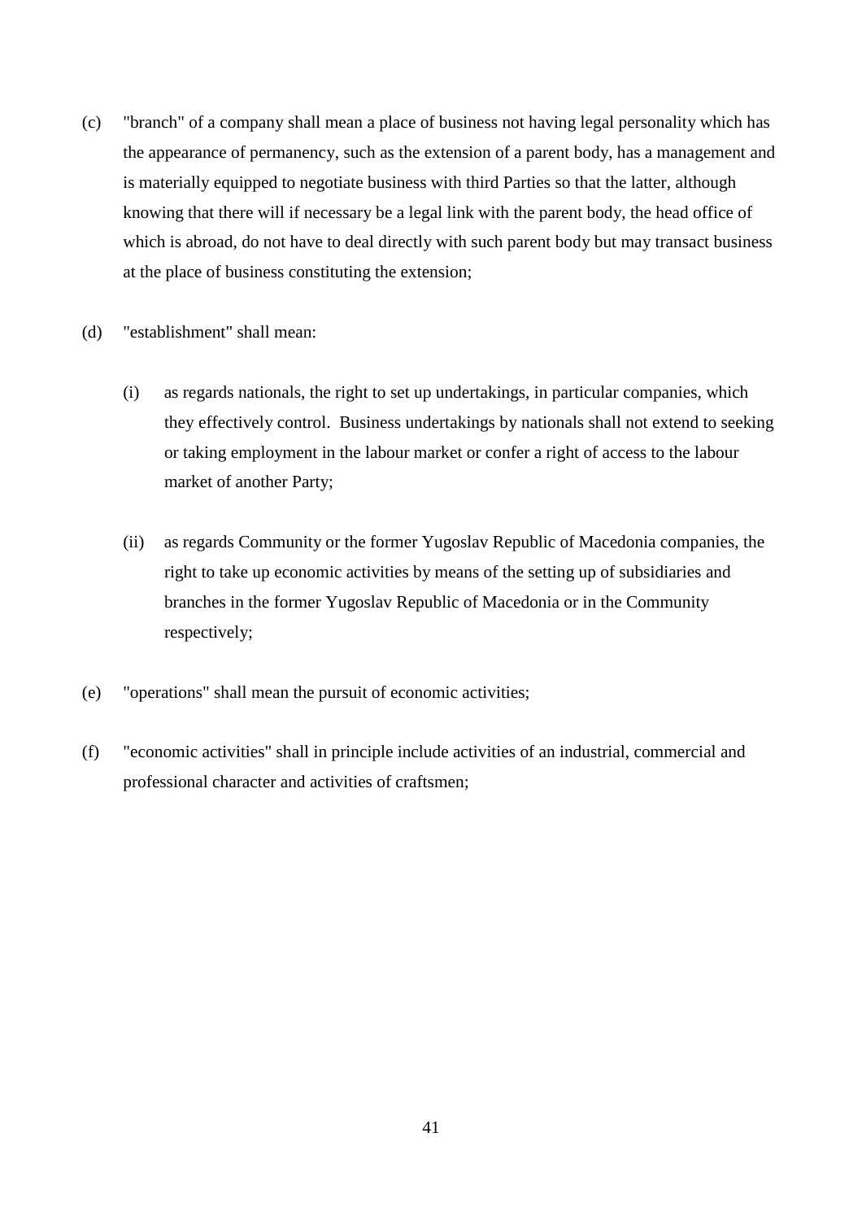(c) "branch" of a company shall mean a place of business not having legal personality which has the appearance of permanency, such as the extension of a parent body, has a management and is materially equipped to negotiate business with third Parties so that the latter, although knowing that there will if necessary be a legal link with the parent body, the head office of which is abroad, do not have to deal directly with such parent body but may transact business at the place of business constituting the extension;

(d) "establishment" shall mean:

   (i) as regards nationals, the right to set up undertakings, in particular companies, which they effectively control. Business undertakings by nationals shall not extend to seeking or taking employment in the labour market or confer a right of access to the labour market of another Party;

   (ii) as regards Community or the former Yugoslav Republic of Macedonia companies, the right to take up economic activities by means of the setting up of subsidiaries and branches in the former Yugoslav Republic of Macedonia or in the Community respectively;

(e) "operations" shall mean the pursuit of economic activities;

(f) "economic activities" shall in principle include activities of an industrial, commercial and professional character and activities of craftsmen;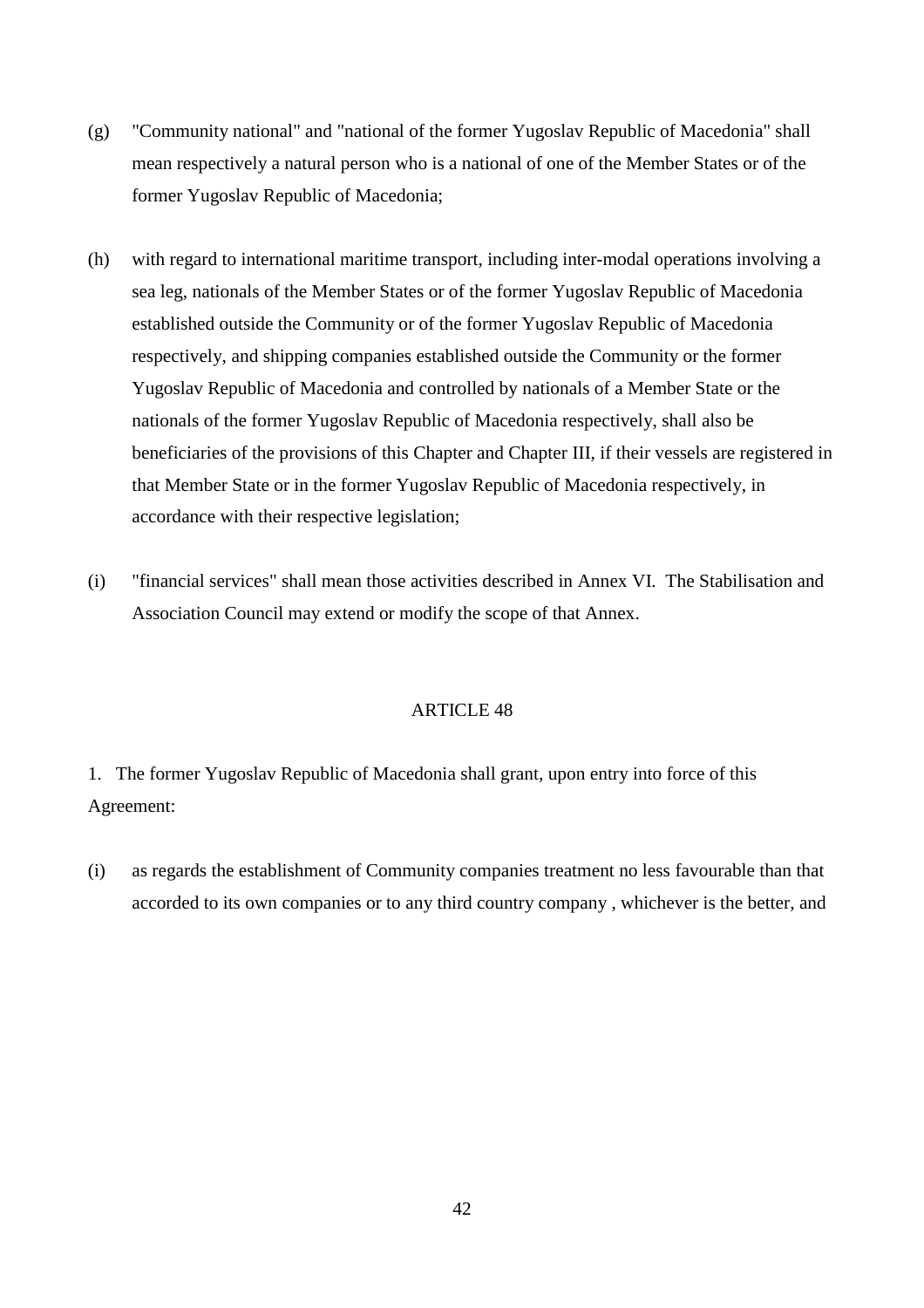(g) "Community national" and "national of the former Yugoslav Republic of Macedonia" shall mean respectively a natural person who is a national of one of the Member States or of the former Yugoslav Republic of Macedonia;

(h) with regard to international maritime transport, including inter-modal operations involving a sea leg, nationals of the Member States or of the former Yugoslav Republic of Macedonia established outside the Community or of the former Yugoslav Republic of Macedonia respectively, and shipping companies established outside the Community or the former Yugoslav Republic of Macedonia and controlled by nationals of a Member State or the nationals of the former Yugoslav Republic of Macedonia respectively, shall also be beneficiaries of the provisions of this Chapter and Chapter III, if their vessels are registered in that Member State or in the former Yugoslav Republic of Macedonia respectively, in accordance with their respective legislation;

(i) "financial services" shall mean those activities described in Annex VI. The Stabilisation and Association Council may extend or modify the scope of that Annex.

ARTICLE 48

1. The former Yugoslav Republic of Macedonia shall grant, upon entry into force of this Agreement:

(i) as regards the establishment of Community companies treatment no less favourable than that accorded to its own companies or to any third country company , whichever is the better, and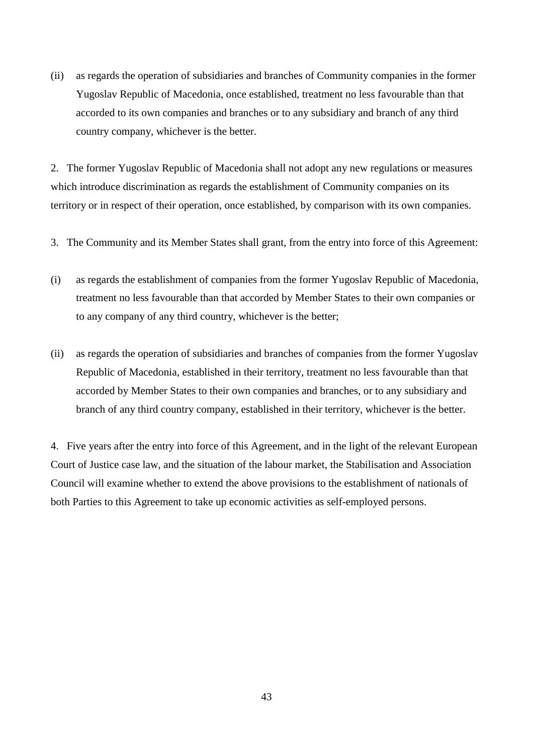(ii) as regards the operation of subsidiaries and branches of Community companies in the former Yugoslav Republic of Macedonia, once established, treatment no less favourable than that accorded to its own companies and branches or to any subsidiary and branch of any third country company, whichever is the better.

2. The former Yugoslav Republic of Macedonia shall not adopt any new regulations or measures which introduce discrimination as regards the establishment of Community companies on its territory or in respect of their operation, once established, by comparison with its own companies.

3. The Community and its Member States shall grant, from the entry into force of this Agreement:

(i) as regards the establishment of companies from the former Yugoslav Republic of Macedonia, treatment no less favourable than that accorded by Member States to their own companies or to any company of any third country, whichever is the better;

(ii) as regards the operation of subsidiaries and branches of companies from the former Yugoslav Republic of Macedonia, established in their territory, treatment no less favourable than that accorded by Member States to their own companies and branches, or to any subsidiary and branch of any third country company, established in their territory, whichever is the better.

4. Five years after the entry into force of this Agreement, and in the light of the relevant European Court of Justice case law, and the situation of the labour market, the Stabilisation and Association Council will examine whether to extend the above provisions to the establishment of nationals of both Parties to this Agreement to take up economic activities as self-employed persons.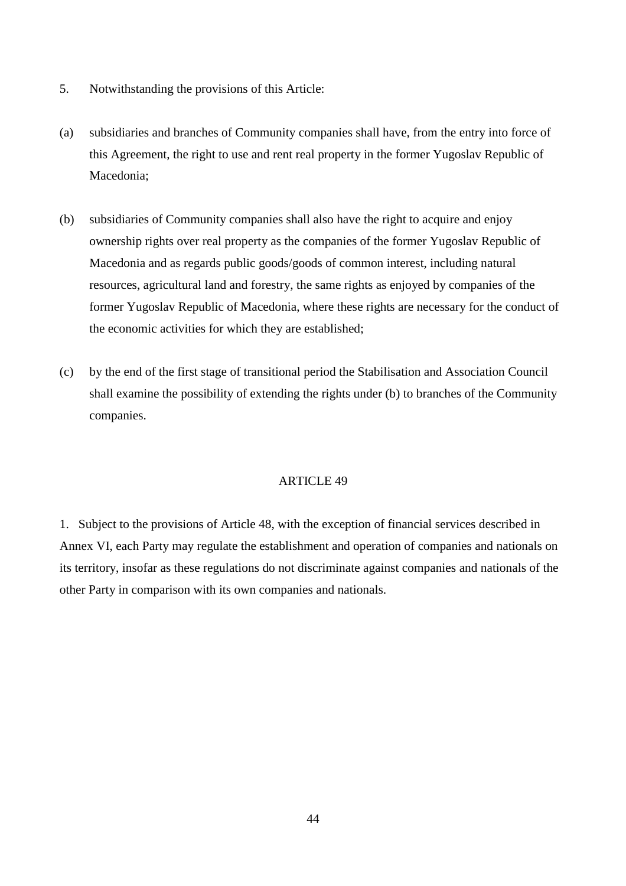5. Notwithstanding the provisions of this Article:

(a) subsidiaries and branches of Community companies shall have, from the entry into force of this Agreement, the right to use and rent real property in the former Yugoslav Republic of Macedonia;

(b) subsidiaries of Community companies shall also have the right to acquire and enjoy ownership rights over real property as the companies of the former Yugoslav Republic of Macedonia and as regards public goods/goods of common interest, including natural resources, agricultural land and forestry, the same rights as enjoyed by companies of the former Yugoslav Republic of Macedonia, where these rights are necessary for the conduct of the economic activities for which they are established;

(c) by the end of the first stage of transitional period the Stabilisation and Association Council shall examine the possibility of extending the rights under (b) to branches of the Community companies.

## ARTICLE 49

1. Subject to the provisions of Article 48, with the exception of financial services described in Annex VI, each Party may regulate the establishment and operation of companies and nationals on its territory, insofar as these regulations do not discriminate against companies and nationals of the other Party in comparison with its own companies and nationals.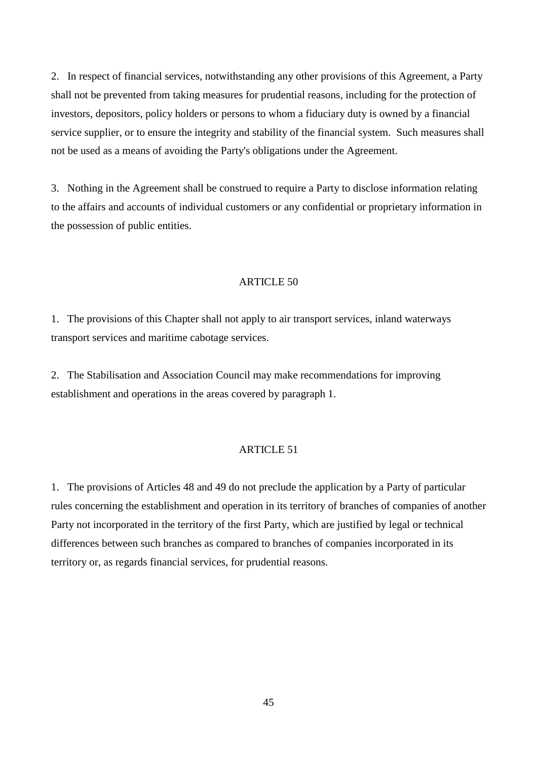2. In respect of financial services, notwithstanding any other provisions of this Agreement, a Party shall not be prevented from taking measures for prudential reasons, including for the protection of investors, depositors, policy holders or persons to whom a fiduciary duty is owned by a financial service supplier, or to ensure the integrity and stability of the financial system. Such measures shall not be used as a means of avoiding the Party's obligations under the Agreement.

3. Nothing in the Agreement shall be construed to require a Party to disclose information relating to the affairs and accounts of individual customers or any confidential or proprietary information in the possession of public entities.

## ARTICLE 50

1. The provisions of this Chapter shall not apply to air transport services, inland waterways transport services and maritime cabotage services.

2. The Stabilisation and Association Council may make recommendations for improving establishment and operations in the areas covered by paragraph 1.

## ARTICLE 51

1. The provisions of Articles 48 and 49 do not preclude the application by a Party of particular rules concerning the establishment and operation in its territory of branches of companies of another Party not incorporated in the territory of the first Party, which are justified by legal or technical differences between such branches as compared to branches of companies incorporated in its territory or, as regards financial services, for prudential reasons.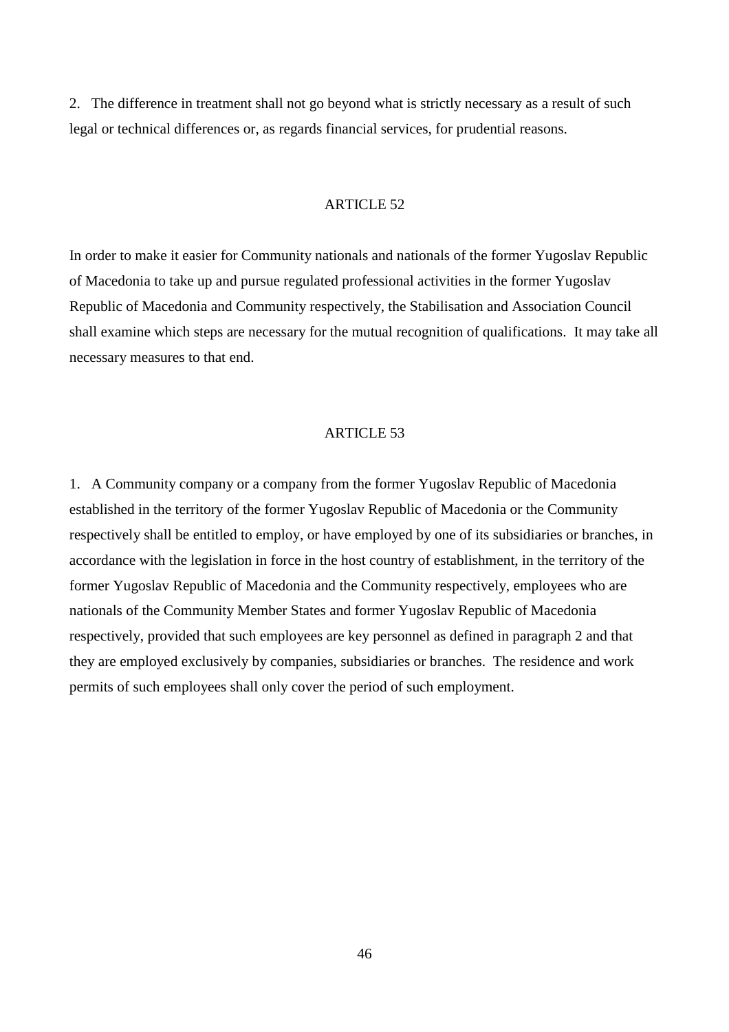2. The difference in treatment shall not go beyond what is strictly necessary as a result of such legal or technical differences or, as regards financial services, for prudential reasons.

## ARTICLE 52

In order to make it easier for Community nationals and nationals of the former Yugoslav Republic of Macedonia to take up and pursue regulated professional activities in the former Yugoslav Republic of Macedonia and Community respectively, the Stabilisation and Association Council shall examine which steps are necessary for the mutual recognition of qualifications. It may take all necessary measures to that end.

## ARTICLE 53

1. A Community company or a company from the former Yugoslav Republic of Macedonia established in the territory of the former Yugoslav Republic of Macedonia or the Community respectively shall be entitled to employ, or have employed by one of its subsidiaries or branches, in accordance with the legislation in force in the host country of establishment, in the territory of the former Yugoslav Republic of Macedonia and the Community respectively, employees who are nationals of the Community Member States and former Yugoslav Republic of Macedonia respectively, provided that such employees are key personnel as defined in paragraph 2 and that they are employed exclusively by companies, subsidiaries or branches. The residence and work permits of such employees shall only cover the period of such employment.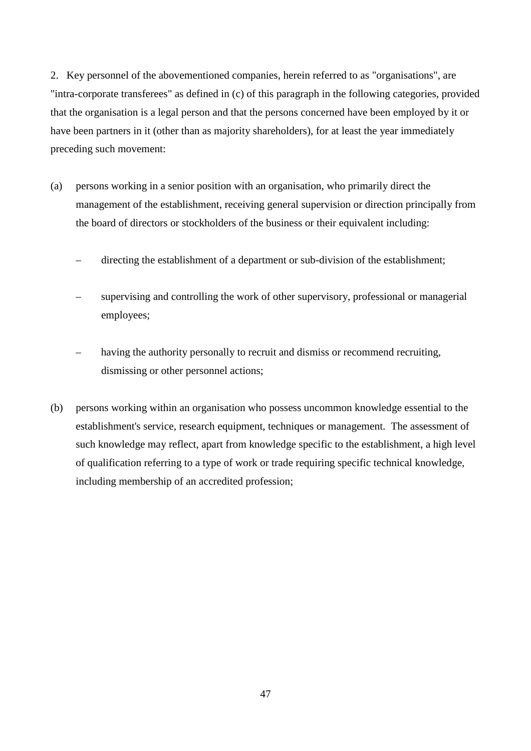2. Key personnel of the abovementioned companies, herein referred to as "organisations", are "intra-corporate transferees" as defined in (c) of this paragraph in the following categories, provided that the organisation is a legal person and that the persons concerned have been employed by it or have been partners in it (other than as majority shareholders), for at least the year immediately preceding such movement:

(a) persons working in a senior position with an organisation, who primarily direct the management of the establishment, receiving general supervision or direction principally from the board of directors or stockholders of the business or their equivalent including:

   – directing the establishment of a department or sub-division of the establishment;

   – supervising and controlling the work of other supervisory, professional or managerial employees;

   – having the authority personally to recruit and dismiss or recommend recruiting, dismissing or other personnel actions;

(b) persons working within an organisation who possess uncommon knowledge essential to the establishment's service, research equipment, techniques or management. The assessment of such knowledge may reflect, apart from knowledge specific to the establishment, a high level of qualification referring to a type of work or trade requiring specific technical knowledge, including membership of an accredited profession;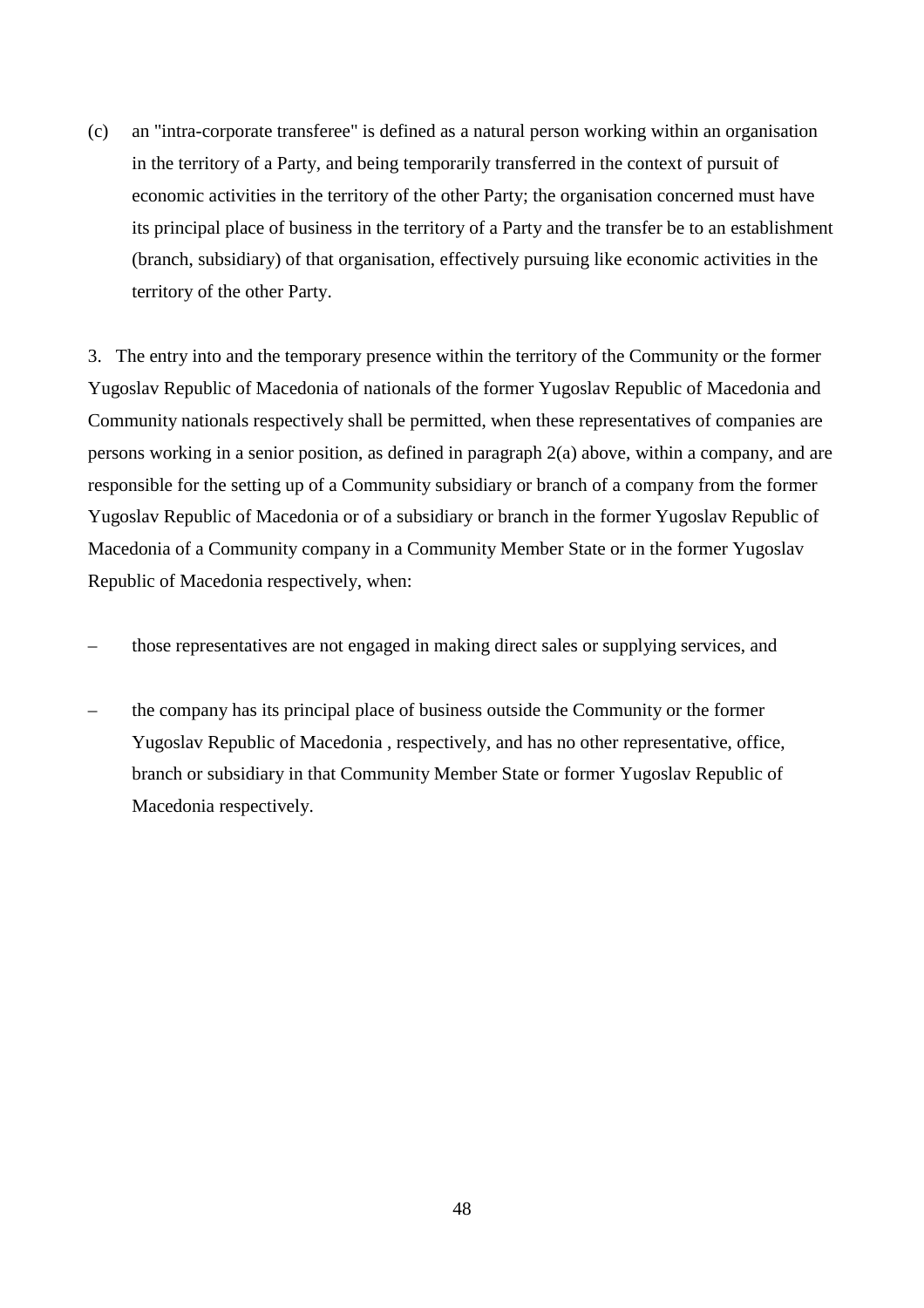(c) an "intra-corporate transferee" is defined as a natural person working within an organisation in the territory of a Party, and being temporarily transferred in the context of pursuit of economic activities in the territory of the other Party; the organisation concerned must have its principal place of business in the territory of a Party and the transfer be to an establishment (branch, subsidiary) of that organisation, effectively pursuing like economic activities in the territory of the other Party.

3. The entry into and the temporary presence within the territory of the Community or the former Yugoslav Republic of Macedonia of nationals of the former Yugoslav Republic of Macedonia and Community nationals respectively shall be permitted, when these representatives of companies are persons working in a senior position, as defined in paragraph 2(a) above, within a company, and are responsible for the setting up of a Community subsidiary or branch of a company from the former Yugoslav Republic of Macedonia or of a subsidiary or branch in the former Yugoslav Republic of Macedonia of a Community company in a Community Member State or in the former Yugoslav Republic of Macedonia respectively, when:

– those representatives are not engaged in making direct sales or supplying services, and

– the company has its principal place of business outside the Community or the former Yugoslav Republic of Macedonia , respectively, and has no other representative, office, branch or subsidiary in that Community Member State or former Yugoslav Republic of Macedonia respectively.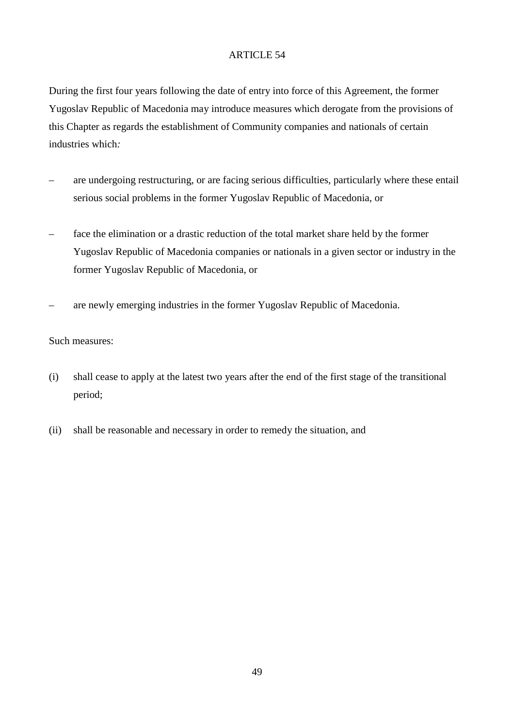## ARTICLE 54

During the first four years following the date of entry into force of this Agreement, the former Yugoslav Republic of Macedonia may introduce measures which derogate from the provisions of this Chapter as regards the establishment of Community companies and nationals of certain industries which:

- are undergoing restructuring, or are facing serious difficulties, particularly where these entail serious social problems in the former Yugoslav Republic of Macedonia, or
- face the elimination or a drastic reduction of the total market share held by the former Yugoslav Republic of Macedonia companies or nationals in a given sector or industry in the former Yugoslav Republic of Macedonia, or
- are newly emerging industries in the former Yugoslav Republic of Macedonia.

Such measures:

(i) shall cease to apply at the latest two years after the end of the first stage of the transitional period;

(ii) shall be reasonable and necessary in order to remedy the situation, and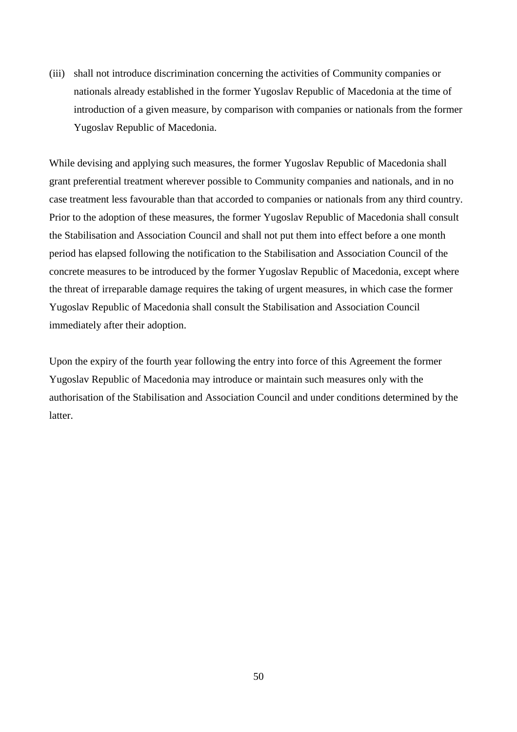(iii) shall not introduce discrimination concerning the activities of Community companies or nationals already established in the former Yugoslav Republic of Macedonia at the time of introduction of a given measure, by comparison with companies or nationals from the former Yugoslav Republic of Macedonia.

While devising and applying such measures, the former Yugoslav Republic of Macedonia shall grant preferential treatment wherever possible to Community companies and nationals, and in no case treatment less favourable than that accorded to companies or nationals from any third country. Prior to the adoption of these measures, the former Yugoslav Republic of Macedonia shall consult the Stabilisation and Association Council and shall not put them into effect before a one month period has elapsed following the notification to the Stabilisation and Association Council of the concrete measures to be introduced by the former Yugoslav Republic of Macedonia, except where the threat of irreparable damage requires the taking of urgent measures, in which case the former Yugoslav Republic of Macedonia shall consult the Stabilisation and Association Council immediately after their adoption.

Upon the expiry of the fourth year following the entry into force of this Agreement the former Yugoslav Republic of Macedonia may introduce or maintain such measures only with the authorisation of the Stabilisation and Association Council and under conditions determined by the latter.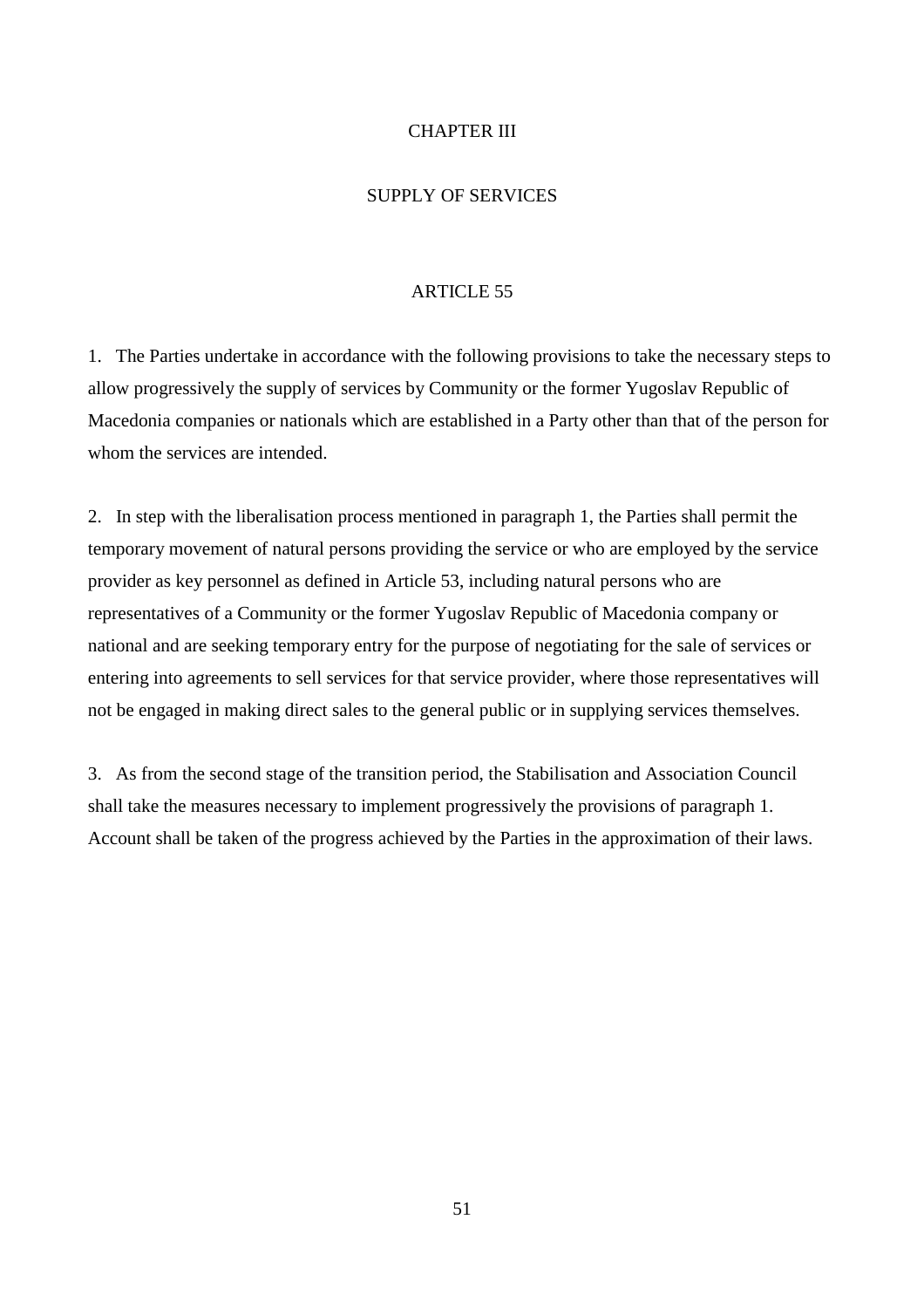## CHAPTER III

## SUPPLY OF SERVICES

### ARTICLE 55

1. The Parties undertake in accordance with the following provisions to take the necessary steps to allow progressively the supply of services by Community or the former Yugoslav Republic of Macedonia companies or nationals which are established in a Party other than that of the person for whom the services are intended.

2. In step with the liberalisation process mentioned in paragraph 1, the Parties shall permit the temporary movement of natural persons providing the service or who are employed by the service provider as key personnel as defined in Article 53, including natural persons who are representatives of a Community or the former Yugoslav Republic of Macedonia company or national and are seeking temporary entry for the purpose of negotiating for the sale of services or entering into agreements to sell services for that service provider, where those representatives will not be engaged in making direct sales to the general public or in supplying services themselves.

3. As from the second stage of the transition period, the Stabilisation and Association Council shall take the measures necessary to implement progressively the provisions of paragraph 1. Account shall be taken of the progress achieved by the Parties in the approximation of their laws.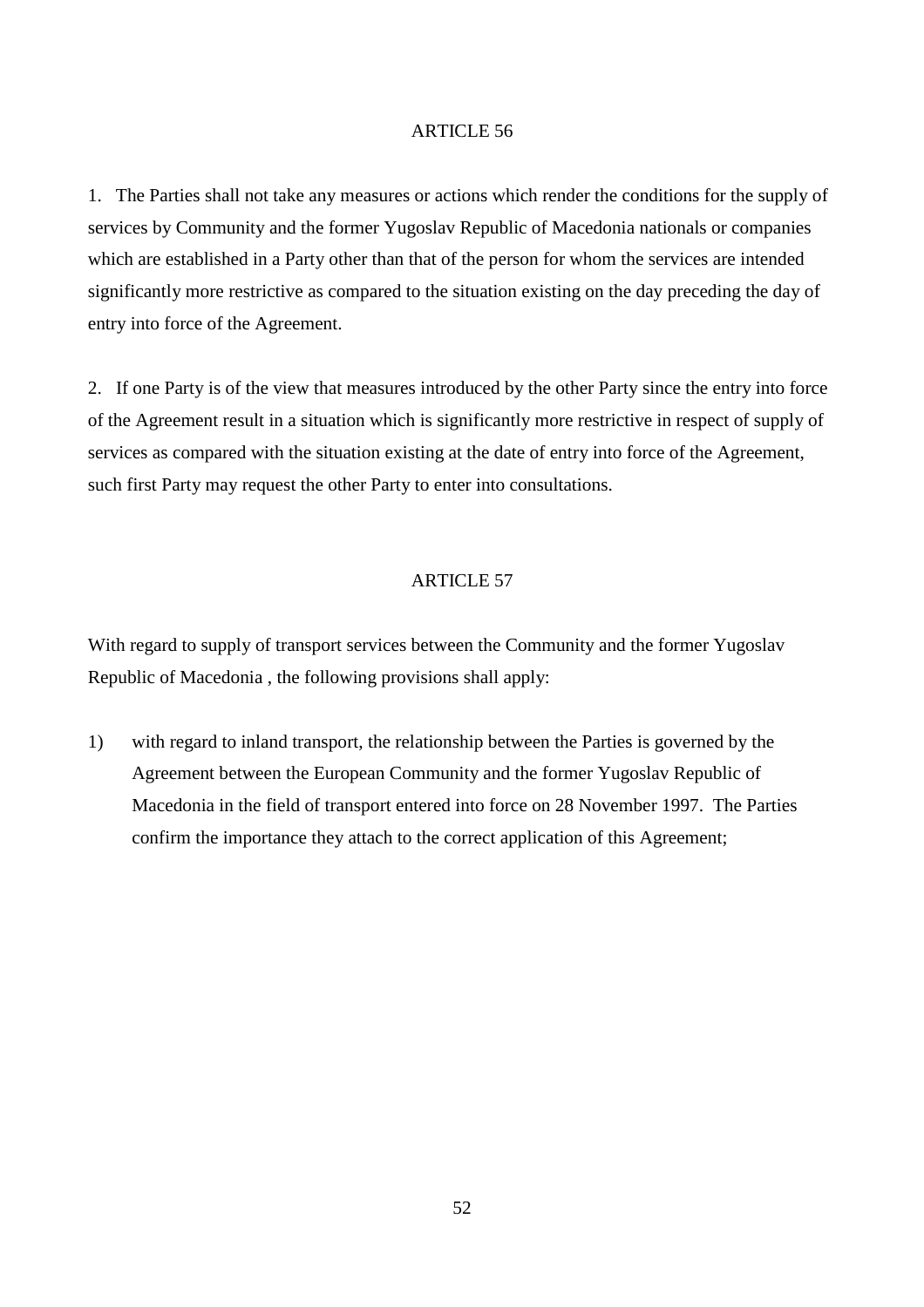## ARTICLE 56

1. The Parties shall not take any measures or actions which render the conditions for the supply of services by Community and the former Yugoslav Republic of Macedonia nationals or companies which are established in a Party other than that of the person for whom the services are intended significantly more restrictive as compared to the situation existing on the day preceding the day of entry into force of the Agreement.

2. If one Party is of the view that measures introduced by the other Party since the entry into force of the Agreement result in a situation which is significantly more restrictive in respect of supply of services as compared with the situation existing at the date of entry into force of the Agreement, such first Party may request the other Party to enter into consultations.

## ARTICLE 57

With regard to supply of transport services between the Community and the former Yugoslav Republic of Macedonia , the following provisions shall apply:

1) with regard to inland transport, the relationship between the Parties is governed by the Agreement between the European Community and the former Yugoslav Republic of Macedonia in the field of transport entered into force on 28 November 1997. The Parties confirm the importance they attach to the correct application of this Agreement;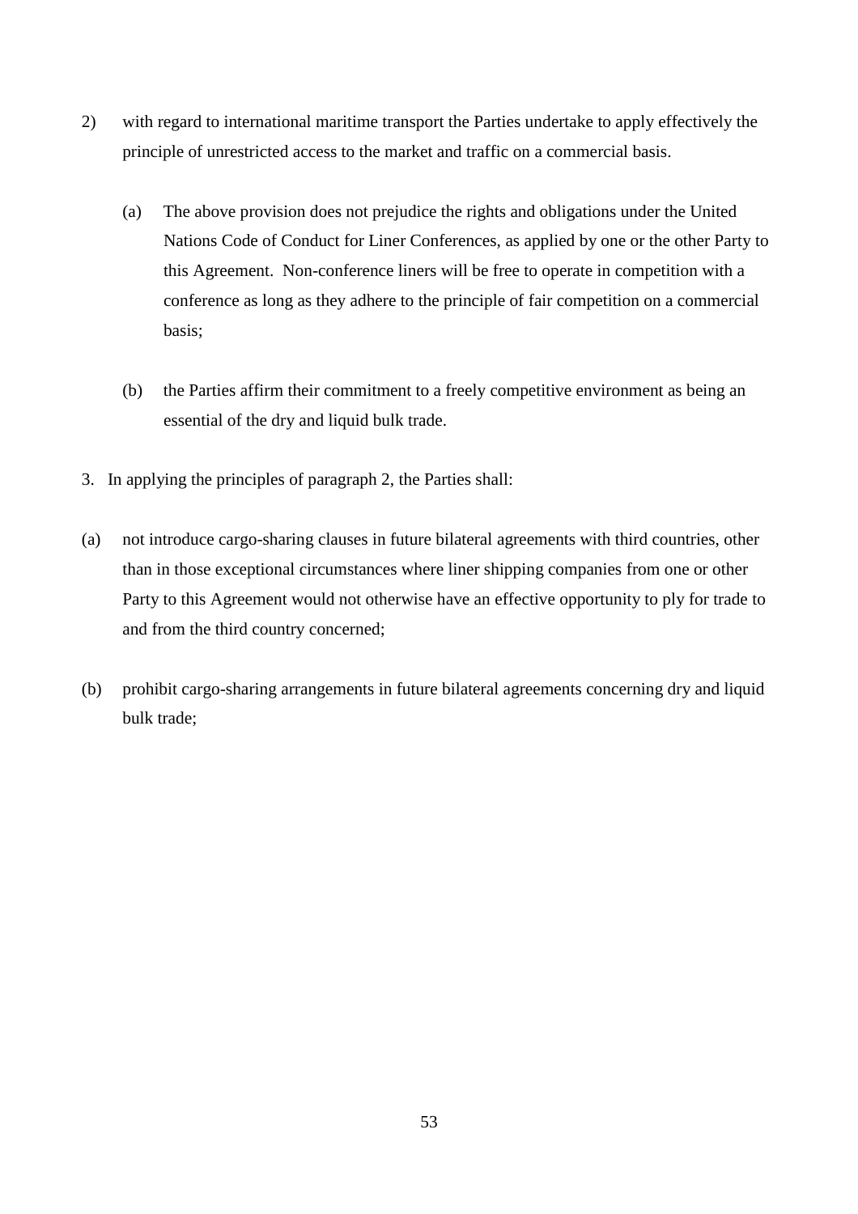2) with regard to international maritime transport the Parties undertake to apply effectively the principle of unrestricted access to the market and traffic on a commercial basis.

   (a) The above provision does not prejudice the rights and obligations under the United Nations Code of Conduct for Liner Conferences, as applied by one or the other Party to this Agreement. Non-conference liners will be free to operate in competition with a conference as long as they adhere to the principle of fair competition on a commercial basis;

   (b) the Parties affirm their commitment to a freely competitive environment as being an essential of the dry and liquid bulk trade.

3. In applying the principles of paragraph 2, the Parties shall:

(a) not introduce cargo-sharing clauses in future bilateral agreements with third countries, other than in those exceptional circumstances where liner shipping companies from one or other Party to this Agreement would not otherwise have an effective opportunity to ply for trade to and from the third country concerned;

(b) prohibit cargo-sharing arrangements in future bilateral agreements concerning dry and liquid bulk trade;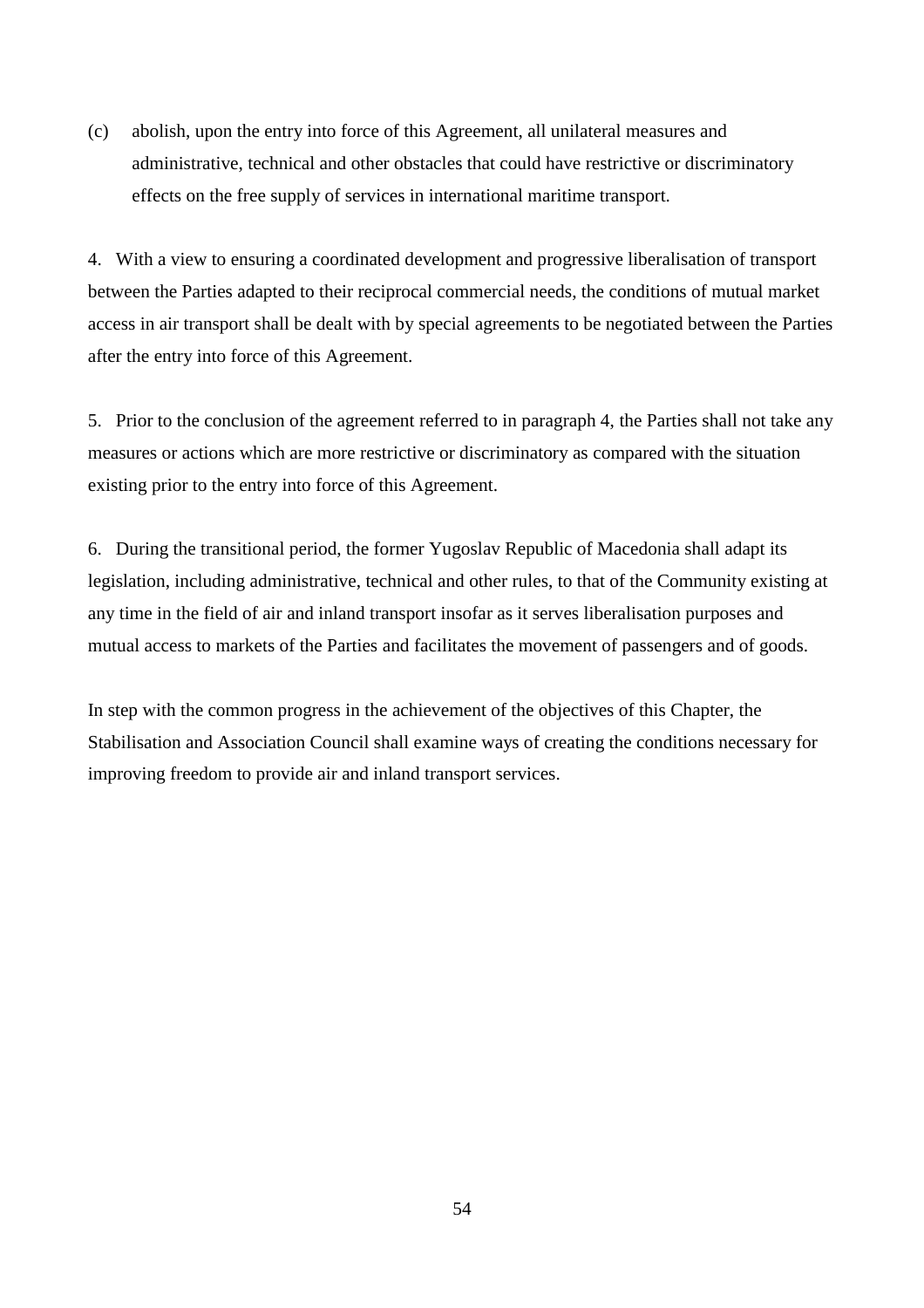(c) abolish, upon the entry into force of this Agreement, all unilateral measures and administrative, technical and other obstacles that could have restrictive or discriminatory effects on the free supply of services in international maritime transport.

4. With a view to ensuring a coordinated development and progressive liberalisation of transport between the Parties adapted to their reciprocal commercial needs, the conditions of mutual market access in air transport shall be dealt with by special agreements to be negotiated between the Parties after the entry into force of this Agreement.

5. Prior to the conclusion of the agreement referred to in paragraph 4, the Parties shall not take any measures or actions which are more restrictive or discriminatory as compared with the situation existing prior to the entry into force of this Agreement.

6. During the transitional period, the former Yugoslav Republic of Macedonia shall adapt its legislation, including administrative, technical and other rules, to that of the Community existing at any time in the field of air and inland transport insofar as it serves liberalisation purposes and mutual access to markets of the Parties and facilitates the movement of passengers and of goods.

In step with the common progress in the achievement of the objectives of this Chapter, the Stabilisation and Association Council shall examine ways of creating the conditions necessary for improving freedom to provide air and inland transport services.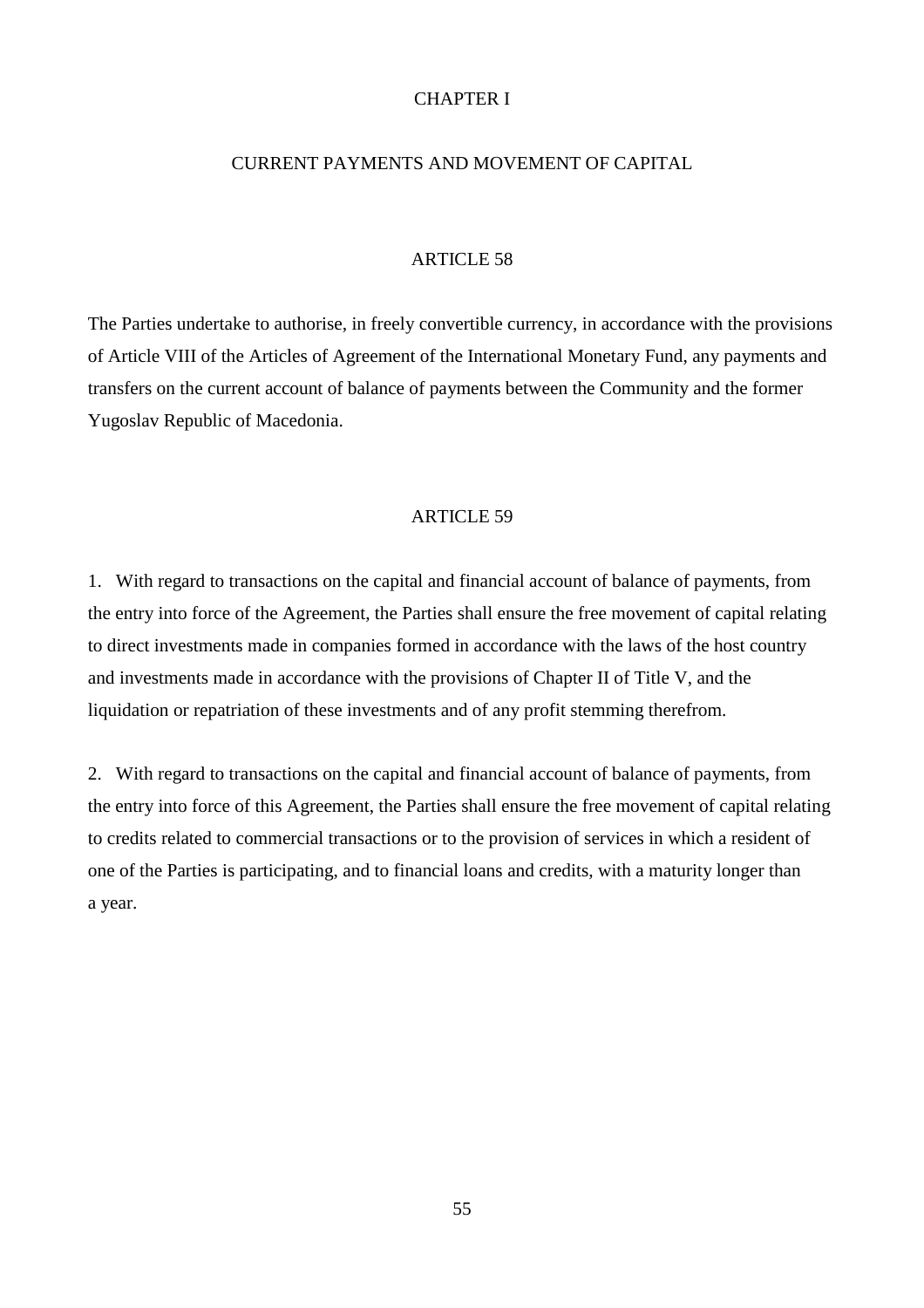## CHAPTER I

## CURRENT PAYMENTS AND MOVEMENT OF CAPITAL

### ARTICLE 58

The Parties undertake to authorise, in freely convertible currency, in accordance with the provisions of Article VIII of the Articles of Agreement of the International Monetary Fund, any payments and transfers on the current account of balance of payments between the Community and the former Yugoslav Republic of Macedonia.

### ARTICLE 59

1. With regard to transactions on the capital and financial account of balance of payments, from the entry into force of the Agreement, the Parties shall ensure the free movement of capital relating to direct investments made in companies formed in accordance with the laws of the host country and investments made in accordance with the provisions of Chapter II of Title V, and the liquidation or repatriation of these investments and of any profit stemming therefrom.

2. With regard to transactions on the capital and financial account of balance of payments, from the entry into force of this Agreement, the Parties shall ensure the free movement of capital relating to credits related to commercial transactions or to the provision of services in which a resident of one of the Parties is participating, and to financial loans and credits, with a maturity longer than a year.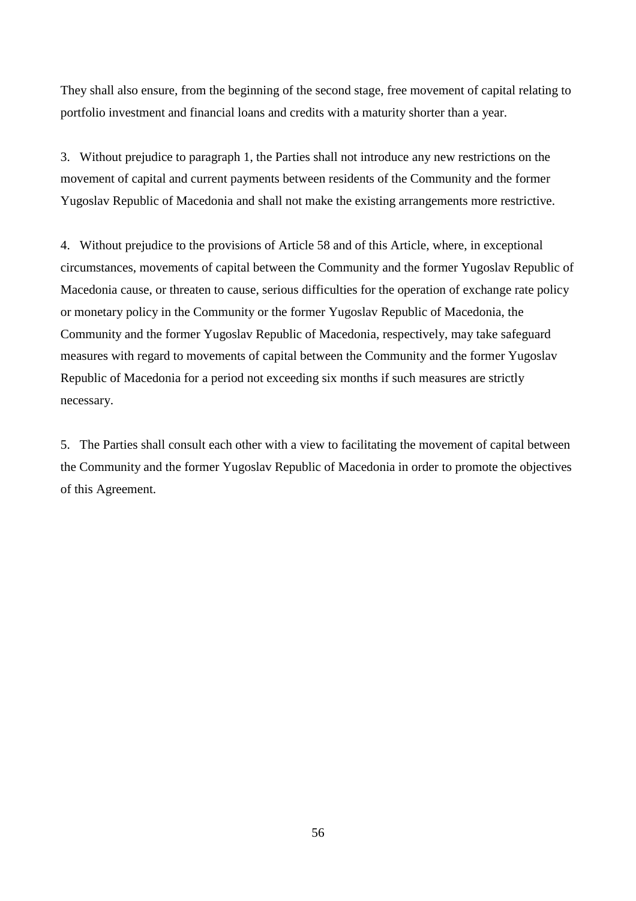They shall also ensure, from the beginning of the second stage, free movement of capital relating to portfolio investment and financial loans and credits with a maturity shorter than a year.

3. Without prejudice to paragraph 1, the Parties shall not introduce any new restrictions on the movement of capital and current payments between residents of the Community and the former Yugoslav Republic of Macedonia and shall not make the existing arrangements more restrictive.

4. Without prejudice to the provisions of Article 58 and of this Article, where, in exceptional circumstances, movements of capital between the Community and the former Yugoslav Republic of Macedonia cause, or threaten to cause, serious difficulties for the operation of exchange rate policy or monetary policy in the Community or the former Yugoslav Republic of Macedonia, the Community and the former Yugoslav Republic of Macedonia, respectively, may take safeguard measures with regard to movements of capital between the Community and the former Yugoslav Republic of Macedonia for a period not exceeding six months if such measures are strictly necessary.

5. The Parties shall consult each other with a view to facilitating the movement of capital between the Community and the former Yugoslav Republic of Macedonia in order to promote the objectives of this Agreement.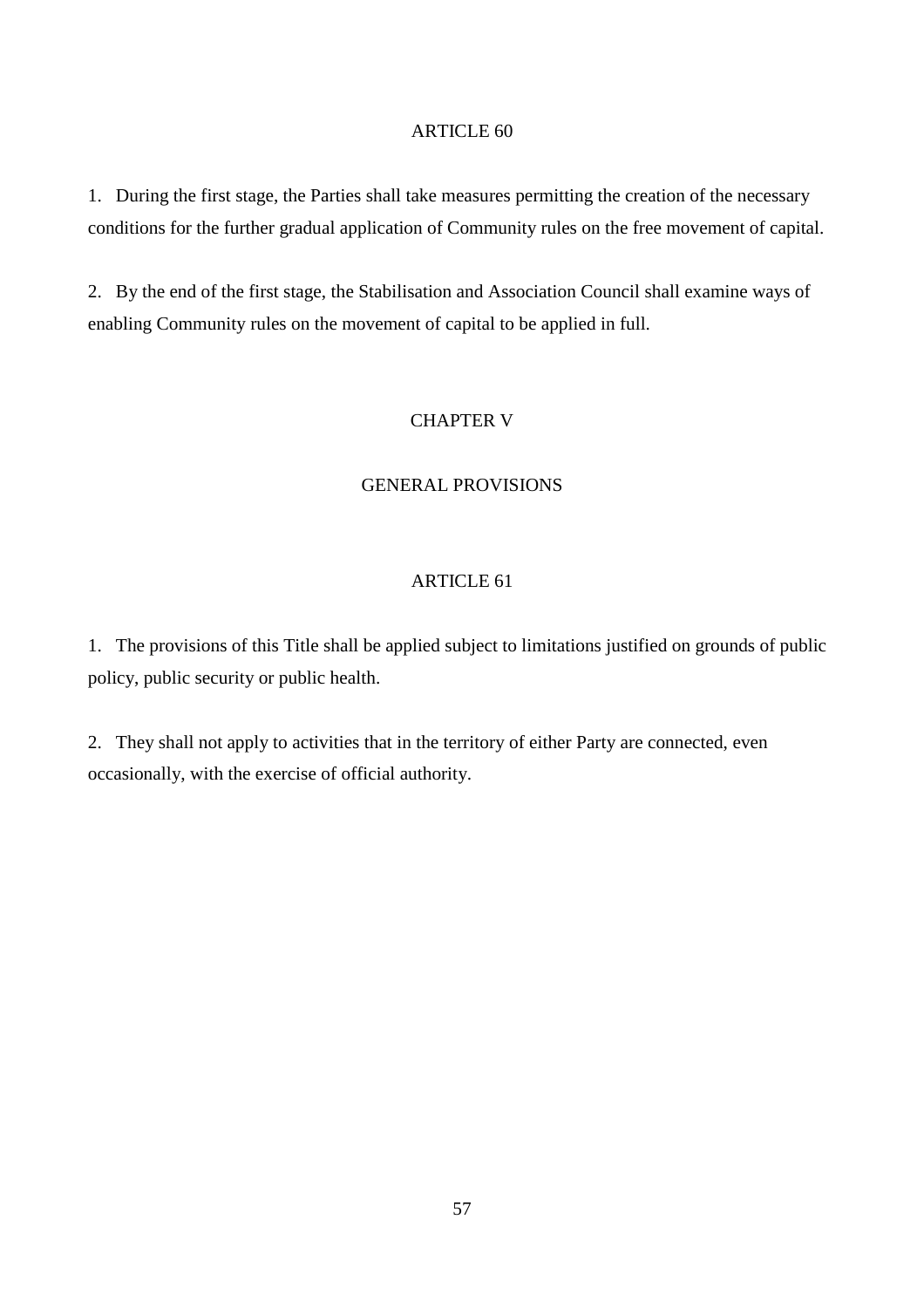## ARTICLE 60

1. During the first stage, the Parties shall take measures permitting the creation of the necessary conditions for the further gradual application of Community rules on the free movement of capital.

2. By the end of the first stage, the Stabilisation and Association Council shall examine ways of enabling Community rules on the movement of capital to be applied in full.

# CHAPTER V

# GENERAL PROVISIONS

## ARTICLE 61

1. The provisions of this Title shall be applied subject to limitations justified on grounds of public policy, public security or public health.

2. They shall not apply to activities that in the territory of either Party are connected, even occasionally, with the exercise of official authority.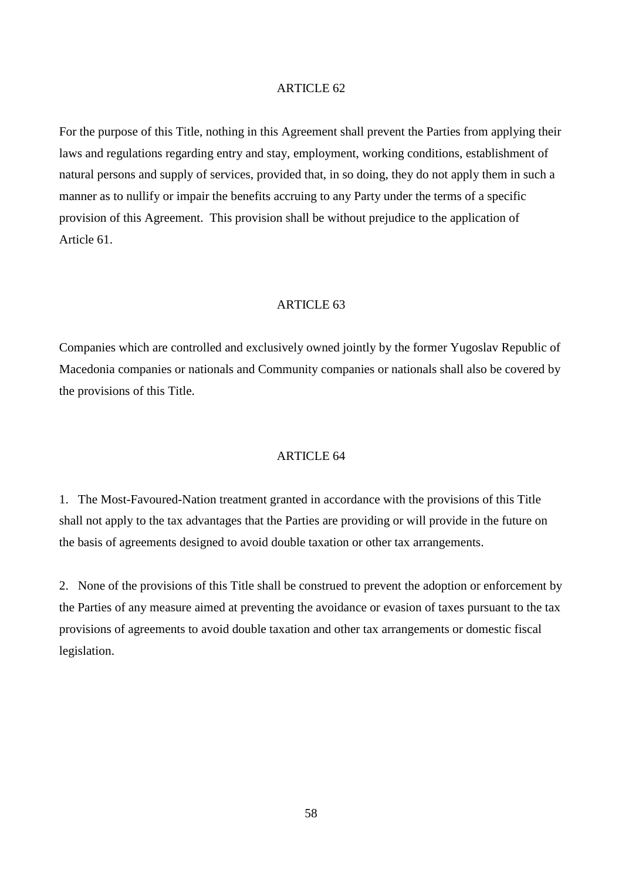## ARTICLE 62

For the purpose of this Title, nothing in this Agreement shall prevent the Parties from applying their laws and regulations regarding entry and stay, employment, working conditions, establishment of natural persons and supply of services, provided that, in so doing, they do not apply them in such a manner as to nullify or impair the benefits accruing to any Party under the terms of a specific provision of this Agreement. This provision shall be without prejudice to the application of Article 61.

## ARTICLE 63

Companies which are controlled and exclusively owned jointly by the former Yugoslav Republic of Macedonia companies or nationals and Community companies or nationals shall also be covered by the provisions of this Title.

## ARTICLE 64

1. The Most-Favoured-Nation treatment granted in accordance with the provisions of this Title shall not apply to the tax advantages that the Parties are providing or will provide in the future on the basis of agreements designed to avoid double taxation or other tax arrangements.

2. None of the provisions of this Title shall be construed to prevent the adoption or enforcement by the Parties of any measure aimed at preventing the avoidance or evasion of taxes pursuant to the tax provisions of agreements to avoid double taxation and other tax arrangements or domestic fiscal legislation.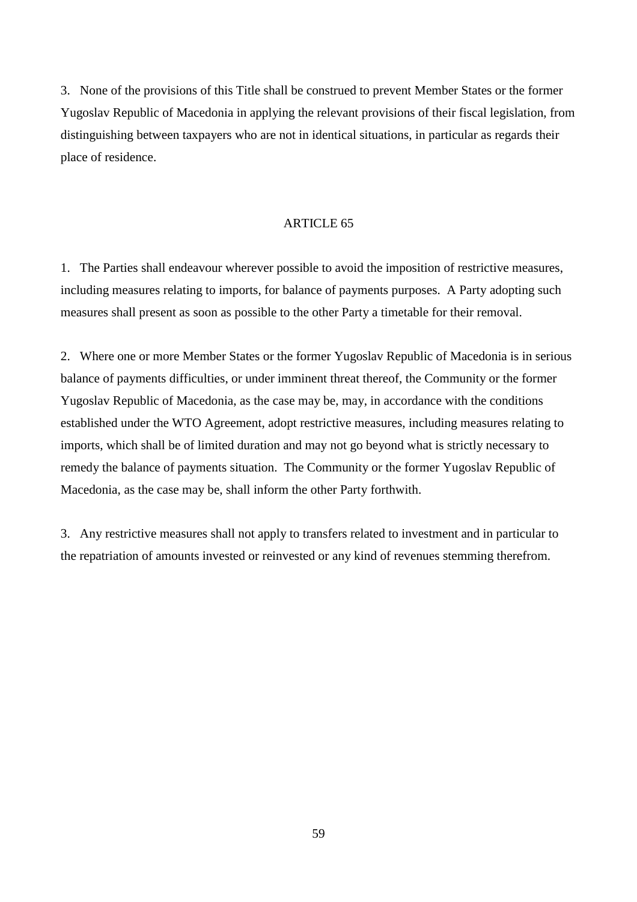3. None of the provisions of this Title shall be construed to prevent Member States or the former Yugoslav Republic of Macedonia in applying the relevant provisions of their fiscal legislation, from distinguishing between taxpayers who are not in identical situations, in particular as regards their place of residence.

## ARTICLE 65

1. The Parties shall endeavour wherever possible to avoid the imposition of restrictive measures, including measures relating to imports, for balance of payments purposes. A Party adopting such measures shall present as soon as possible to the other Party a timetable for their removal.

2. Where one or more Member States or the former Yugoslav Republic of Macedonia is in serious balance of payments difficulties, or under imminent threat thereof, the Community or the former Yugoslav Republic of Macedonia, as the case may be, may, in accordance with the conditions established under the WTO Agreement, adopt restrictive measures, including measures relating to imports, which shall be of limited duration and may not go beyond what is strictly necessary to remedy the balance of payments situation. The Community or the former Yugoslav Republic of Macedonia, as the case may be, shall inform the other Party forthwith.

3. Any restrictive measures shall not apply to transfers related to investment and in particular to the repatriation of amounts invested or reinvested or any kind of revenues stemming therefrom.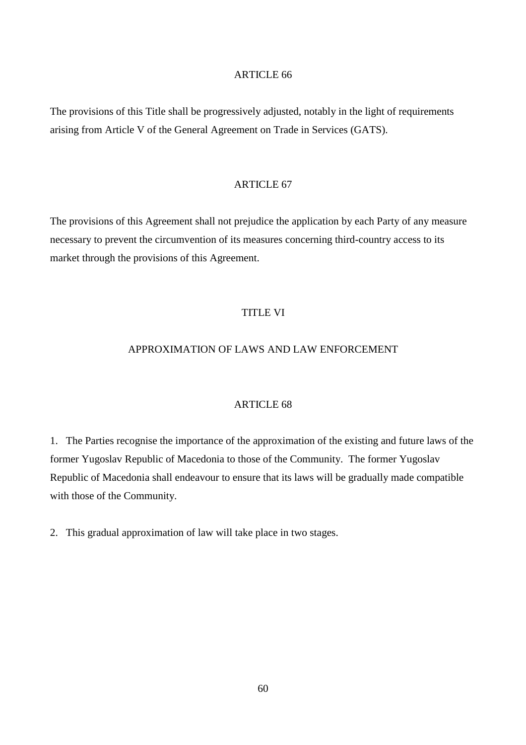## ARTICLE 66

The provisions of this Title shall be progressively adjusted, notably in the light of requirements arising from Article V of the General Agreement on Trade in Services (GATS).

## ARTICLE 67

The provisions of this Agreement shall not prejudice the application by each Party of any measure necessary to prevent the circumvention of its measures concerning third-country access to its market through the provisions of this Agreement.

# TITLE VI

# APPROXIMATION OF LAWS AND LAW ENFORCEMENT

## ARTICLE 68

1. The Parties recognise the importance of the approximation of the existing and future laws of the former Yugoslav Republic of Macedonia to those of the Community. The former Yugoslav Republic of Macedonia shall endeavour to ensure that its laws will be gradually made compatible with those of the Community.

2. This gradual approximation of law will take place in two stages.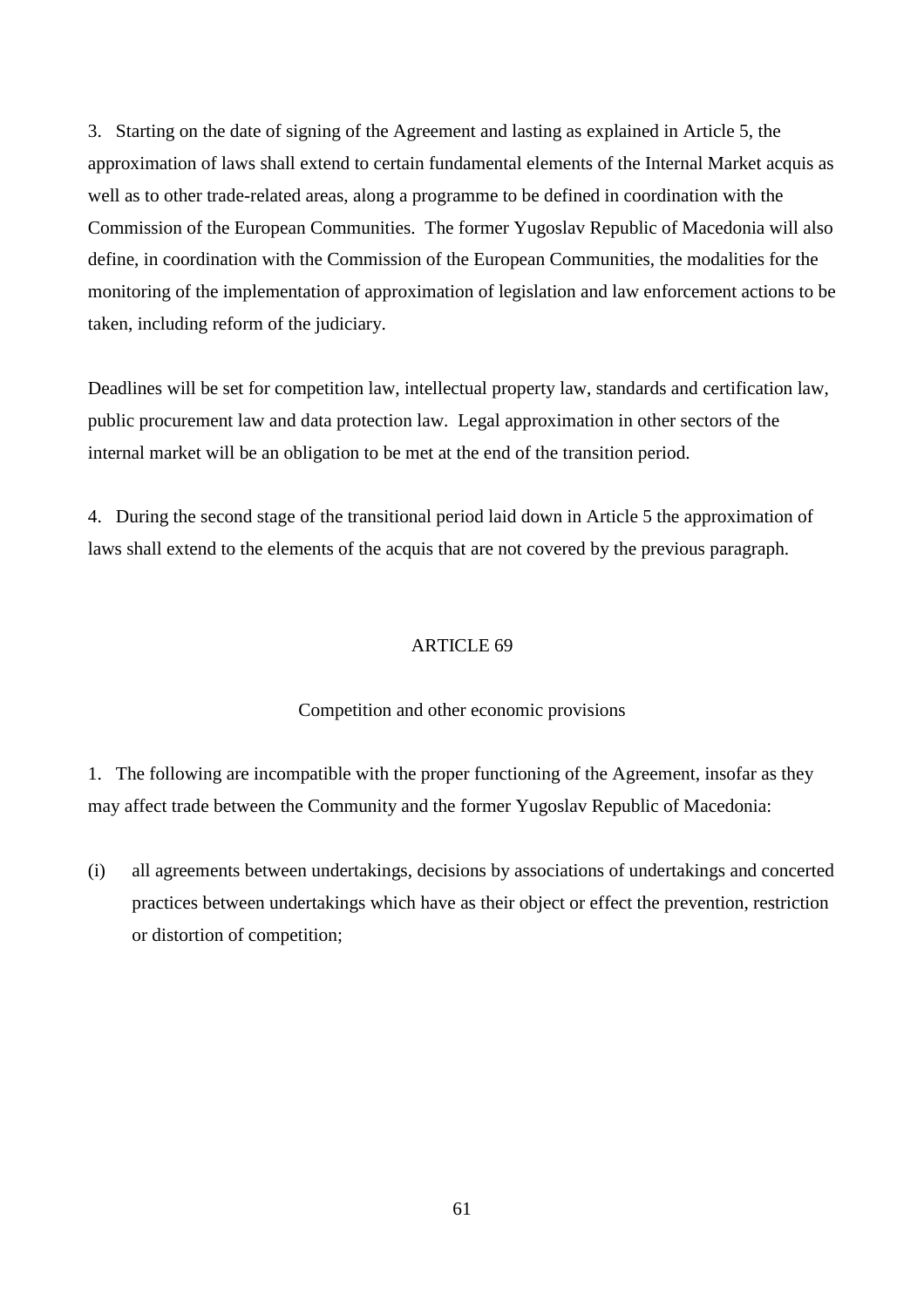3. Starting on the date of signing of the Agreement and lasting as explained in Article 5, the approximation of laws shall extend to certain fundamental elements of the Internal Market acquis as well as to other trade-related areas, along a programme to be defined in coordination with the Commission of the European Communities. The former Yugoslav Republic of Macedonia will also define, in coordination with the Commission of the European Communities, the modalities for the monitoring of the implementation of approximation of legislation and law enforcement actions to be taken, including reform of the judiciary.

Deadlines will be set for competition law, intellectual property law, standards and certification law, public procurement law and data protection law. Legal approximation in other sectors of the internal market will be an obligation to be met at the end of the transition period.

4. During the second stage of the transitional period laid down in Article 5 the approximation of laws shall extend to the elements of the acquis that are not covered by the previous paragraph.

## ARTICLE 69

### Competition and other economic provisions

1. The following are incompatible with the proper functioning of the Agreement, insofar as they may affect trade between the Community and the former Yugoslav Republic of Macedonia:

(i) all agreements between undertakings, decisions by associations of undertakings and concerted practices between undertakings which have as their object or effect the prevention, restriction or distortion of competition;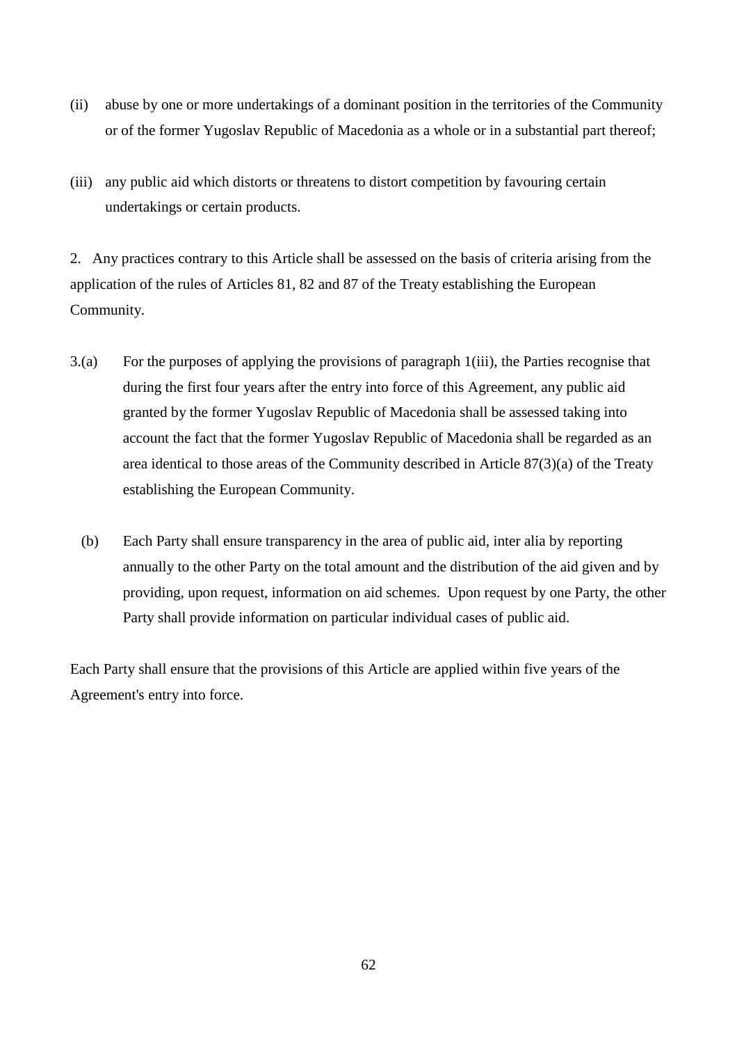(ii) abuse by one or more undertakings of a dominant position in the territories of the Community or of the former Yugoslav Republic of Macedonia as a whole or in a substantial part thereof;

(iii) any public aid which distorts or threatens to distort competition by favouring certain undertakings or certain products.

2. Any practices contrary to this Article shall be assessed on the basis of criteria arising from the application of the rules of Articles 81, 82 and 87 of the Treaty establishing the European Community.

3.(a) For the purposes of applying the provisions of paragraph 1(iii), the Parties recognise that during the first four years after the entry into force of this Agreement, any public aid granted by the former Yugoslav Republic of Macedonia shall be assessed taking into account the fact that the former Yugoslav Republic of Macedonia shall be regarded as an area identical to those areas of the Community described in Article 87(3)(a) of the Treaty establishing the European Community.

(b) Each Party shall ensure transparency in the area of public aid, inter alia by reporting annually to the other Party on the total amount and the distribution of the aid given and by providing, upon request, information on aid schemes. Upon request by one Party, the other Party shall provide information on particular individual cases of public aid.

Each Party shall ensure that the provisions of this Article are applied within five years of the Agreement's entry into force.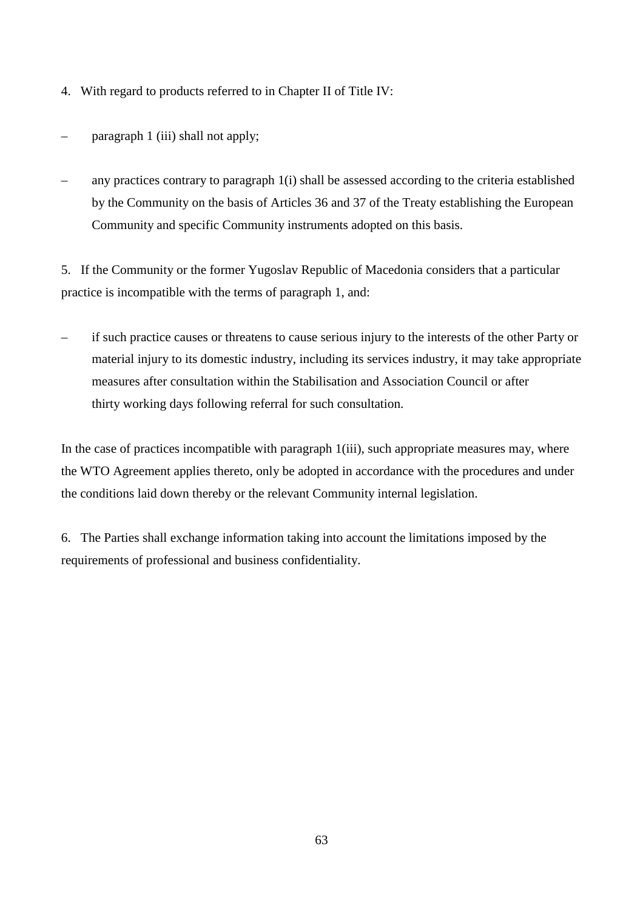4. With regard to products referred to in Chapter II of Title IV:

– paragraph 1 (iii) shall not apply;

– any practices contrary to paragraph 1(i) shall be assessed according to the criteria established by the Community on the basis of Articles 36 and 37 of the Treaty establishing the European Community and specific Community instruments adopted on this basis.

5. If the Community or the former Yugoslav Republic of Macedonia considers that a particular practice is incompatible with the terms of paragraph 1, and:

– if such practice causes or threatens to cause serious injury to the interests of the other Party or material injury to its domestic industry, including its services industry, it may take appropriate measures after consultation within the Stabilisation and Association Council or after thirty working days following referral for such consultation.

In the case of practices incompatible with paragraph 1(iii), such appropriate measures may, where the WTO Agreement applies thereto, only be adopted in accordance with the procedures and under the conditions laid down thereby or the relevant Community internal legislation.

6. The Parties shall exchange information taking into account the limitations imposed by the requirements of professional and business confidentiality.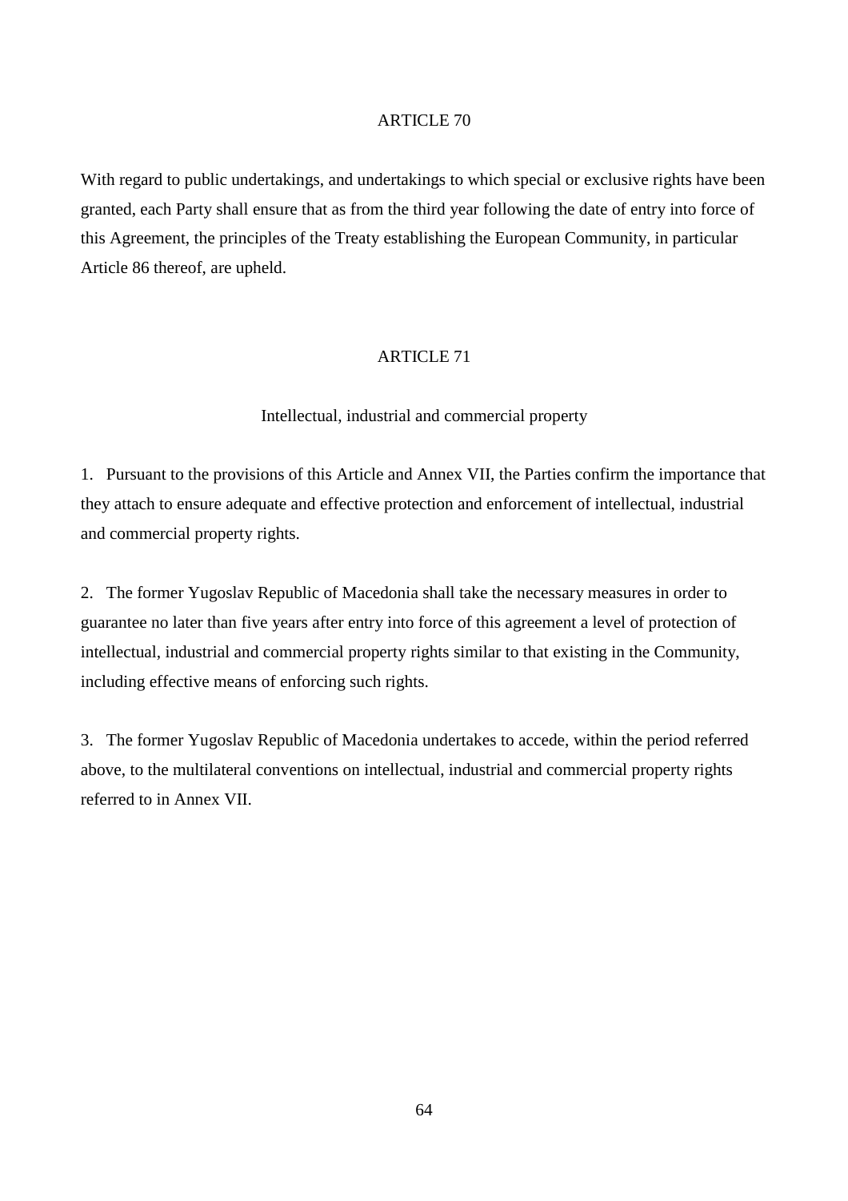## ARTICLE 70

With regard to public undertakings, and undertakings to which special or exclusive rights have been granted, each Party shall ensure that as from the third year following the date of entry into force of this Agreement, the principles of the Treaty establishing the European Community, in particular Article 86 thereof, are upheld.

## ARTICLE 71

### Intellectual, industrial and commercial property

1. Pursuant to the provisions of this Article and Annex VII, the Parties confirm the importance that they attach to ensure adequate and effective protection and enforcement of intellectual, industrial and commercial property rights.

2. The former Yugoslav Republic of Macedonia shall take the necessary measures in order to guarantee no later than five years after entry into force of this agreement a level of protection of intellectual, industrial and commercial property rights similar to that existing in the Community, including effective means of enforcing such rights.

3. The former Yugoslav Republic of Macedonia undertakes to accede, within the period referred above, to the multilateral conventions on intellectual, industrial and commercial property rights referred to in Annex VII.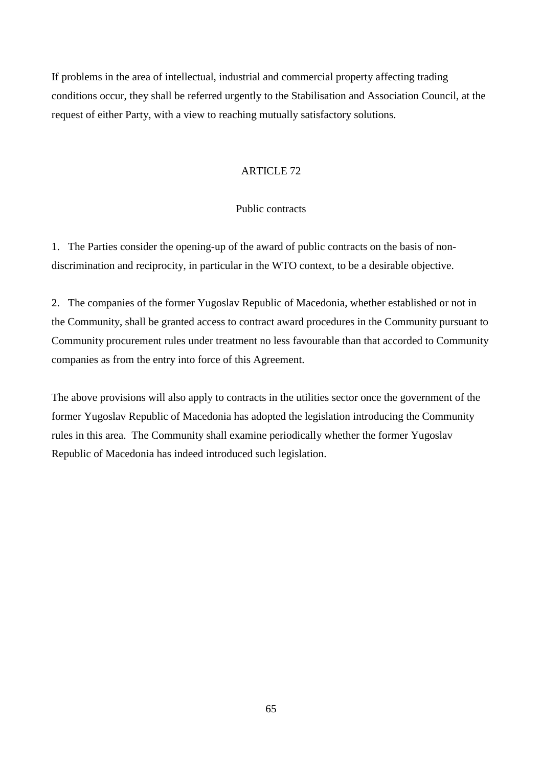If problems in the area of intellectual, industrial and commercial property affecting trading conditions occur, they shall be referred urgently to the Stabilisation and Association Council, at the request of either Party, with a view to reaching mutually satisfactory solutions.

## ARTICLE 72

### Public contracts

1. The Parties consider the opening-up of the award of public contracts on the basis of non-discrimination and reciprocity, in particular in the WTO context, to be a desirable objective.

2. The companies of the former Yugoslav Republic of Macedonia, whether established or not in the Community, shall be granted access to contract award procedures in the Community pursuant to Community procurement rules under treatment no less favourable than that accorded to Community companies as from the entry into force of this Agreement.

The above provisions will also apply to contracts in the utilities sector once the government of the former Yugoslav Republic of Macedonia has adopted the legislation introducing the Community rules in this area. The Community shall examine periodically whether the former Yugoslav Republic of Macedonia has indeed introduced such legislation.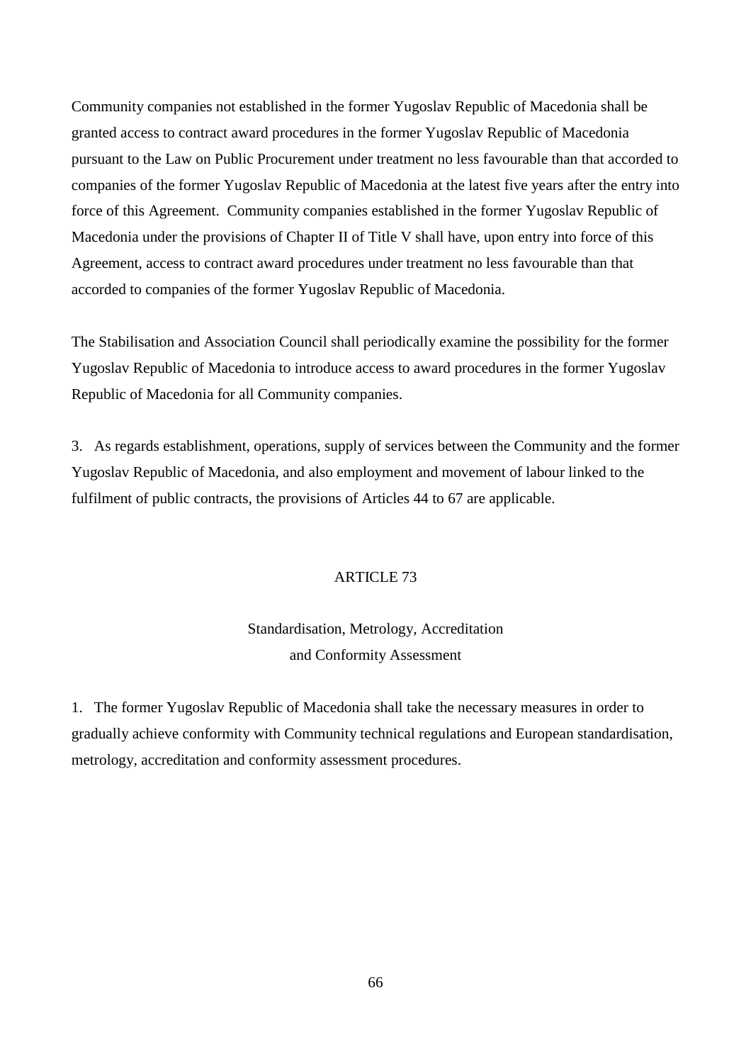Community companies not established in the former Yugoslav Republic of Macedonia shall be granted access to contract award procedures in the former Yugoslav Republic of Macedonia pursuant to the Law on Public Procurement under treatment no less favourable than that accorded to companies of the former Yugoslav Republic of Macedonia at the latest five years after the entry into force of this Agreement. Community companies established in the former Yugoslav Republic of Macedonia under the provisions of Chapter II of Title V shall have, upon entry into force of this Agreement, access to contract award procedures under treatment no less favourable than that accorded to companies of the former Yugoslav Republic of Macedonia.

The Stabilisation and Association Council shall periodically examine the possibility for the former Yugoslav Republic of Macedonia to introduce access to award procedures in the former Yugoslav Republic of Macedonia for all Community companies.

3. As regards establishment, operations, supply of services between the Community and the former Yugoslav Republic of Macedonia, and also employment and movement of labour linked to the fulfilment of public contracts, the provisions of Articles 44 to 67 are applicable.

## ARTICLE 73

### Standardisation, Metrology, Accreditation and Conformity Assessment

1. The former Yugoslav Republic of Macedonia shall take the necessary measures in order to gradually achieve conformity with Community technical regulations and European standardisation, metrology, accreditation and conformity assessment procedures.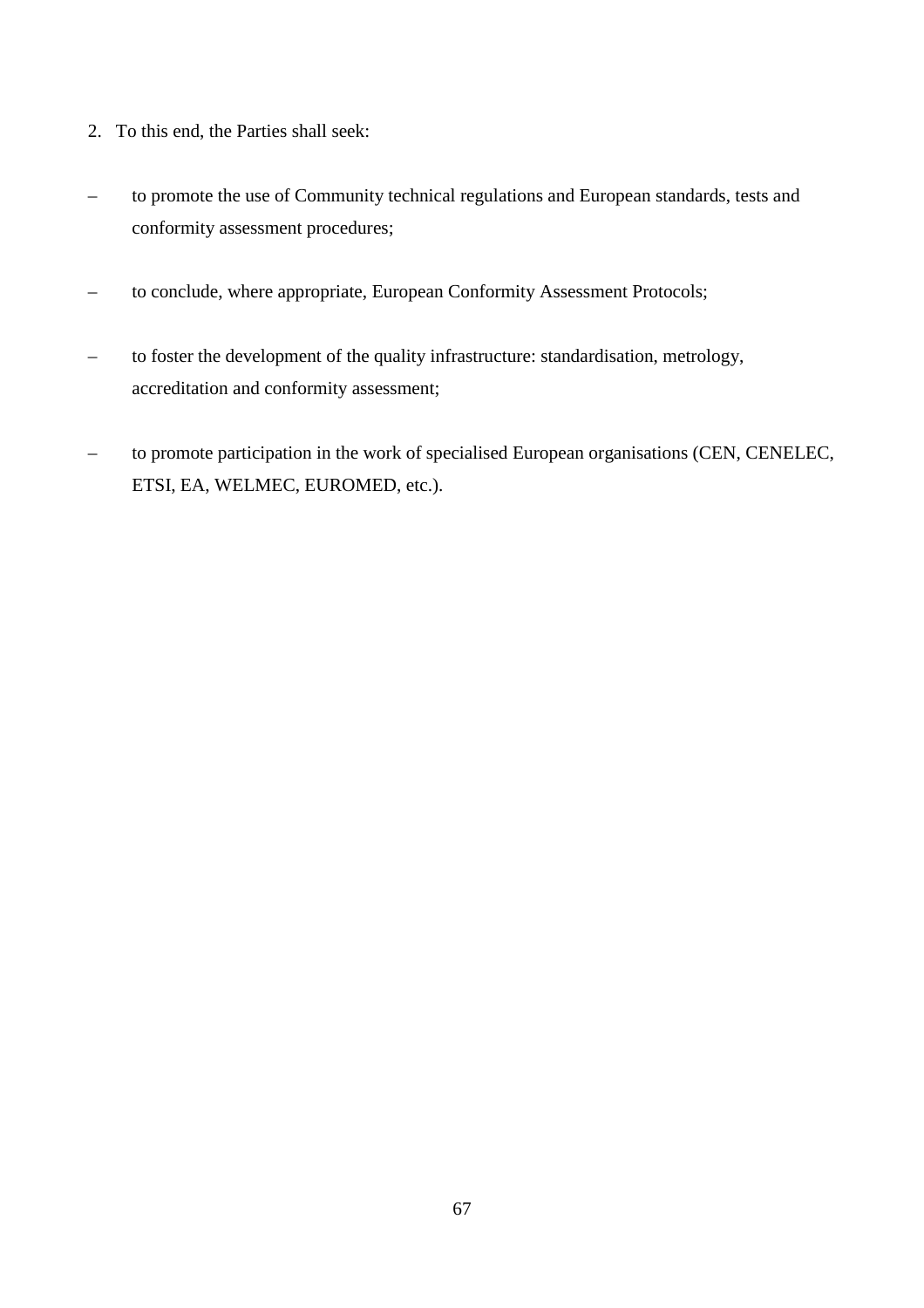2. To this end, the Parties shall seek:

– to promote the use of Community technical regulations and European standards, tests and conformity assessment procedures;

– to conclude, where appropriate, European Conformity Assessment Protocols;

– to foster the development of the quality infrastructure: standardisation, metrology, accreditation and conformity assessment;

– to promote participation in the work of specialised European organisations (CEN, CENELEC, ETSI, EA, WELMEC, EUROMED, etc.).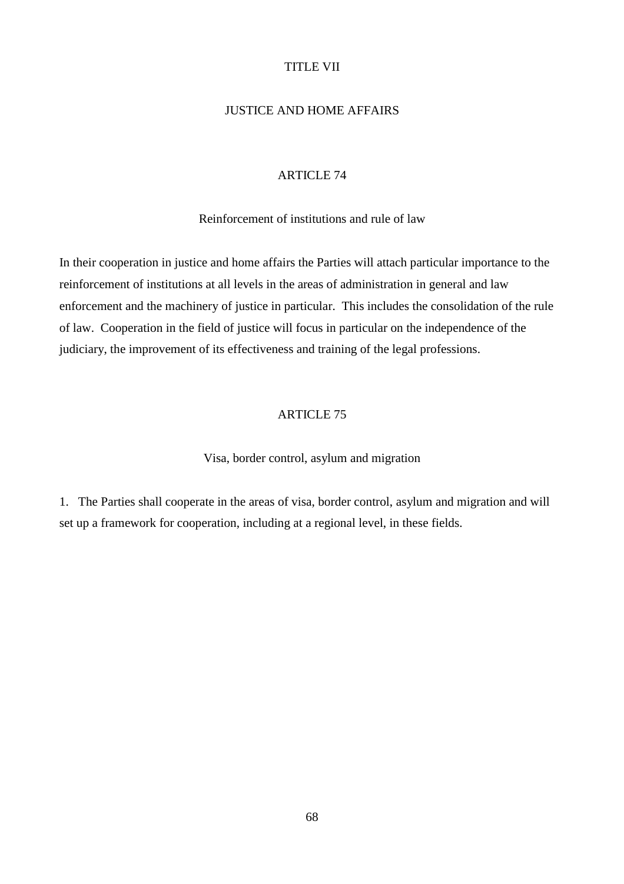# TITLE VII

# JUSTICE AND HOME AFFAIRS

## ARTICLE 74

### Reinforcement of institutions and rule of law

In their cooperation in justice and home affairs the Parties will attach particular importance to the reinforcement of institutions at all levels in the areas of administration in general and law enforcement and the machinery of justice in particular. This includes the consolidation of the rule of law. Cooperation in the field of justice will focus in particular on the independence of the judiciary, the improvement of its effectiveness and training of the legal professions.

## ARTICLE 75

### Visa, border control, asylum and migration

1. The Parties shall cooperate in the areas of visa, border control, asylum and migration and will set up a framework for cooperation, including at a regional level, in these fields.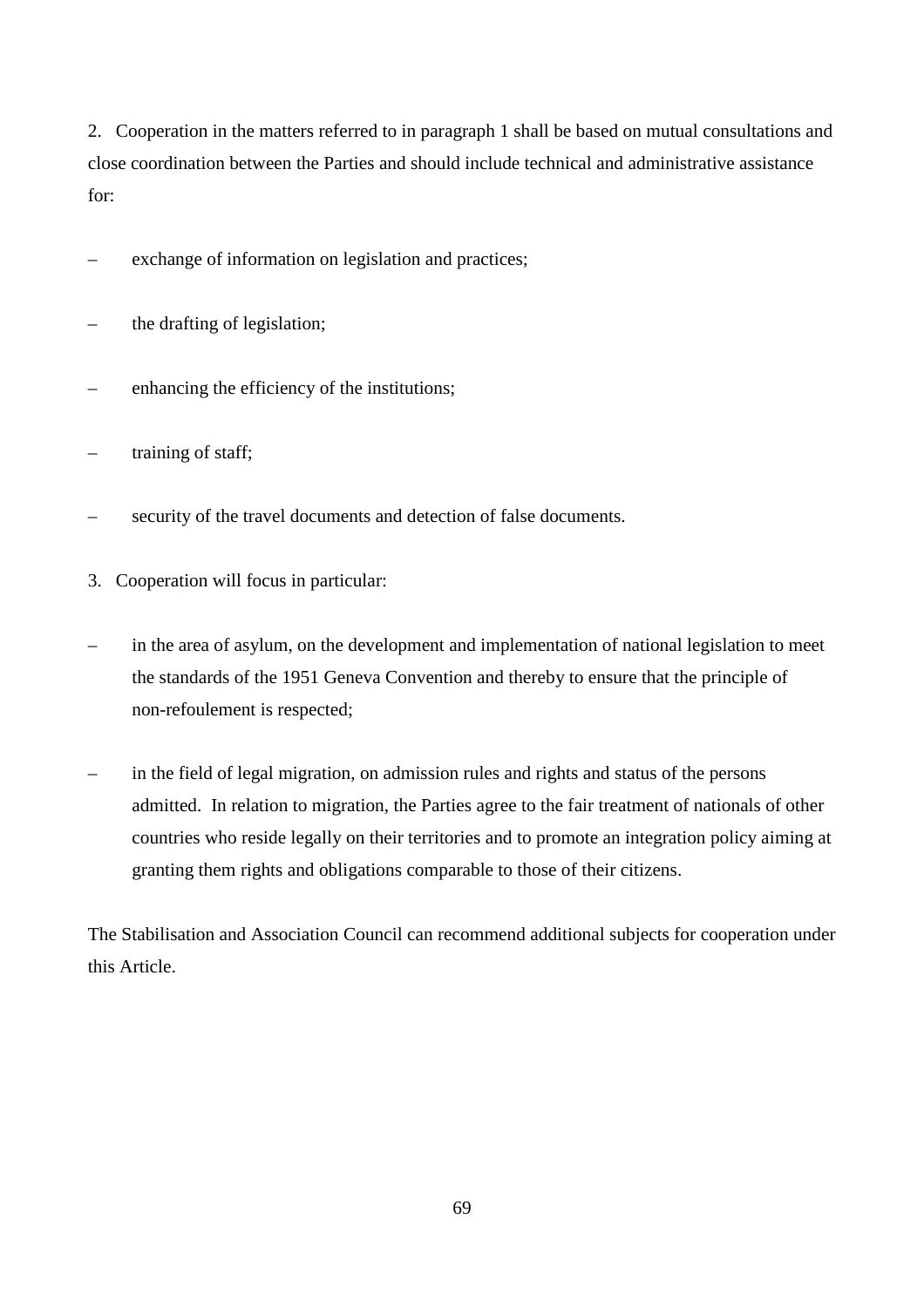2. Cooperation in the matters referred to in paragraph 1 shall be based on mutual consultations and close coordination between the Parties and should include technical and administrative assistance for:

– exchange of information on legislation and practices;

– the drafting of legislation;

– enhancing the efficiency of the institutions;

– training of staff;

– security of the travel documents and detection of false documents.

3. Cooperation will focus in particular:

– in the area of asylum, on the development and implementation of national legislation to meet the standards of the 1951 Geneva Convention and thereby to ensure that the principle of non-refoulement is respected;

– in the field of legal migration, on admission rules and rights and status of the persons admitted. In relation to migration, the Parties agree to the fair treatment of nationals of other countries who reside legally on their territories and to promote an integration policy aiming at granting them rights and obligations comparable to those of their citizens.

The Stabilisation and Association Council can recommend additional subjects for cooperation under this Article.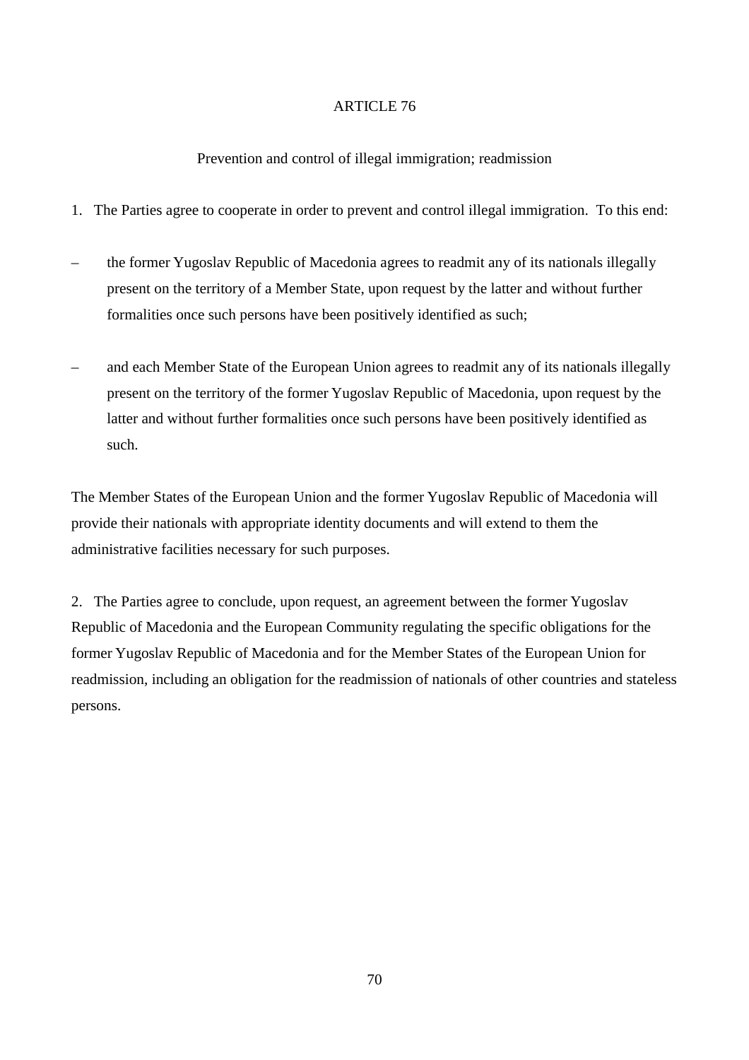## ARTICLE 76

### Prevention and control of illegal immigration; readmission

1. The Parties agree to cooperate in order to prevent and control illegal immigration. To this end:

– the former Yugoslav Republic of Macedonia agrees to readmit any of its nationals illegally present on the territory of a Member State, upon request by the latter and without further formalities once such persons have been positively identified as such;

– and each Member State of the European Union agrees to readmit any of its nationals illegally present on the territory of the former Yugoslav Republic of Macedonia, upon request by the latter and without further formalities once such persons have been positively identified as such.

The Member States of the European Union and the former Yugoslav Republic of Macedonia will provide their nationals with appropriate identity documents and will extend to them the administrative facilities necessary for such purposes.

2. The Parties agree to conclude, upon request, an agreement between the former Yugoslav Republic of Macedonia and the European Community regulating the specific obligations for the former Yugoslav Republic of Macedonia and for the Member States of the European Union for readmission, including an obligation for the readmission of nationals of other countries and stateless persons.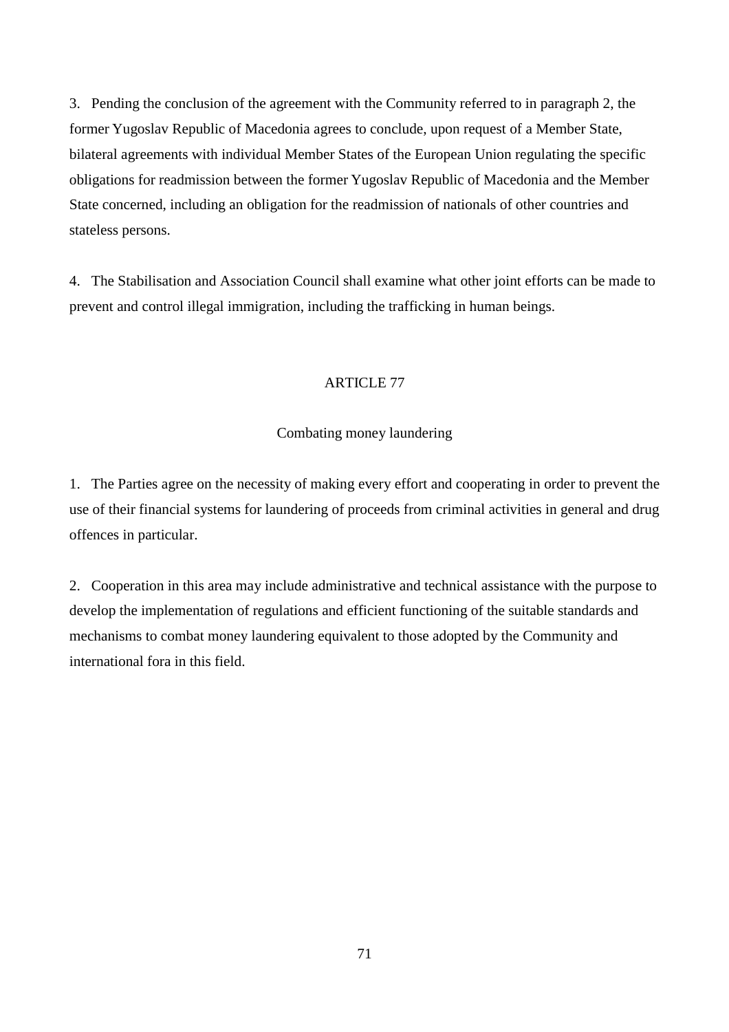3. Pending the conclusion of the agreement with the Community referred to in paragraph 2, the former Yugoslav Republic of Macedonia agrees to conclude, upon request of a Member State, bilateral agreements with individual Member States of the European Union regulating the specific obligations for readmission between the former Yugoslav Republic of Macedonia and the Member State concerned, including an obligation for the readmission of nationals of other countries and stateless persons.

4. The Stabilisation and Association Council shall examine what other joint efforts can be made to prevent and control illegal immigration, including the trafficking in human beings.

## ARTICLE 77

### Combating money laundering

1. The Parties agree on the necessity of making every effort and cooperating in order to prevent the use of their financial systems for laundering of proceeds from criminal activities in general and drug offences in particular.

2. Cooperation in this area may include administrative and technical assistance with the purpose to develop the implementation of regulations and efficient functioning of the suitable standards and mechanisms to combat money laundering equivalent to those adopted by the Community and international fora in this field.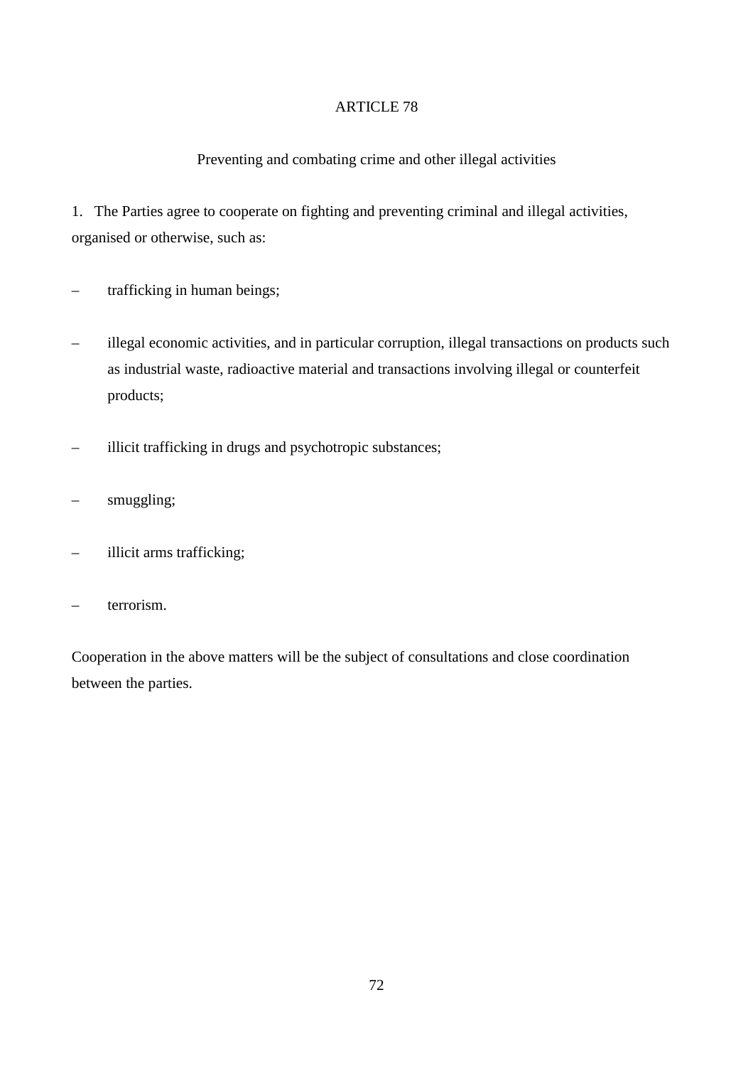## ARTICLE 78

### Preventing and combating crime and other illegal activities

1. The Parties agree to cooperate on fighting and preventing criminal and illegal activities, organised or otherwise, such as:

- trafficking in human beings;
- illegal economic activities, and in particular corruption, illegal transactions on products such as industrial waste, radioactive material and transactions involving illegal or counterfeit products;
- illicit trafficking in drugs and psychotropic substances;
- smuggling;
- illicit arms trafficking;
- terrorism.

Cooperation in the above matters will be the subject of consultations and close coordination between the parties.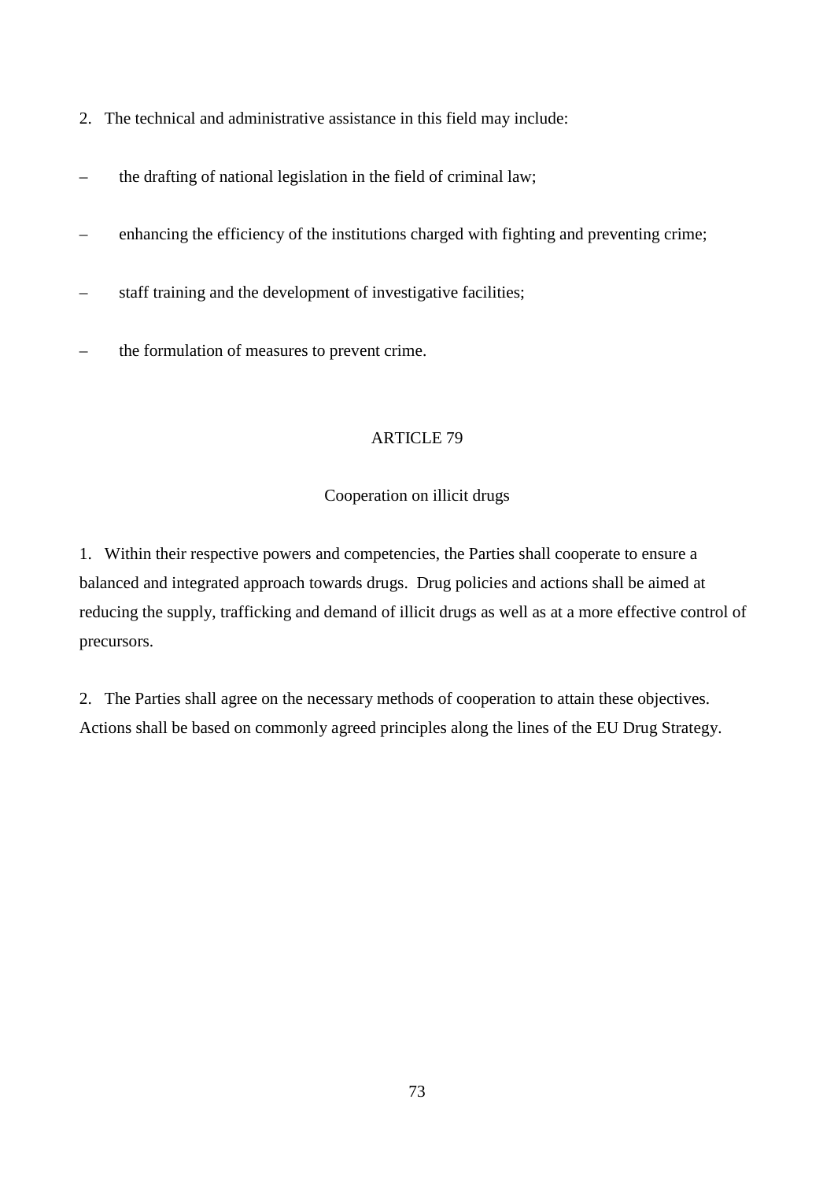2. The technical and administrative assistance in this field may include:

– the drafting of national legislation in the field of criminal law;

– enhancing the efficiency of the institutions charged with fighting and preventing crime;

– staff training and the development of investigative facilities;

– the formulation of measures to prevent crime.

## ARTICLE 79

### Cooperation on illicit drugs

1. Within their respective powers and competencies, the Parties shall cooperate to ensure a balanced and integrated approach towards drugs. Drug policies and actions shall be aimed at reducing the supply, trafficking and demand of illicit drugs as well as at a more effective control of precursors.

2. The Parties shall agree on the necessary methods of cooperation to attain these objectives. Actions shall be based on commonly agreed principles along the lines of the EU Drug Strategy.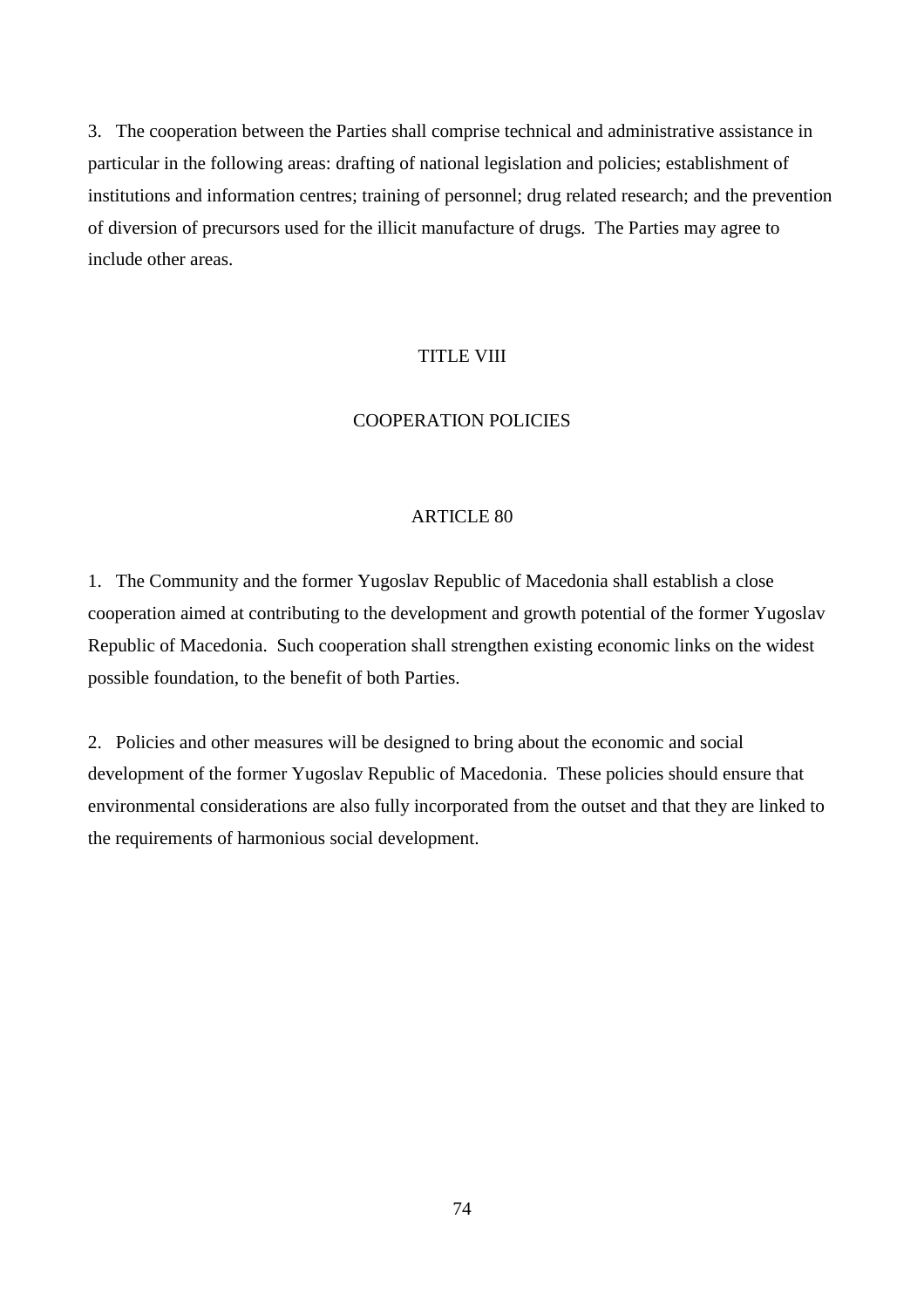3. The cooperation between the Parties shall comprise technical and administrative assistance in particular in the following areas: drafting of national legislation and policies; establishment of institutions and information centres; training of personnel; drug related research; and the prevention of diversion of precursors used for the illicit manufacture of drugs. The Parties may agree to include other areas.

# TITLE VIII

# COOPERATION POLICIES

## ARTICLE 80

1. The Community and the former Yugoslav Republic of Macedonia shall establish a close cooperation aimed at contributing to the development and growth potential of the former Yugoslav Republic of Macedonia. Such cooperation shall strengthen existing economic links on the widest possible foundation, to the benefit of both Parties.

2. Policies and other measures will be designed to bring about the economic and social development of the former Yugoslav Republic of Macedonia. These policies should ensure that environmental considerations are also fully incorporated from the outset and that they are linked to the requirements of harmonious social development.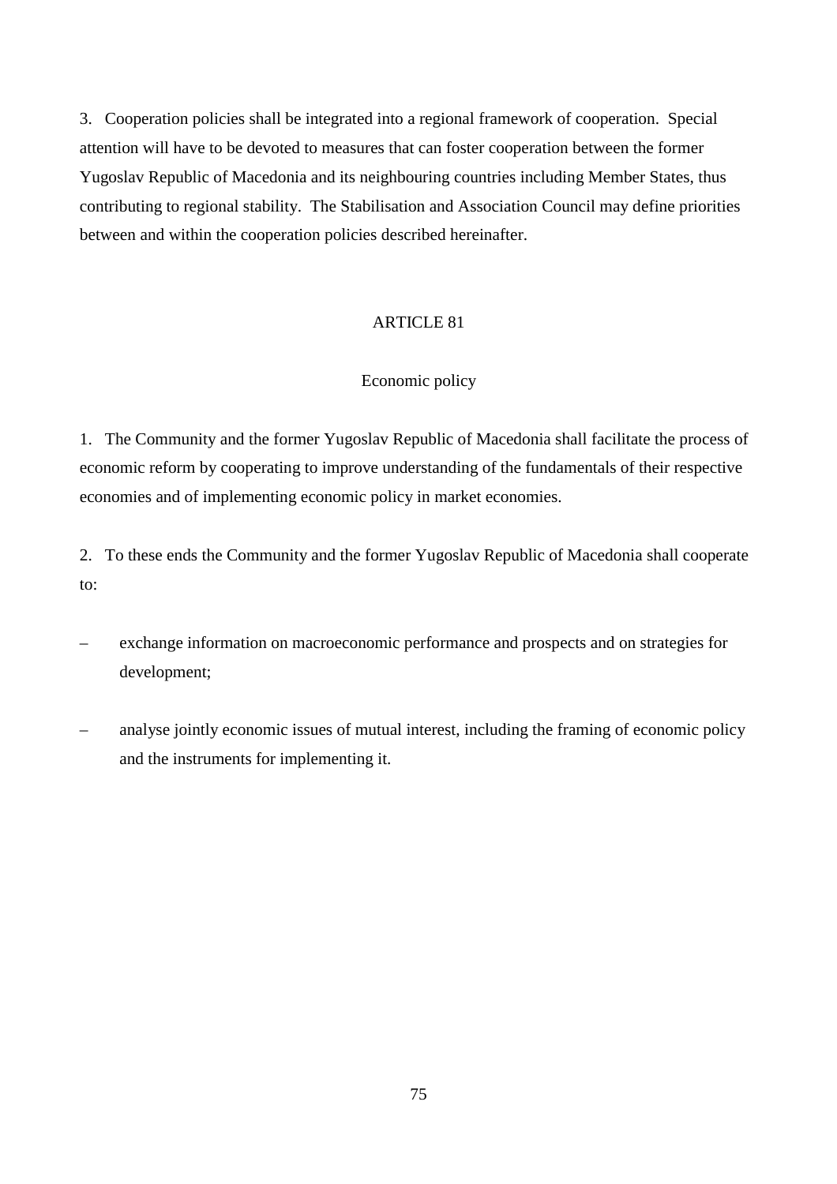3. Cooperation policies shall be integrated into a regional framework of cooperation. Special attention will have to be devoted to measures that can foster cooperation between the former Yugoslav Republic of Macedonia and its neighbouring countries including Member States, thus contributing to regional stability. The Stabilisation and Association Council may define priorities between and within the cooperation policies described hereinafter.

## ARTICLE 81

### Economic policy

1. The Community and the former Yugoslav Republic of Macedonia shall facilitate the process of economic reform by cooperating to improve understanding of the fundamentals of their respective economies and of implementing economic policy in market economies.

2. To these ends the Community and the former Yugoslav Republic of Macedonia shall cooperate to:

– exchange information on macroeconomic performance and prospects and on strategies for development;

– analyse jointly economic issues of mutual interest, including the framing of economic policy and the instruments for implementing it.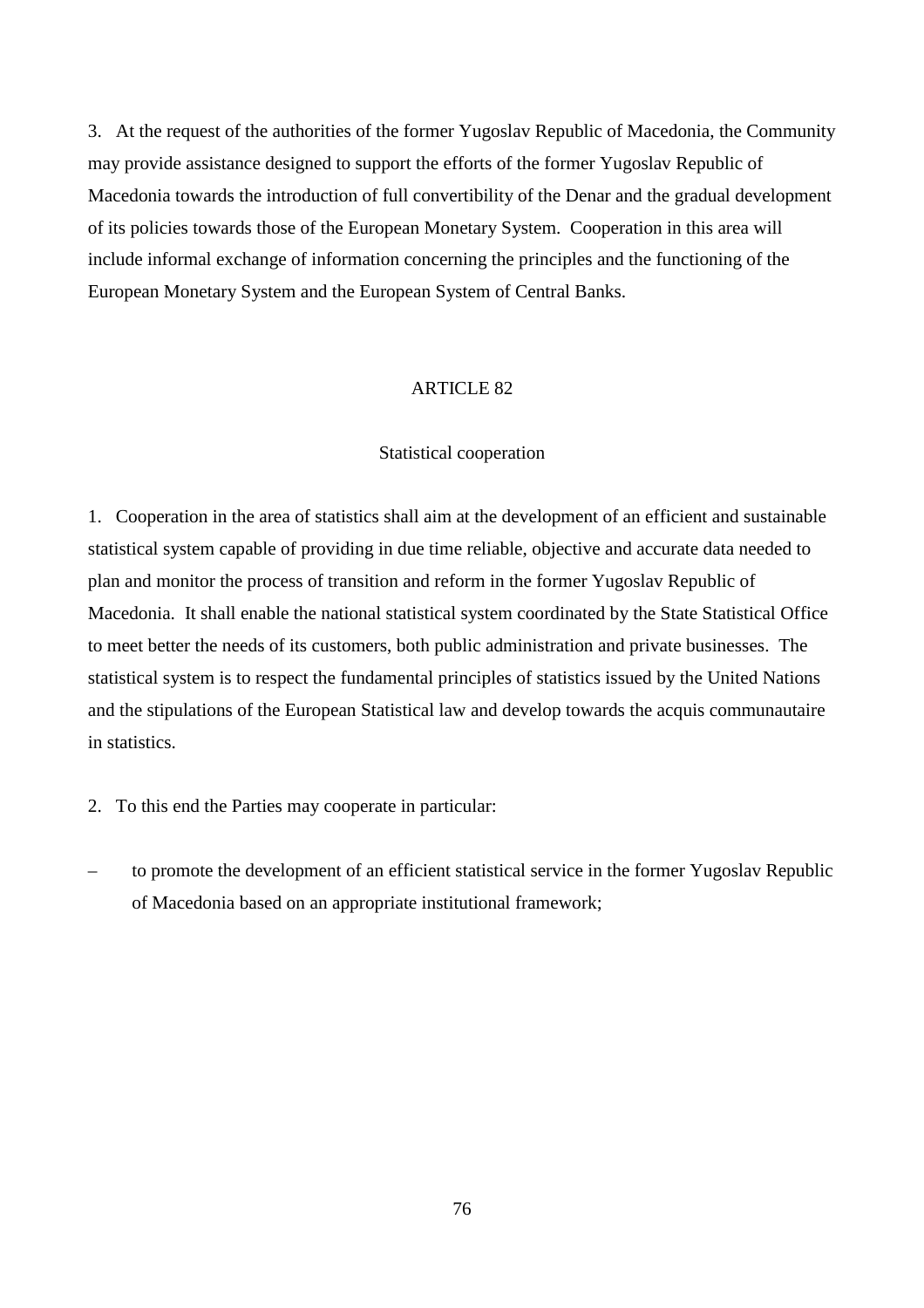3. At the request of the authorities of the former Yugoslav Republic of Macedonia, the Community may provide assistance designed to support the efforts of the former Yugoslav Republic of Macedonia towards the introduction of full convertibility of the Denar and the gradual development of its policies towards those of the European Monetary System. Cooperation in this area will include informal exchange of information concerning the principles and the functioning of the European Monetary System and the European System of Central Banks.

## ARTICLE 82

### Statistical cooperation

1. Cooperation in the area of statistics shall aim at the development of an efficient and sustainable statistical system capable of providing in due time reliable, objective and accurate data needed to plan and monitor the process of transition and reform in the former Yugoslav Republic of Macedonia. It shall enable the national statistical system coordinated by the State Statistical Office to meet better the needs of its customers, both public administration and private businesses. The statistical system is to respect the fundamental principles of statistics issued by the United Nations and the stipulations of the European Statistical law and develop towards the acquis communautaire in statistics.

2. To this end the Parties may cooperate in particular:

– to promote the development of an efficient statistical service in the former Yugoslav Republic of Macedonia based on an appropriate institutional framework;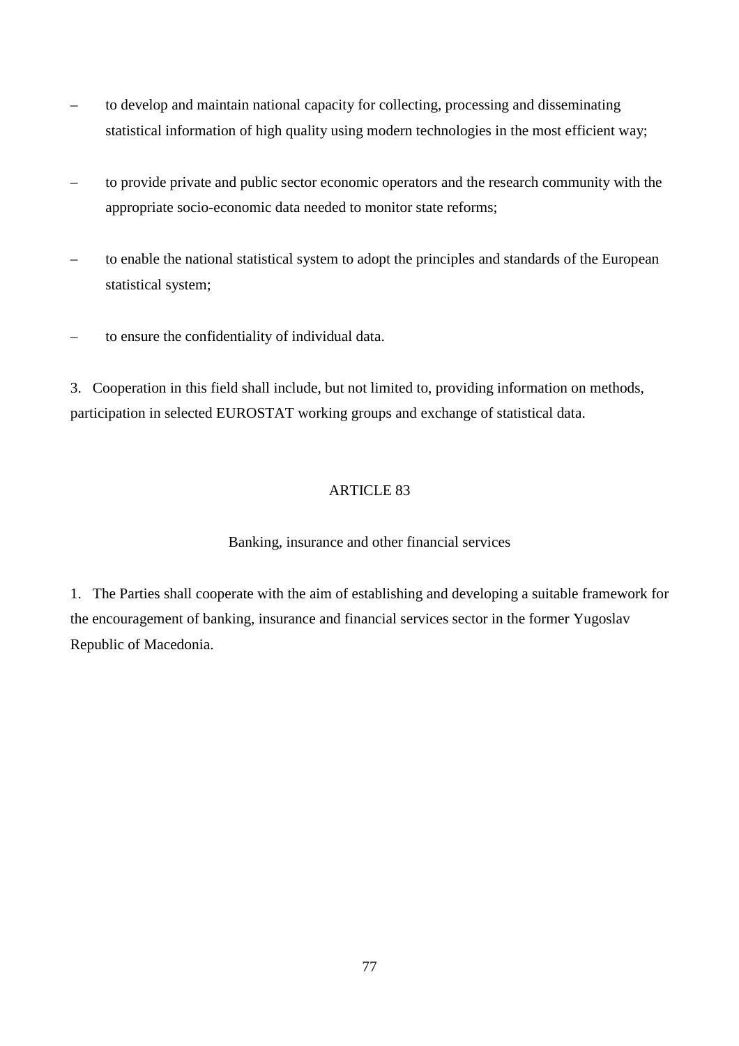– to develop and maintain national capacity for collecting, processing and disseminating statistical information of high quality using modern technologies in the most efficient way;

– to provide private and public sector economic operators and the research community with the appropriate socio-economic data needed to monitor state reforms;

– to enable the national statistical system to adopt the principles and standards of the European statistical system;

– to ensure the confidentiality of individual data.

3. Cooperation in this field shall include, but not limited to, providing information on methods, participation in selected EUROSTAT working groups and exchange of statistical data.

ARTICLE 83

Banking, insurance and other financial services

1. The Parties shall cooperate with the aim of establishing and developing a suitable framework for the encouragement of banking, insurance and financial services sector in the former Yugoslav Republic of Macedonia.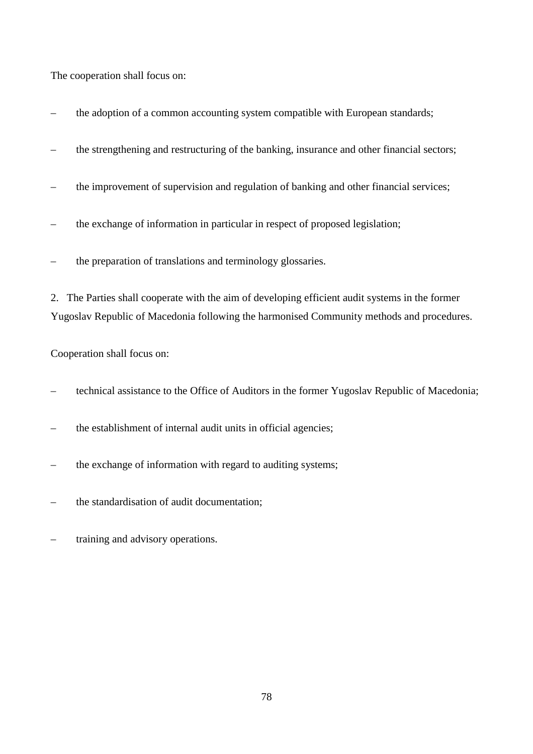The cooperation shall focus on:

– the adoption of a common accounting system compatible with European standards;

– the strengthening and restructuring of the banking, insurance and other financial sectors;

– the improvement of supervision and regulation of banking and other financial services;

– the exchange of information in particular in respect of proposed legislation;

– the preparation of translations and terminology glossaries.

2. The Parties shall cooperate with the aim of developing efficient audit systems in the former Yugoslav Republic of Macedonia following the harmonised Community methods and procedures.

Cooperation shall focus on:

– technical assistance to the Office of Auditors in the former Yugoslav Republic of Macedonia;

– the establishment of internal audit units in official agencies;

– the exchange of information with regard to auditing systems;

– the standardisation of audit documentation;

– training and advisory operations.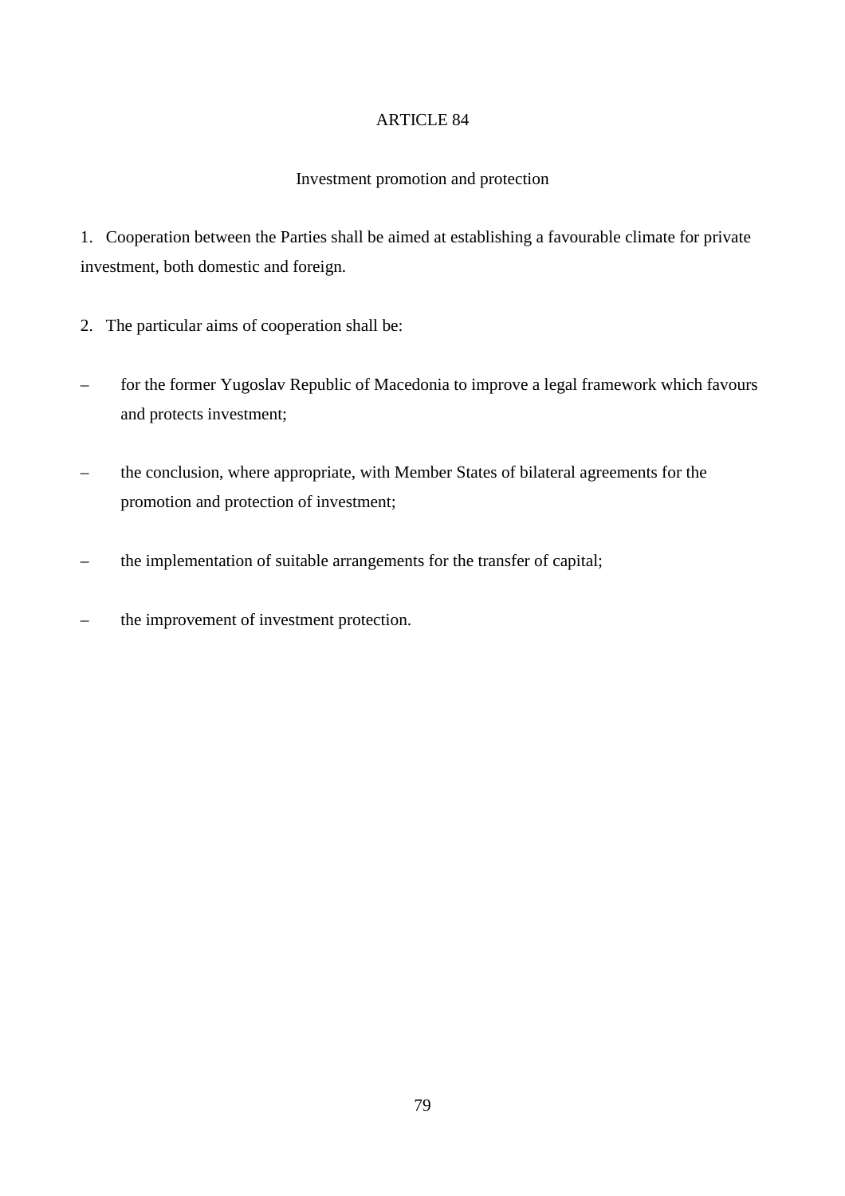ARTICLE 84

Investment promotion and protection

1. Cooperation between the Parties shall be aimed at establishing a favourable climate for private investment, both domestic and foreign.

2. The particular aims of cooperation shall be:

– for the former Yugoslav Republic of Macedonia to improve a legal framework which favours and protects investment;

– the conclusion, where appropriate, with Member States of bilateral agreements for the promotion and protection of investment;

– the implementation of suitable arrangements for the transfer of capital;

– the improvement of investment protection.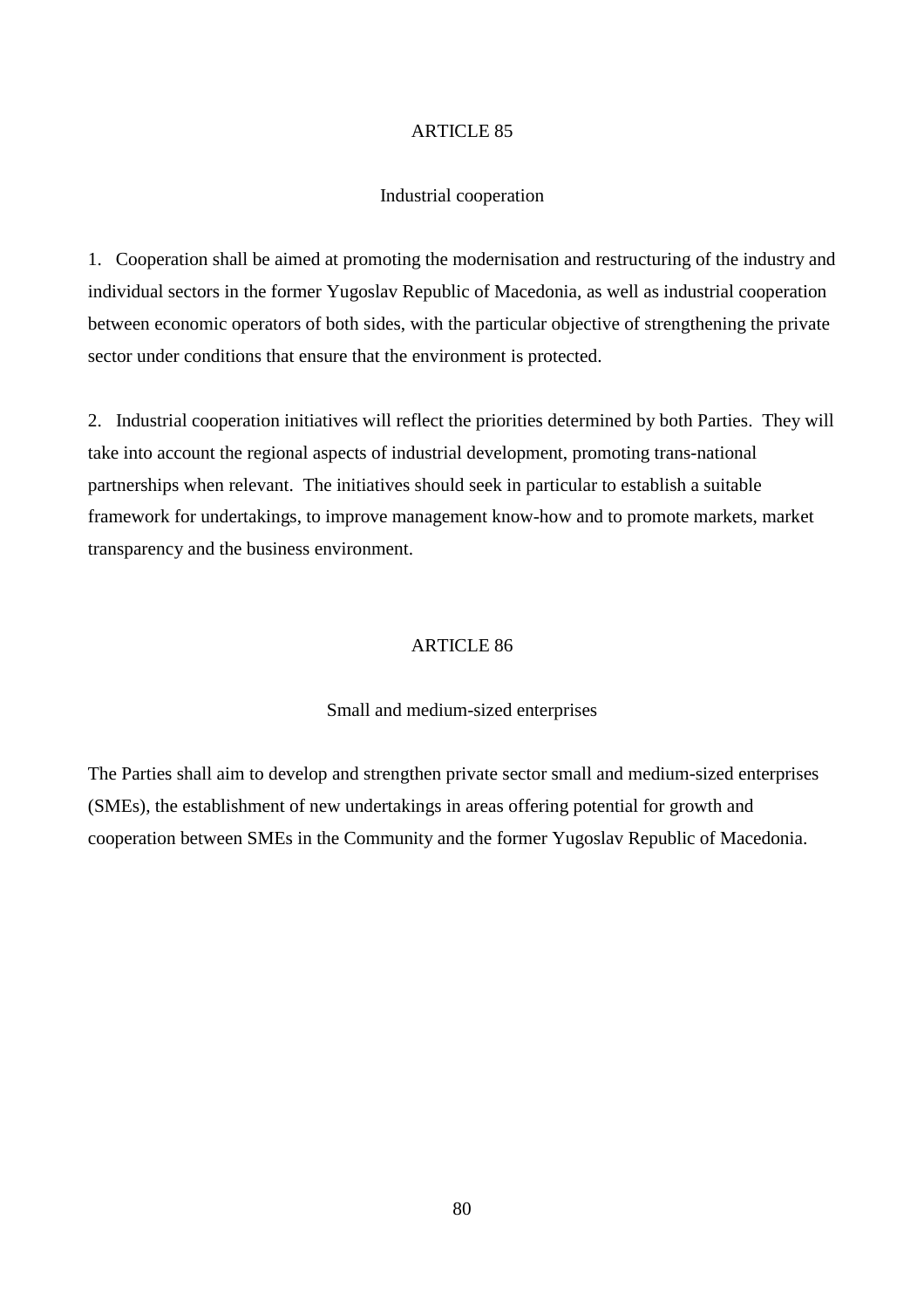## ARTICLE 85

### Industrial cooperation

1. Cooperation shall be aimed at promoting the modernisation and restructuring of the industry and individual sectors in the former Yugoslav Republic of Macedonia, as well as industrial cooperation between economic operators of both sides, with the particular objective of strengthening the private sector under conditions that ensure that the environment is protected.

2. Industrial cooperation initiatives will reflect the priorities determined by both Parties. They will take into account the regional aspects of industrial development, promoting trans-national partnerships when relevant. The initiatives should seek in particular to establish a suitable framework for undertakings, to improve management know-how and to promote markets, market transparency and the business environment.

## ARTICLE 86

### Small and medium-sized enterprises

The Parties shall aim to develop and strengthen private sector small and medium-sized enterprises (SMEs), the establishment of new undertakings in areas offering potential for growth and cooperation between SMEs in the Community and the former Yugoslav Republic of Macedonia.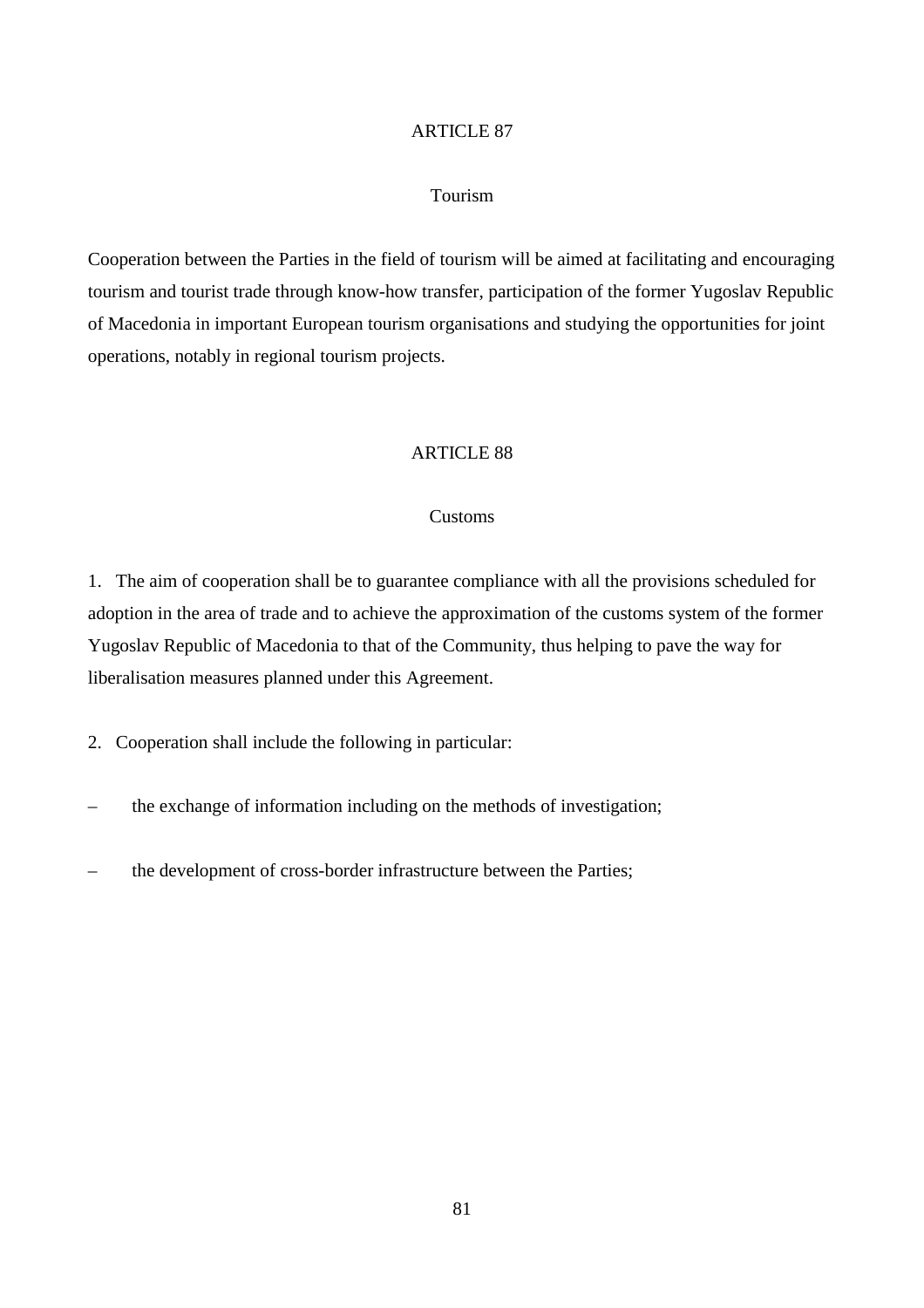ARTICLE 87

Tourism

Cooperation between the Parties in the field of tourism will be aimed at facilitating and encouraging tourism and tourist trade through know-how transfer, participation of the former Yugoslav Republic of Macedonia in important European tourism organisations and studying the opportunities for joint operations, notably in regional tourism projects.

ARTICLE 88

Customs

1. The aim of cooperation shall be to guarantee compliance with all the provisions scheduled for adoption in the area of trade and to achieve the approximation of the customs system of the former Yugoslav Republic of Macedonia to that of the Community, thus helping to pave the way for liberalisation measures planned under this Agreement.

2. Cooperation shall include the following in particular:

– the exchange of information including on the methods of investigation;

– the development of cross-border infrastructure between the Parties;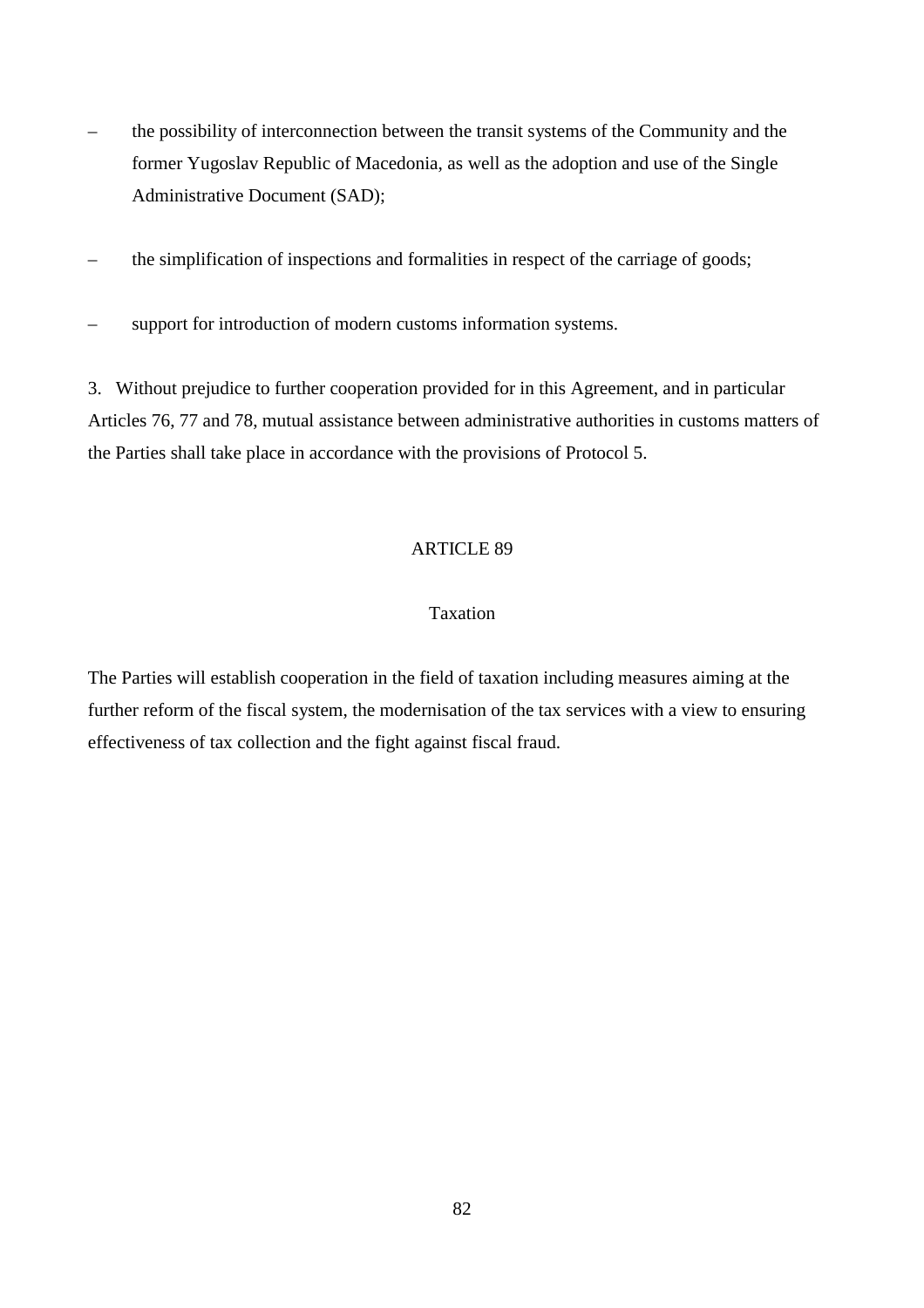– the possibility of interconnection between the transit systems of the Community and the former Yugoslav Republic of Macedonia, as well as the adoption and use of the Single Administrative Document (SAD);

– the simplification of inspections and formalities in respect of the carriage of goods;

– support for introduction of modern customs information systems.

3. Without prejudice to further cooperation provided for in this Agreement, and in particular Articles 76, 77 and 78, mutual assistance between administrative authorities in customs matters of the Parties shall take place in accordance with the provisions of Protocol 5.

ARTICLE 89

Taxation

The Parties will establish cooperation in the field of taxation including measures aiming at the further reform of the fiscal system, the modernisation of the tax services with a view to ensuring effectiveness of tax collection and the fight against fiscal fraud.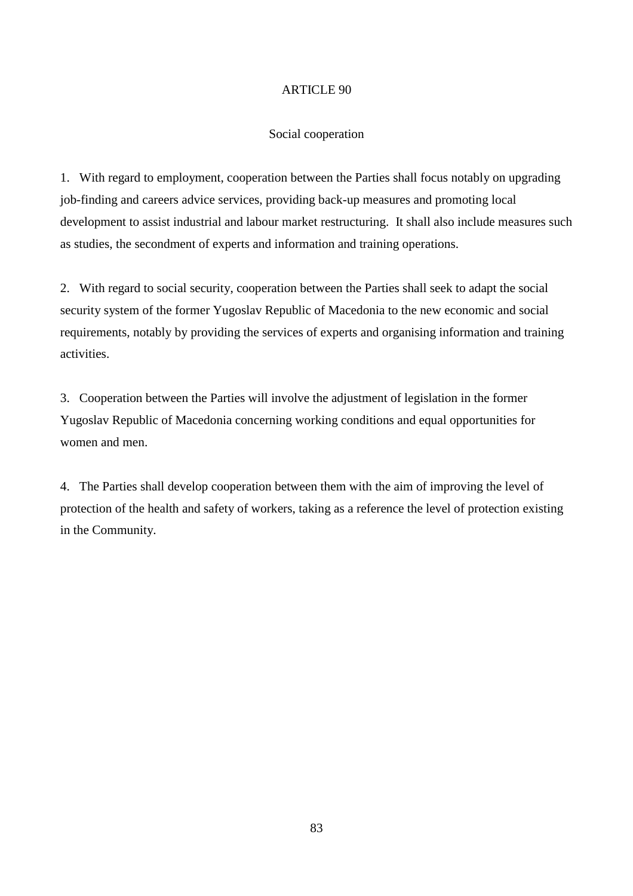## ARTICLE 90

### Social cooperation

1. With regard to employment, cooperation between the Parties shall focus notably on upgrading job-finding and careers advice services, providing back-up measures and promoting local development to assist industrial and labour market restructuring. It shall also include measures such as studies, the secondment of experts and information and training operations.

2. With regard to social security, cooperation between the Parties shall seek to adapt the social security system of the former Yugoslav Republic of Macedonia to the new economic and social requirements, notably by providing the services of experts and organising information and training activities.

3. Cooperation between the Parties will involve the adjustment of legislation in the former Yugoslav Republic of Macedonia concerning working conditions and equal opportunities for women and men.

4. The Parties shall develop cooperation between them with the aim of improving the level of protection of the health and safety of workers, taking as a reference the level of protection existing in the Community.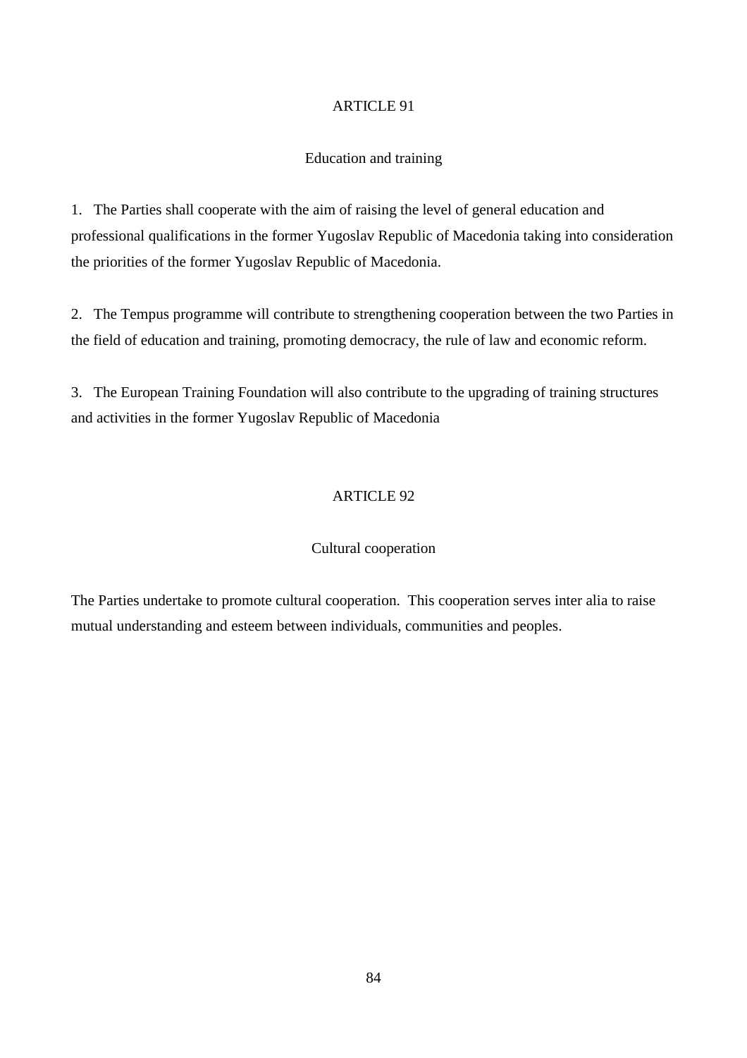## ARTICLE 91

### Education and training

1. The Parties shall cooperate with the aim of raising the level of general education and professional qualifications in the former Yugoslav Republic of Macedonia taking into consideration the priorities of the former Yugoslav Republic of Macedonia.

2. The Tempus programme will contribute to strengthening cooperation between the two Parties in the field of education and training, promoting democracy, the rule of law and economic reform.

3. The European Training Foundation will also contribute to the upgrading of training structures and activities in the former Yugoslav Republic of Macedonia

## ARTICLE 92

### Cultural cooperation

The Parties undertake to promote cultural cooperation. This cooperation serves inter alia to raise mutual understanding and esteem between individuals, communities and peoples.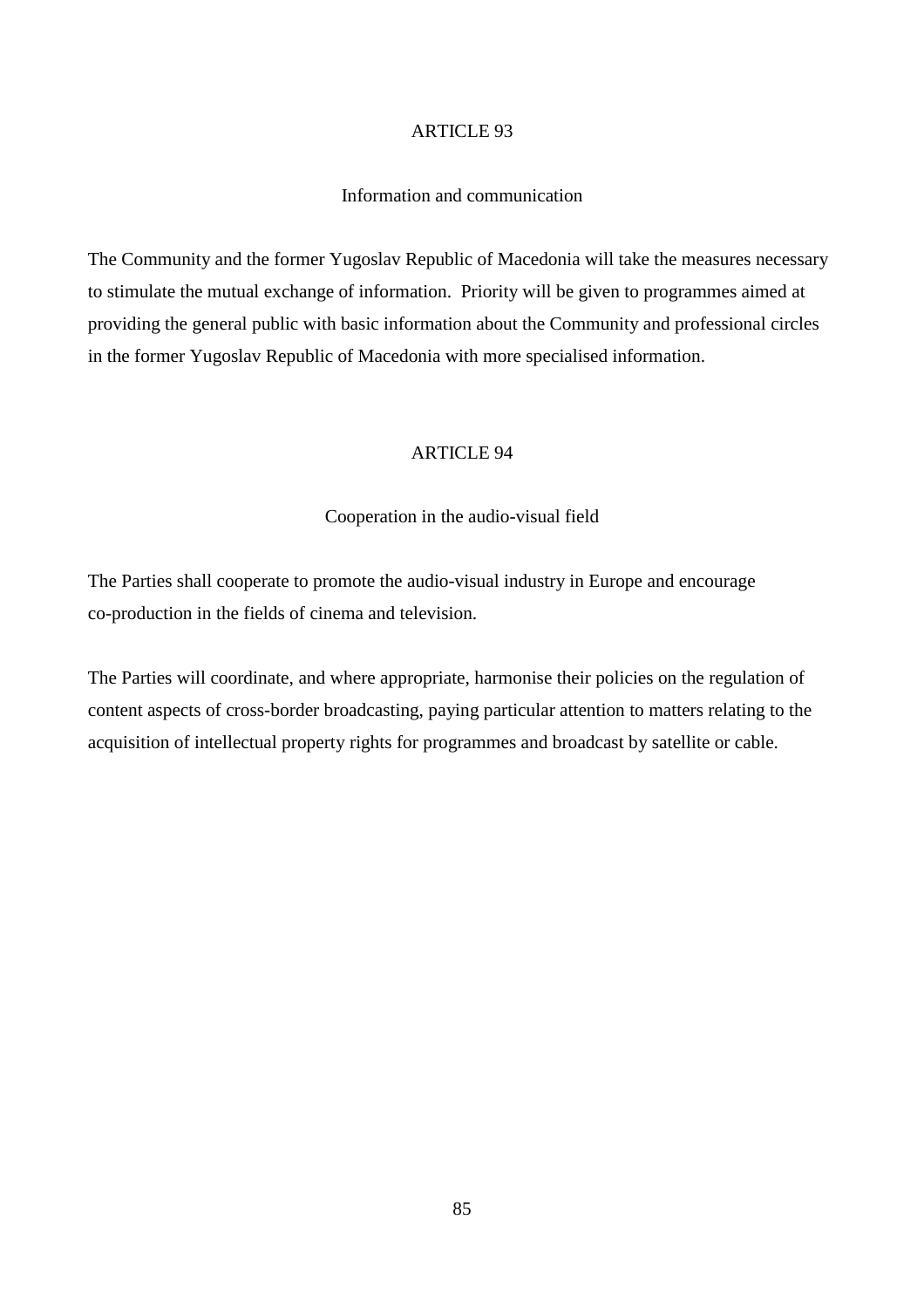## ARTICLE 93

### Information and communication

The Community and the former Yugoslav Republic of Macedonia will take the measures necessary to stimulate the mutual exchange of information. Priority will be given to programmes aimed at providing the general public with basic information about the Community and professional circles in the former Yugoslav Republic of Macedonia with more specialised information.

## ARTICLE 94

### Cooperation in the audio-visual field

The Parties shall cooperate to promote the audio-visual industry in Europe and encourage co-production in the fields of cinema and television.

The Parties will coordinate, and where appropriate, harmonise their policies on the regulation of content aspects of cross-border broadcasting, paying particular attention to matters relating to the acquisition of intellectual property rights for programmes and broadcast by satellite or cable.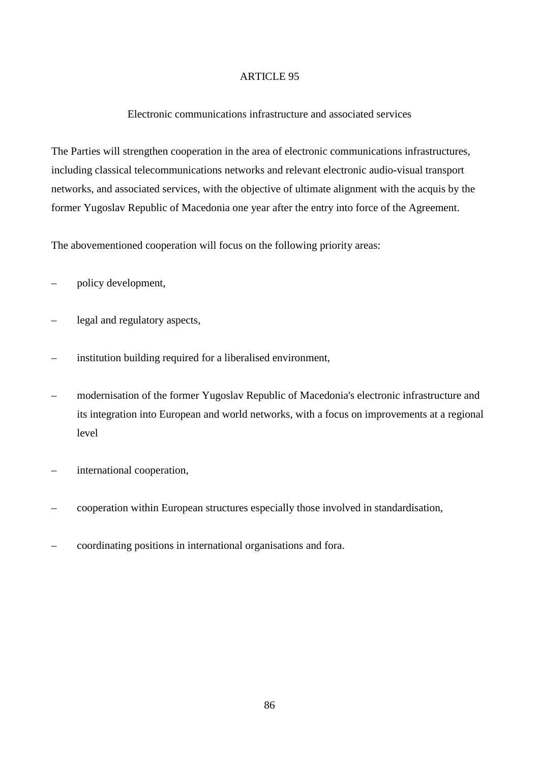## ARTICLE 95

### Electronic communications infrastructure and associated services

The Parties will strengthen cooperation in the area of electronic communications infrastructures, including classical telecommunications networks and relevant electronic audio-visual transport networks, and associated services, with the objective of ultimate alignment with the acquis by the former Yugoslav Republic of Macedonia one year after the entry into force of the Agreement.

The abovementioned cooperation will focus on the following priority areas:

– policy development,

– legal and regulatory aspects,

– institution building required for a liberalised environment,

– modernisation of the former Yugoslav Republic of Macedonia's electronic infrastructure and its integration into European and world networks, with a focus on improvements at a regional level

– international cooperation,

– cooperation within European structures especially those involved in standardisation,

– coordinating positions in international organisations and fora.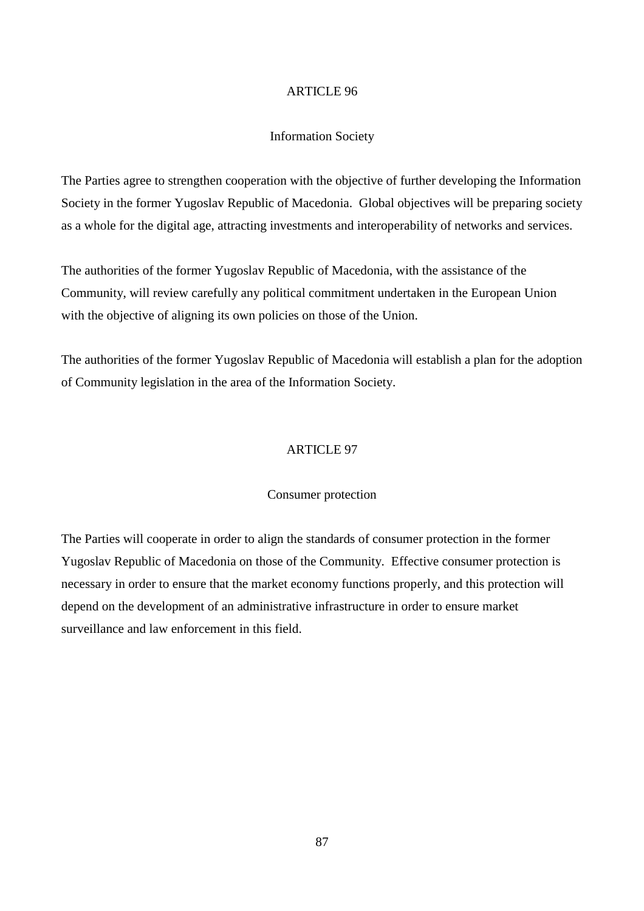## ARTICLE 96

### Information Society

The Parties agree to strengthen cooperation with the objective of further developing the Information Society in the former Yugoslav Republic of Macedonia. Global objectives will be preparing society as a whole for the digital age, attracting investments and interoperability of networks and services.

The authorities of the former Yugoslav Republic of Macedonia, with the assistance of the Community, will review carefully any political commitment undertaken in the European Union with the objective of aligning its own policies on those of the Union.

The authorities of the former Yugoslav Republic of Macedonia will establish a plan for the adoption of Community legislation in the area of the Information Society.

## ARTICLE 97

### Consumer protection

The Parties will cooperate in order to align the standards of consumer protection in the former Yugoslav Republic of Macedonia on those of the Community. Effective consumer protection is necessary in order to ensure that the market economy functions properly, and this protection will depend on the development of an administrative infrastructure in order to ensure market surveillance and law enforcement in this field.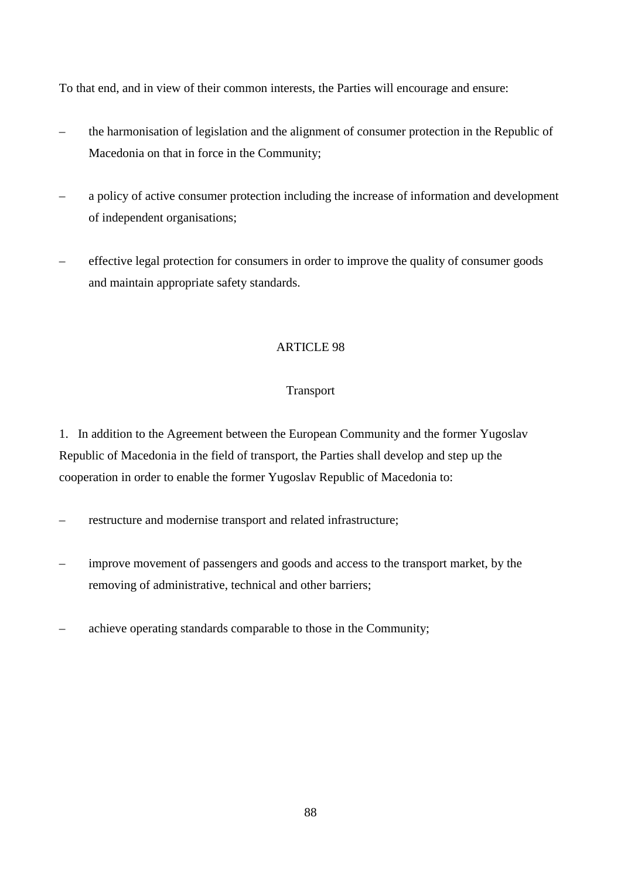To that end, and in view of their common interests, the Parties will encourage and ensure:

– the harmonisation of legislation and the alignment of consumer protection in the Republic of Macedonia on that in force in the Community;

– a policy of active consumer protection including the increase of information and development of independent organisations;

– effective legal protection for consumers in order to improve the quality of consumer goods and maintain appropriate safety standards.

## ARTICLE 98

### Transport

1. In addition to the Agreement between the European Community and the former Yugoslav Republic of Macedonia in the field of transport, the Parties shall develop and step up the cooperation in order to enable the former Yugoslav Republic of Macedonia to:

– restructure and modernise transport and related infrastructure;

– improve movement of passengers and goods and access to the transport market, by the removing of administrative, technical and other barriers;

– achieve operating standards comparable to those in the Community;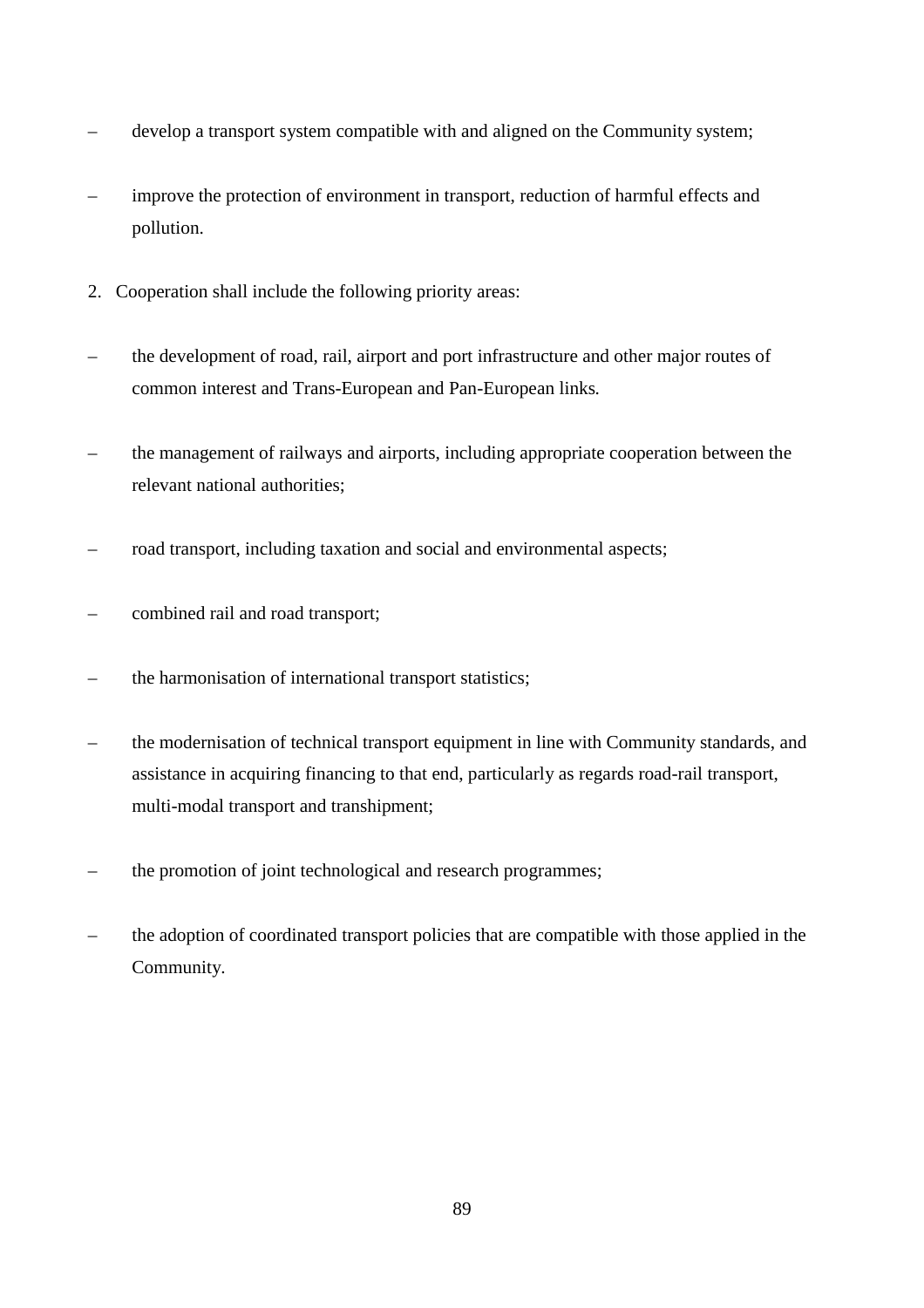– develop a transport system compatible with and aligned on the Community system;

– improve the protection of environment in transport, reduction of harmful effects and pollution.

2. Cooperation shall include the following priority areas:

– the development of road, rail, airport and port infrastructure and other major routes of common interest and Trans-European and Pan-European links.

– the management of railways and airports, including appropriate cooperation between the relevant national authorities;

– road transport, including taxation and social and environmental aspects;

– combined rail and road transport;

– the harmonisation of international transport statistics;

– the modernisation of technical transport equipment in line with Community standards, and assistance in acquiring financing to that end, particularly as regards road-rail transport, multi-modal transport and transhipment;

– the promotion of joint technological and research programmes;

– the adoption of coordinated transport policies that are compatible with those applied in the Community.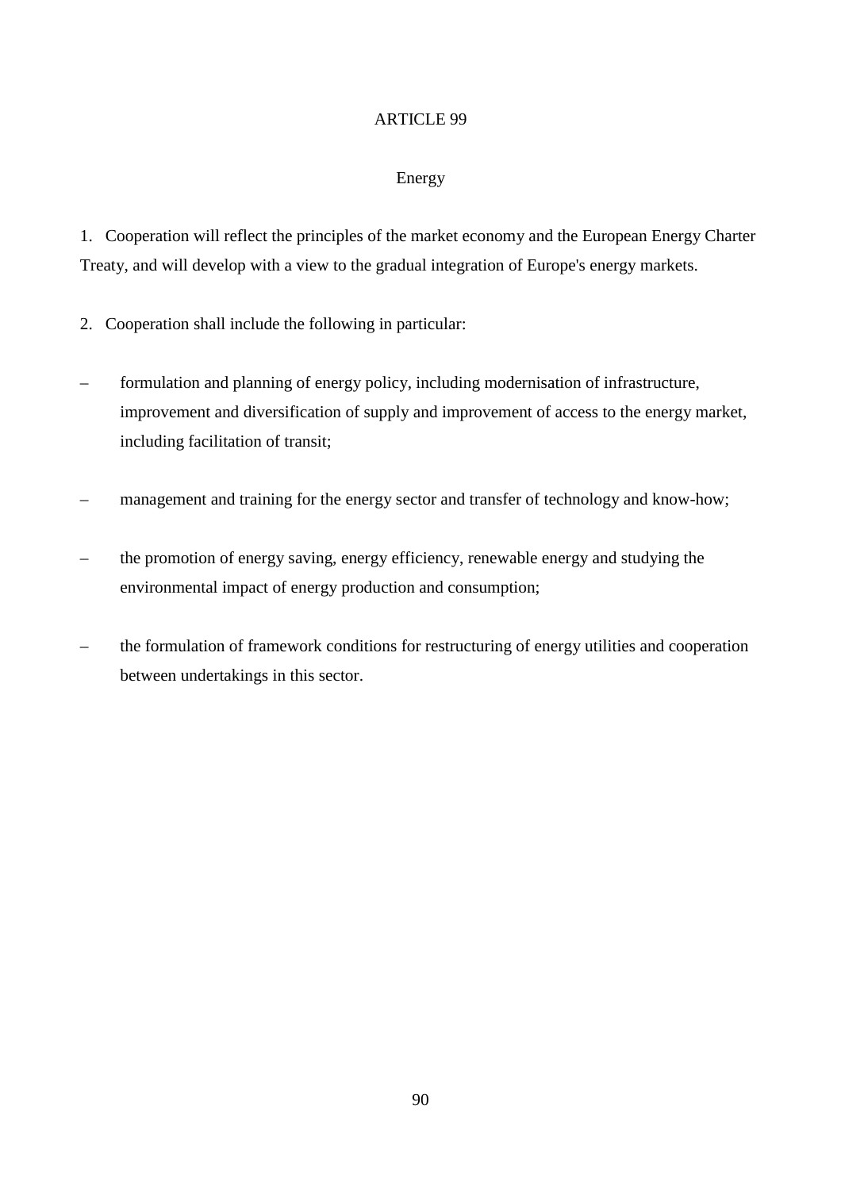## ARTICLE 99

### Energy

1. Cooperation will reflect the principles of the market economy and the European Energy Charter Treaty, and will develop with a view to the gradual integration of Europe's energy markets.

2. Cooperation shall include the following in particular:

– formulation and planning of energy policy, including modernisation of infrastructure, improvement and diversification of supply and improvement of access to the energy market, including facilitation of transit;

– management and training for the energy sector and transfer of technology and know-how;

– the promotion of energy saving, energy efficiency, renewable energy and studying the environmental impact of energy production and consumption;

– the formulation of framework conditions for restructuring of energy utilities and cooperation between undertakings in this sector.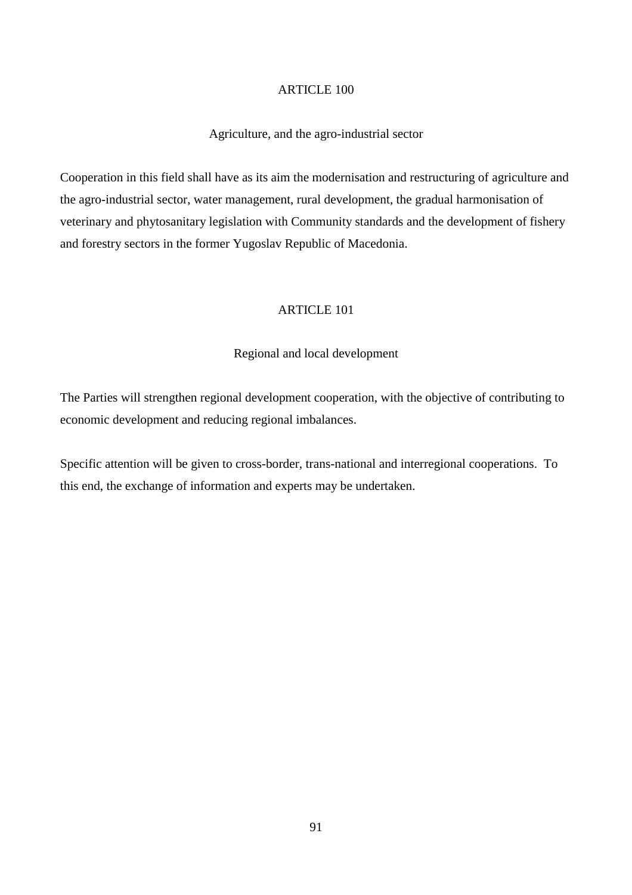## ARTICLE 100

### Agriculture, and the agro-industrial sector

Cooperation in this field shall have as its aim the modernisation and restructuring of agriculture and the agro-industrial sector, water management, rural development, the gradual harmonisation of veterinary and phytosanitary legislation with Community standards and the development of fishery and forestry sectors in the former Yugoslav Republic of Macedonia.

## ARTICLE 101

### Regional and local development

The Parties will strengthen regional development cooperation, with the objective of contributing to economic development and reducing regional imbalances.

Specific attention will be given to cross-border, trans-national and interregional cooperations. To this end, the exchange of information and experts may be undertaken.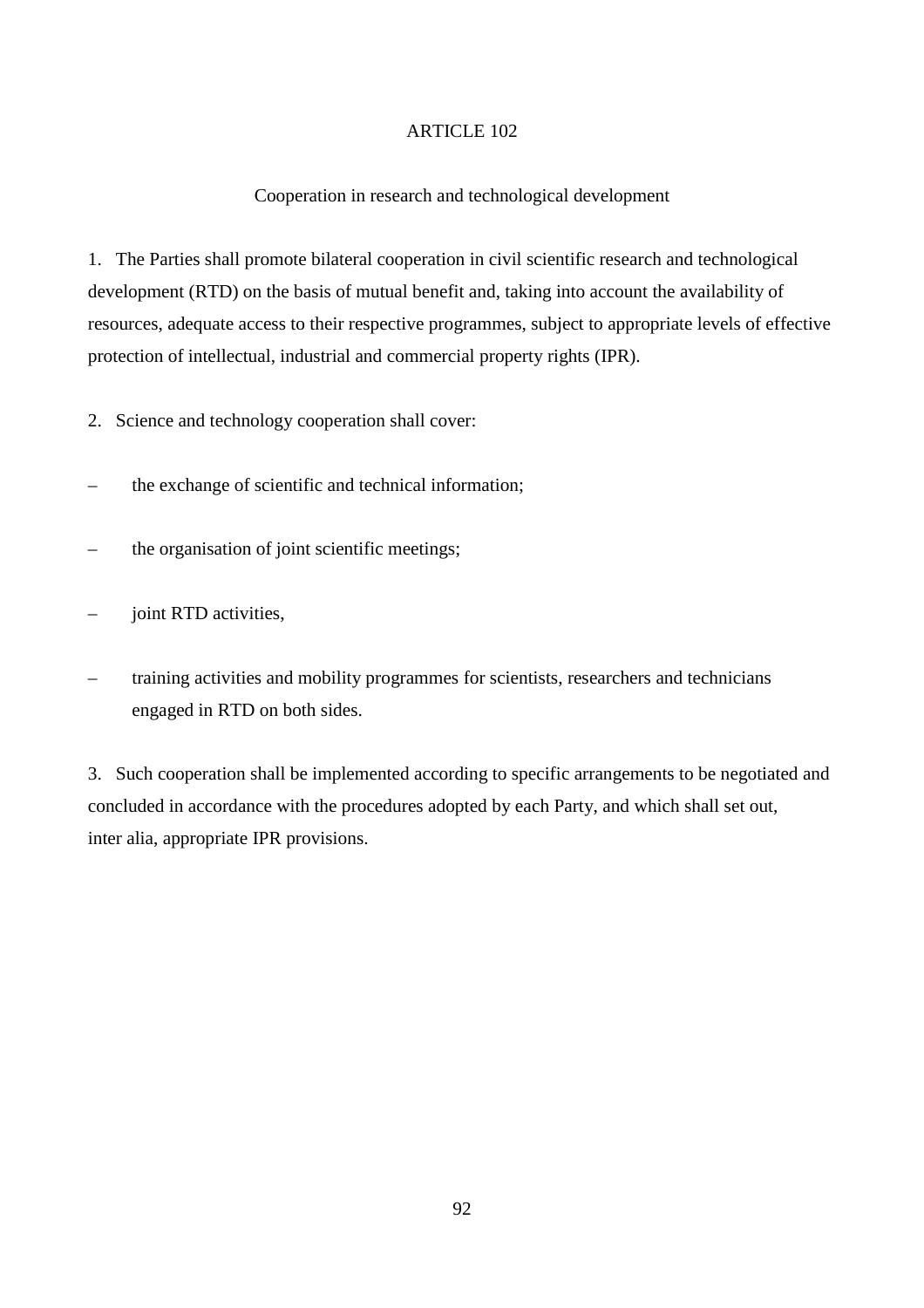## ARTICLE 102

### Cooperation in research and technological development

1. The Parties shall promote bilateral cooperation in civil scientific research and technological development (RTD) on the basis of mutual benefit and, taking into account the availability of resources, adequate access to their respective programmes, subject to appropriate levels of effective protection of intellectual, industrial and commercial property rights (IPR).

2. Science and technology cooperation shall cover:

- the exchange of scientific and technical information;
- the organisation of joint scientific meetings;
- joint RTD activities,
- training activities and mobility programmes for scientists, researchers and technicians engaged in RTD on both sides.

3. Such cooperation shall be implemented according to specific arrangements to be negotiated and concluded in accordance with the procedures adopted by each Party, and which shall set out, inter alia, appropriate IPR provisions.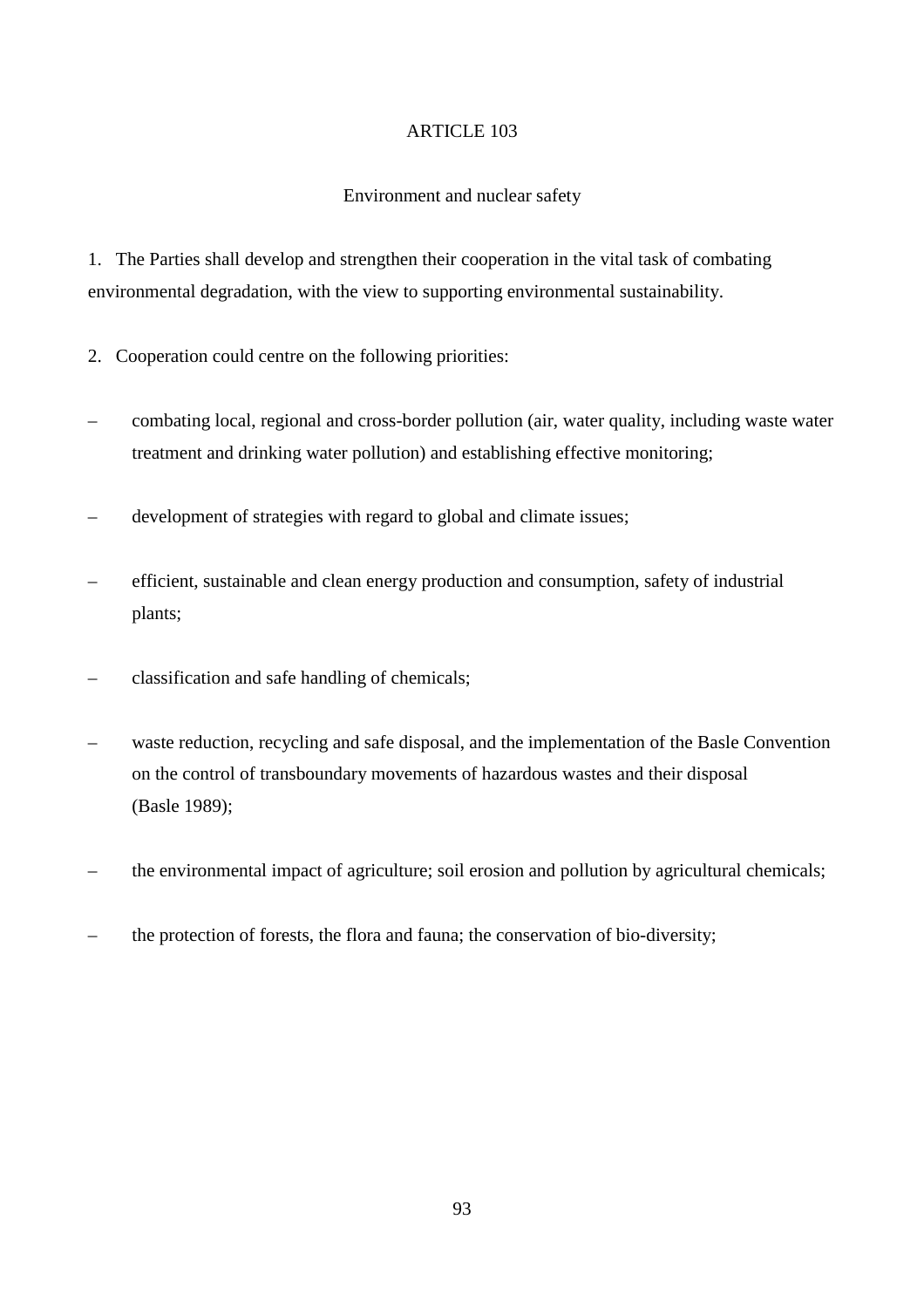## ARTICLE 103

### Environment and nuclear safety

1. The Parties shall develop and strengthen their cooperation in the vital task of combating environmental degradation, with the view to supporting environmental sustainability.

2. Cooperation could centre on the following priorities:

– combating local, regional and cross-border pollution (air, water quality, including waste water treatment and drinking water pollution) and establishing effective monitoring;

– development of strategies with regard to global and climate issues;

– efficient, sustainable and clean energy production and consumption, safety of industrial plants;

– classification and safe handling of chemicals;

– waste reduction, recycling and safe disposal, and the implementation of the Basle Convention on the control of transboundary movements of hazardous wastes and their disposal (Basle 1989);

– the environmental impact of agriculture; soil erosion and pollution by agricultural chemicals;

– the protection of forests, the flora and fauna; the conservation of bio-diversity;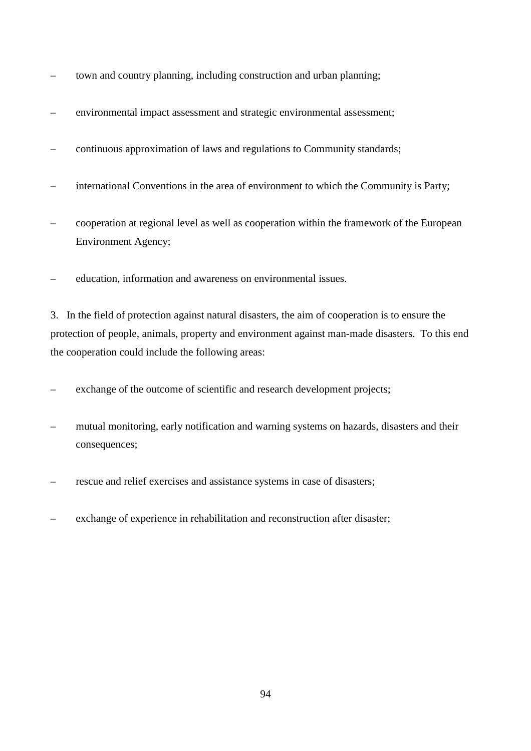- town and country planning, including construction and urban planning;
- environmental impact assessment and strategic environmental assessment;
- continuous approximation of laws and regulations to Community standards;
- international Conventions in the area of environment to which the Community is Party;
- cooperation at regional level as well as cooperation within the framework of the European Environment Agency;
- education, information and awareness on environmental issues.

3. In the field of protection against natural disasters, the aim of cooperation is to ensure the protection of people, animals, property and environment against man-made disasters. To this end the cooperation could include the following areas:

- exchange of the outcome of scientific and research development projects;
- mutual monitoring, early notification and warning systems on hazards, disasters and their consequences;
- rescue and relief exercises and assistance systems in case of disasters;
- exchange of experience in rehabilitation and reconstruction after disaster;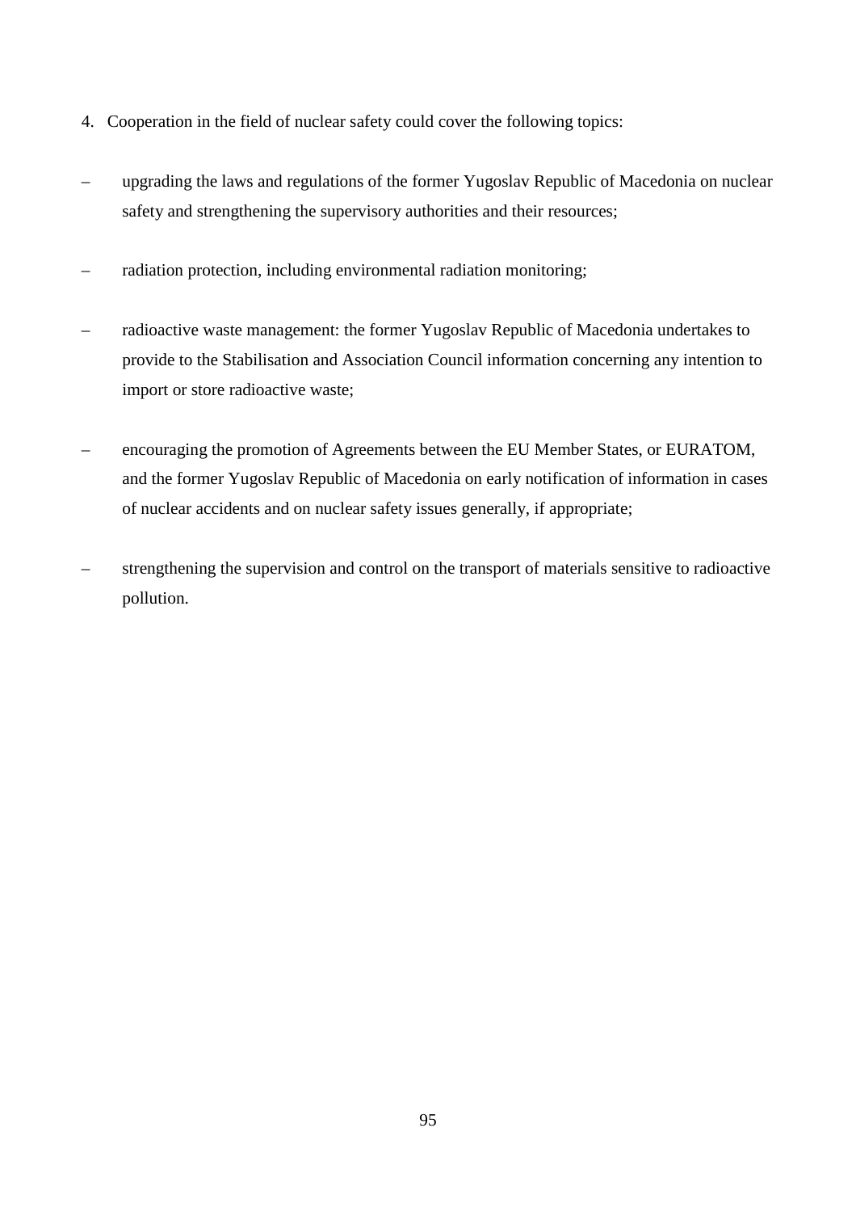4. Cooperation in the field of nuclear safety could cover the following topics:

– upgrading the laws and regulations of the former Yugoslav Republic of Macedonia on nuclear safety and strengthening the supervisory authorities and their resources;

– radiation protection, including environmental radiation monitoring;

– radioactive waste management: the former Yugoslav Republic of Macedonia undertakes to provide to the Stabilisation and Association Council information concerning any intention to import or store radioactive waste;

– encouraging the promotion of Agreements between the EU Member States, or EURATOM, and the former Yugoslav Republic of Macedonia on early notification of information in cases of nuclear accidents and on nuclear safety issues generally, if appropriate;

– strengthening the supervision and control on the transport of materials sensitive to radioactive pollution.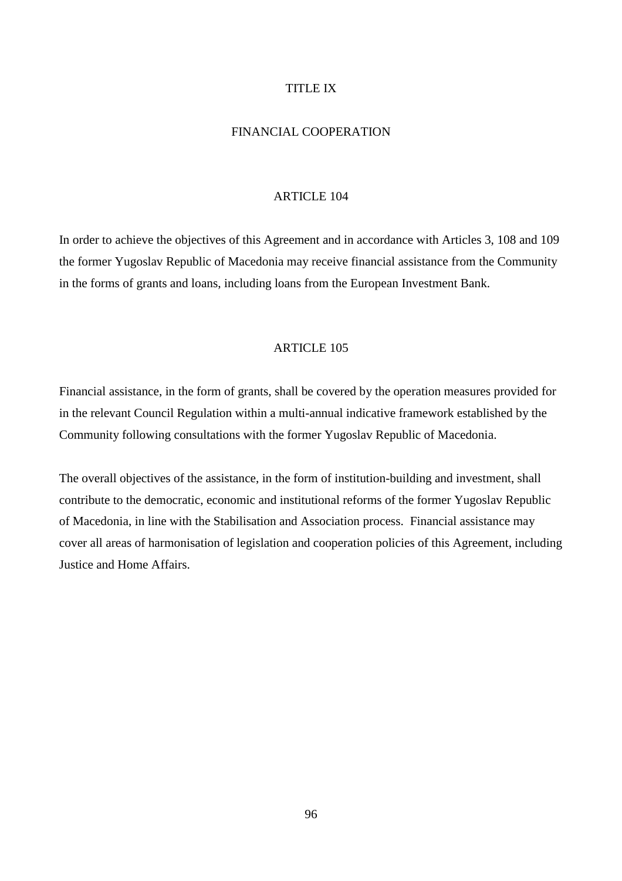# TITLE IX

# FINANCIAL COOPERATION

## ARTICLE 104

In order to achieve the objectives of this Agreement and in accordance with Articles 3, 108 and 109 the former Yugoslav Republic of Macedonia may receive financial assistance from the Community in the forms of grants and loans, including loans from the European Investment Bank.

## ARTICLE 105

Financial assistance, in the form of grants, shall be covered by the operation measures provided for in the relevant Council Regulation within a multi-annual indicative framework established by the Community following consultations with the former Yugoslav Republic of Macedonia.

The overall objectives of the assistance, in the form of institution-building and investment, shall contribute to the democratic, economic and institutional reforms of the former Yugoslav Republic of Macedonia, in line with the Stabilisation and Association process. Financial assistance may cover all areas of harmonisation of legislation and cooperation policies of this Agreement, including Justice and Home Affairs.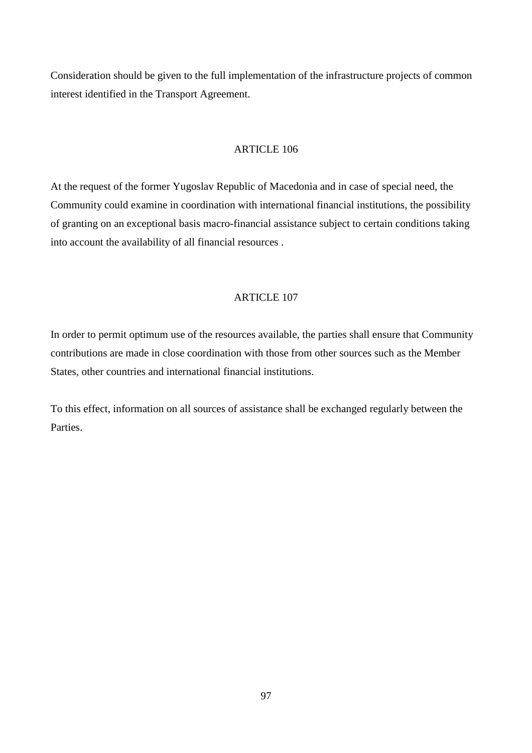Consideration should be given to the full implementation of the infrastructure projects of common interest identified in the Transport Agreement.

## ARTICLE 106

At the request of the former Yugoslav Republic of Macedonia and in case of special need, the Community could examine in coordination with international financial institutions, the possibility of granting on an exceptional basis macro-financial assistance subject to certain conditions taking into account the availability of all financial resources .

## ARTICLE 107

In order to permit optimum use of the resources available, the parties shall ensure that Community contributions are made in close coordination with those from other sources such as the Member States, other countries and international financial institutions.

To this effect, information on all sources of assistance shall be exchanged regularly between the Parties.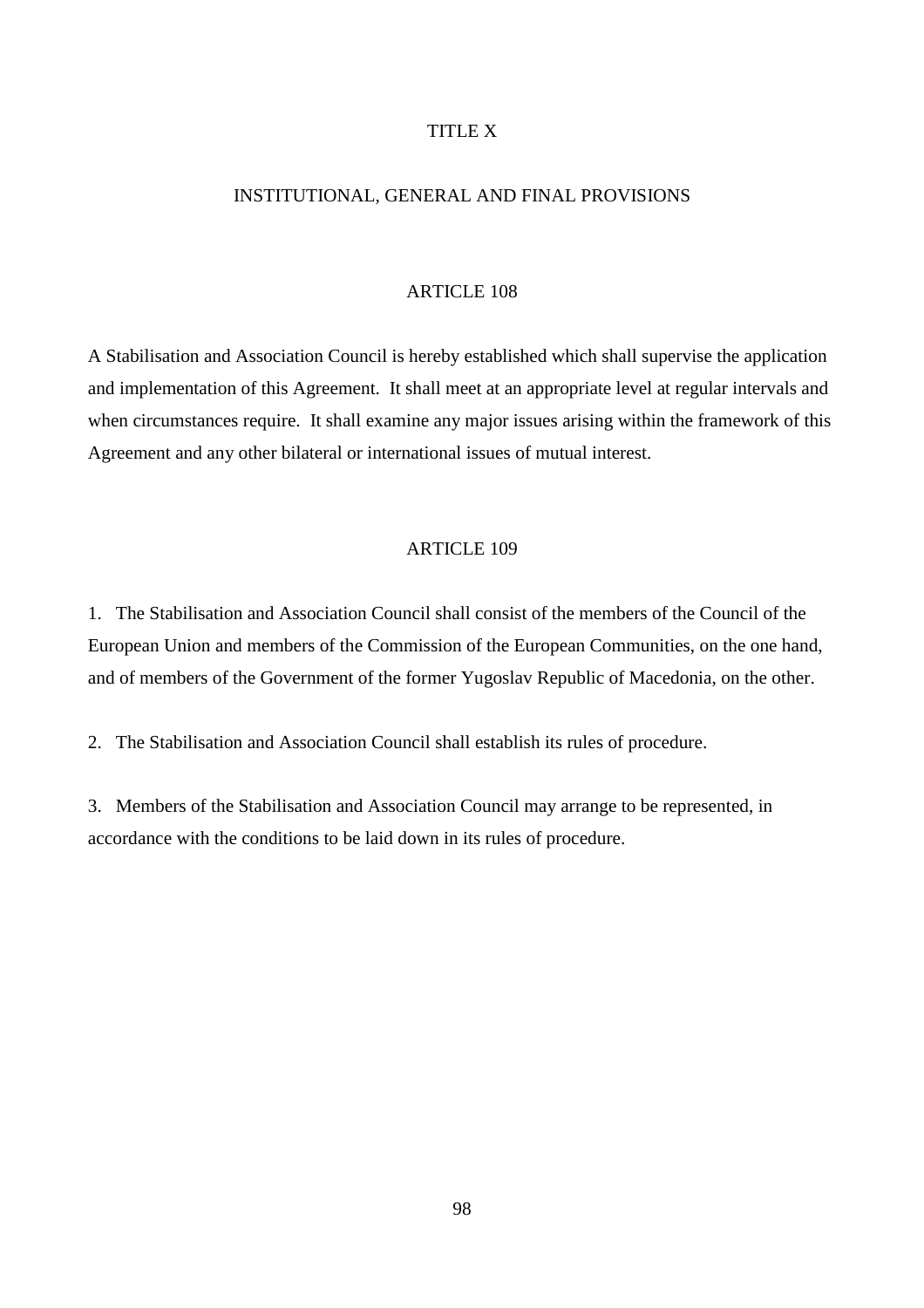# TITLE X

## INSTITUTIONAL, GENERAL AND FINAL PROVISIONS

### ARTICLE 108

A Stabilisation and Association Council is hereby established which shall supervise the application and implementation of this Agreement. It shall meet at an appropriate level at regular intervals and when circumstances require. It shall examine any major issues arising within the framework of this Agreement and any other bilateral or international issues of mutual interest.

### ARTICLE 109

1. The Stabilisation and Association Council shall consist of the members of the Council of the European Union and members of the Commission of the European Communities, on the one hand, and of members of the Government of the former Yugoslav Republic of Macedonia, on the other.

2. The Stabilisation and Association Council shall establish its rules of procedure.

3. Members of the Stabilisation and Association Council may arrange to be represented, in accordance with the conditions to be laid down in its rules of procedure.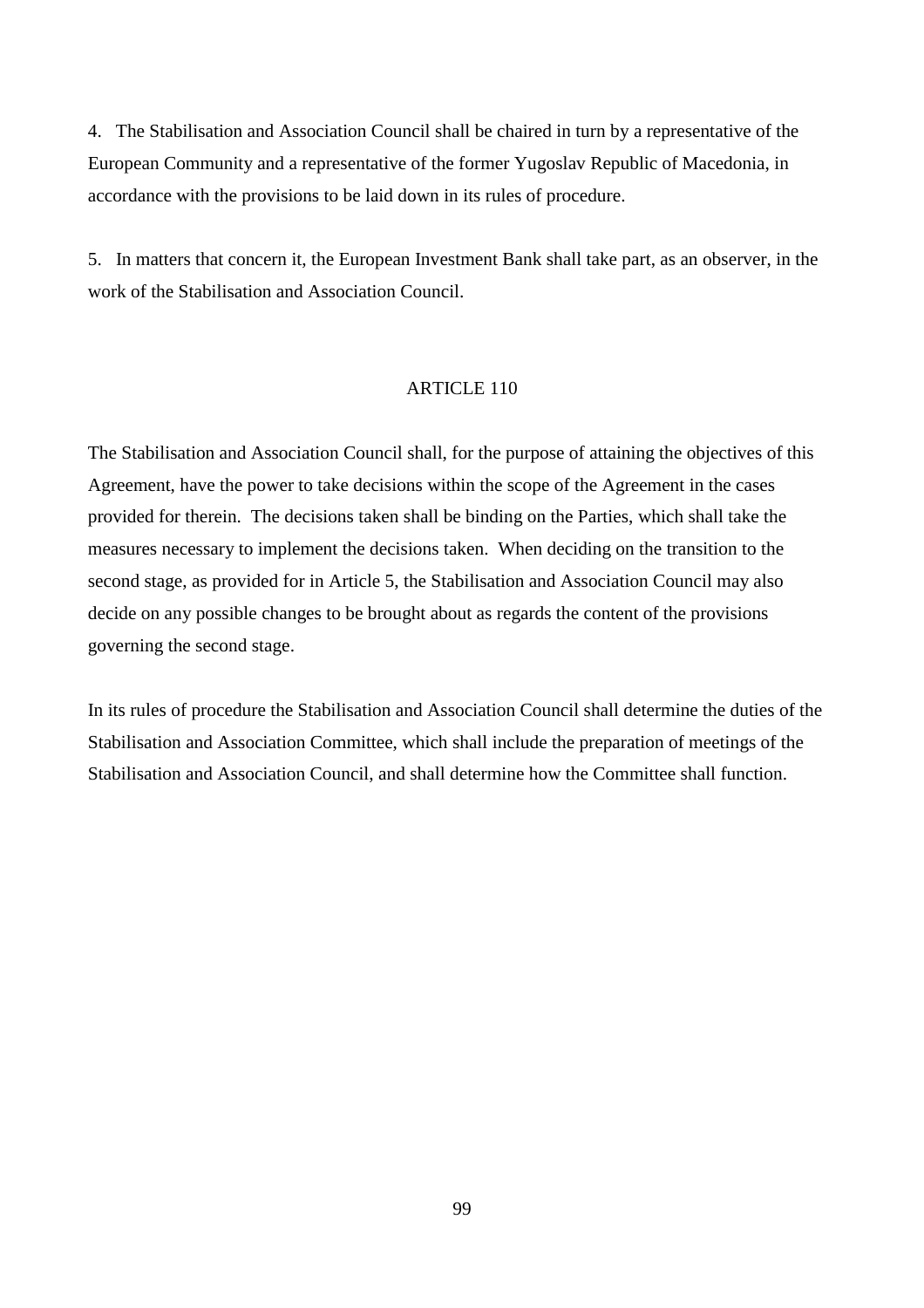4. The Stabilisation and Association Council shall be chaired in turn by a representative of the European Community and a representative of the former Yugoslav Republic of Macedonia, in accordance with the provisions to be laid down in its rules of procedure.

5. In matters that concern it, the European Investment Bank shall take part, as an observer, in the work of the Stabilisation and Association Council.

## ARTICLE 110

The Stabilisation and Association Council shall, for the purpose of attaining the objectives of this Agreement, have the power to take decisions within the scope of the Agreement in the cases provided for therein. The decisions taken shall be binding on the Parties, which shall take the measures necessary to implement the decisions taken. When deciding on the transition to the second stage, as provided for in Article 5, the Stabilisation and Association Council may also decide on any possible changes to be brought about as regards the content of the provisions governing the second stage.

In its rules of procedure the Stabilisation and Association Council shall determine the duties of the Stabilisation and Association Committee, which shall include the preparation of meetings of the Stabilisation and Association Council, and shall determine how the Committee shall function.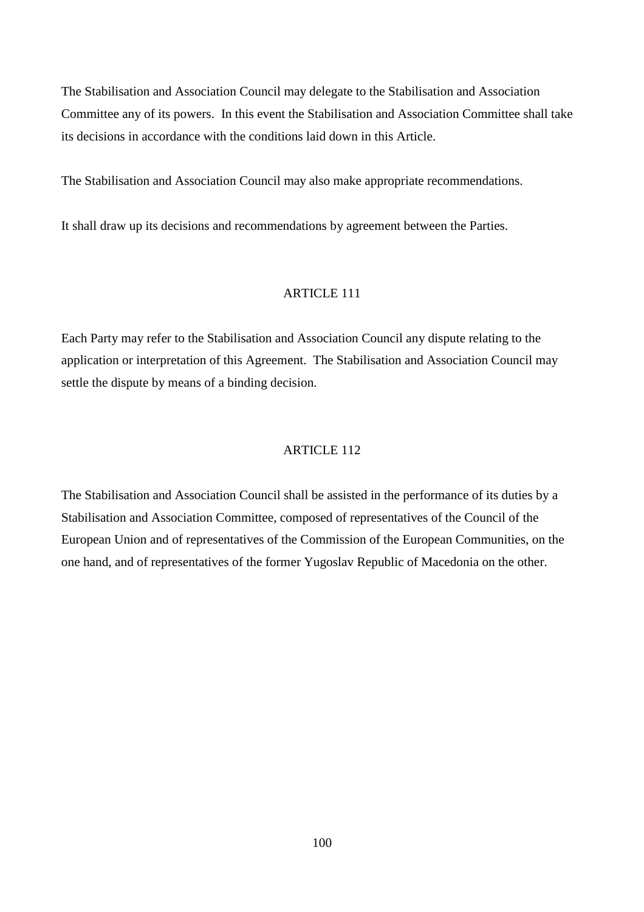The Stabilisation and Association Council may delegate to the Stabilisation and Association Committee any of its powers. In this event the Stabilisation and Association Committee shall take its decisions in accordance with the conditions laid down in this Article.

The Stabilisation and Association Council may also make appropriate recommendations.

It shall draw up its decisions and recommendations by agreement between the Parties.

## ARTICLE 111

Each Party may refer to the Stabilisation and Association Council any dispute relating to the application or interpretation of this Agreement. The Stabilisation and Association Council may settle the dispute by means of a binding decision.

## ARTICLE 112

The Stabilisation and Association Council shall be assisted in the performance of its duties by a Stabilisation and Association Committee, composed of representatives of the Council of the European Union and of representatives of the Commission of the European Communities, on the one hand, and of representatives of the former Yugoslav Republic of Macedonia on the other.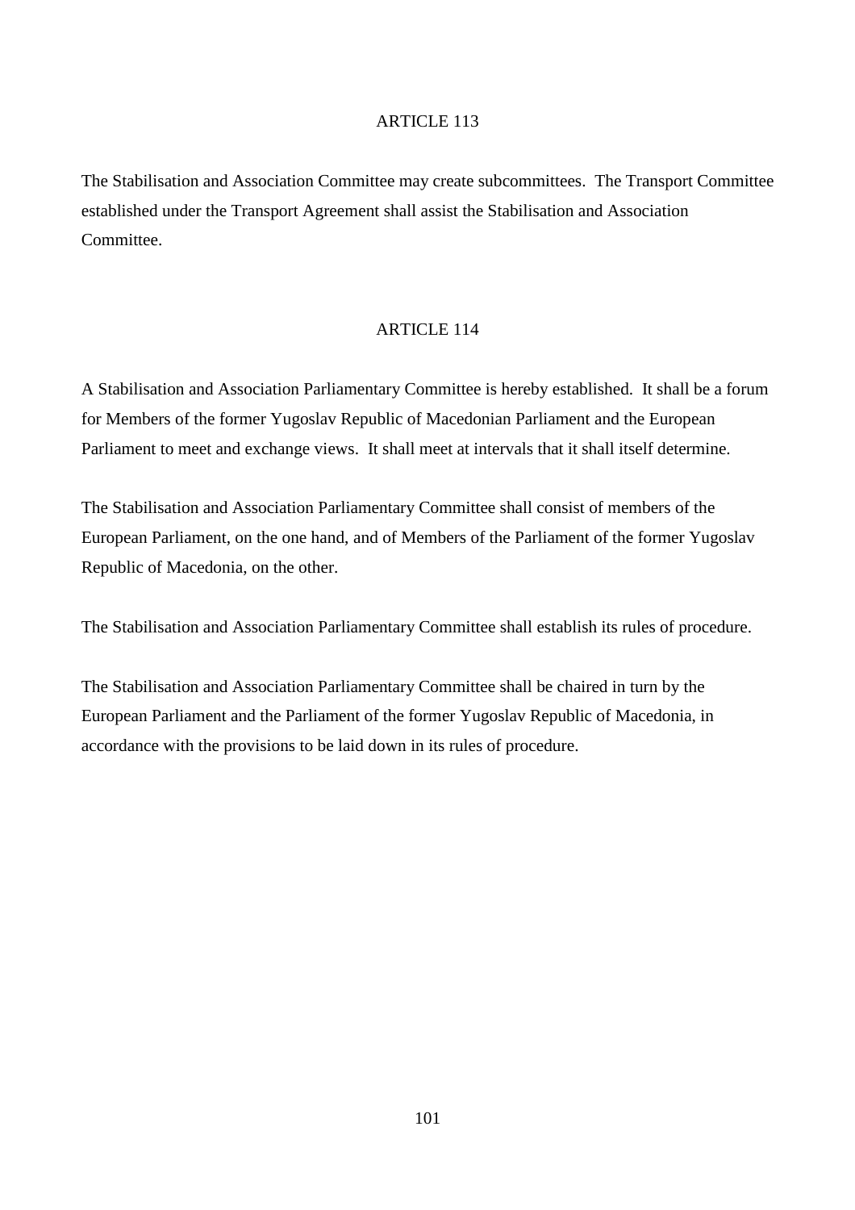## ARTICLE 113

The Stabilisation and Association Committee may create subcommittees. The Transport Committee established under the Transport Agreement shall assist the Stabilisation and Association Committee.

## ARTICLE 114

A Stabilisation and Association Parliamentary Committee is hereby established. It shall be a forum for Members of the former Yugoslav Republic of Macedonian Parliament and the European Parliament to meet and exchange views. It shall meet at intervals that it shall itself determine.

The Stabilisation and Association Parliamentary Committee shall consist of members of the European Parliament, on the one hand, and of Members of the Parliament of the former Yugoslav Republic of Macedonia, on the other.

The Stabilisation and Association Parliamentary Committee shall establish its rules of procedure.

The Stabilisation and Association Parliamentary Committee shall be chaired in turn by the European Parliament and the Parliament of the former Yugoslav Republic of Macedonia, in accordance with the provisions to be laid down in its rules of procedure.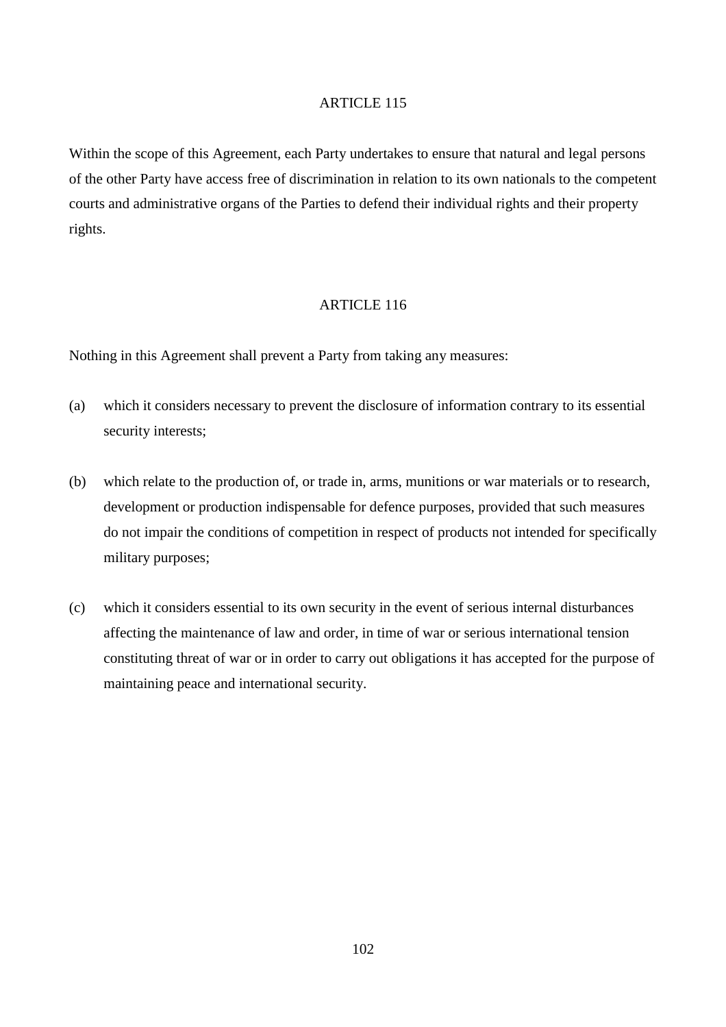## ARTICLE 115

Within the scope of this Agreement, each Party undertakes to ensure that natural and legal persons of the other Party have access free of discrimination in relation to its own nationals to the competent courts and administrative organs of the Parties to defend their individual rights and their property rights.

## ARTICLE 116

Nothing in this Agreement shall prevent a Party from taking any measures:

(a) which it considers necessary to prevent the disclosure of information contrary to its essential security interests;

(b) which relate to the production of, or trade in, arms, munitions or war materials or to research, development or production indispensable for defence purposes, provided that such measures do not impair the conditions of competition in respect of products not intended for specifically military purposes;

(c) which it considers essential to its own security in the event of serious internal disturbances affecting the maintenance of law and order, in time of war or serious international tension constituting threat of war or in order to carry out obligations it has accepted for the purpose of maintaining peace and international security.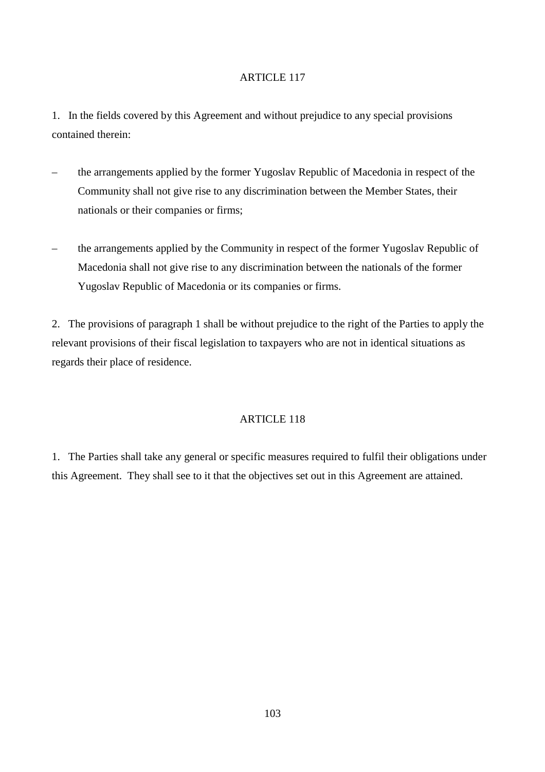## ARTICLE 117

1. In the fields covered by this Agreement and without prejudice to any special provisions contained therein:

– the arrangements applied by the former Yugoslav Republic of Macedonia in respect of the Community shall not give rise to any discrimination between the Member States, their nationals or their companies or firms;

– the arrangements applied by the Community in respect of the former Yugoslav Republic of Macedonia shall not give rise to any discrimination between the nationals of the former Yugoslav Republic of Macedonia or its companies or firms.

2. The provisions of paragraph 1 shall be without prejudice to the right of the Parties to apply the relevant provisions of their fiscal legislation to taxpayers who are not in identical situations as regards their place of residence.

## ARTICLE 118

1. The Parties shall take any general or specific measures required to fulfil their obligations under this Agreement. They shall see to it that the objectives set out in this Agreement are attained.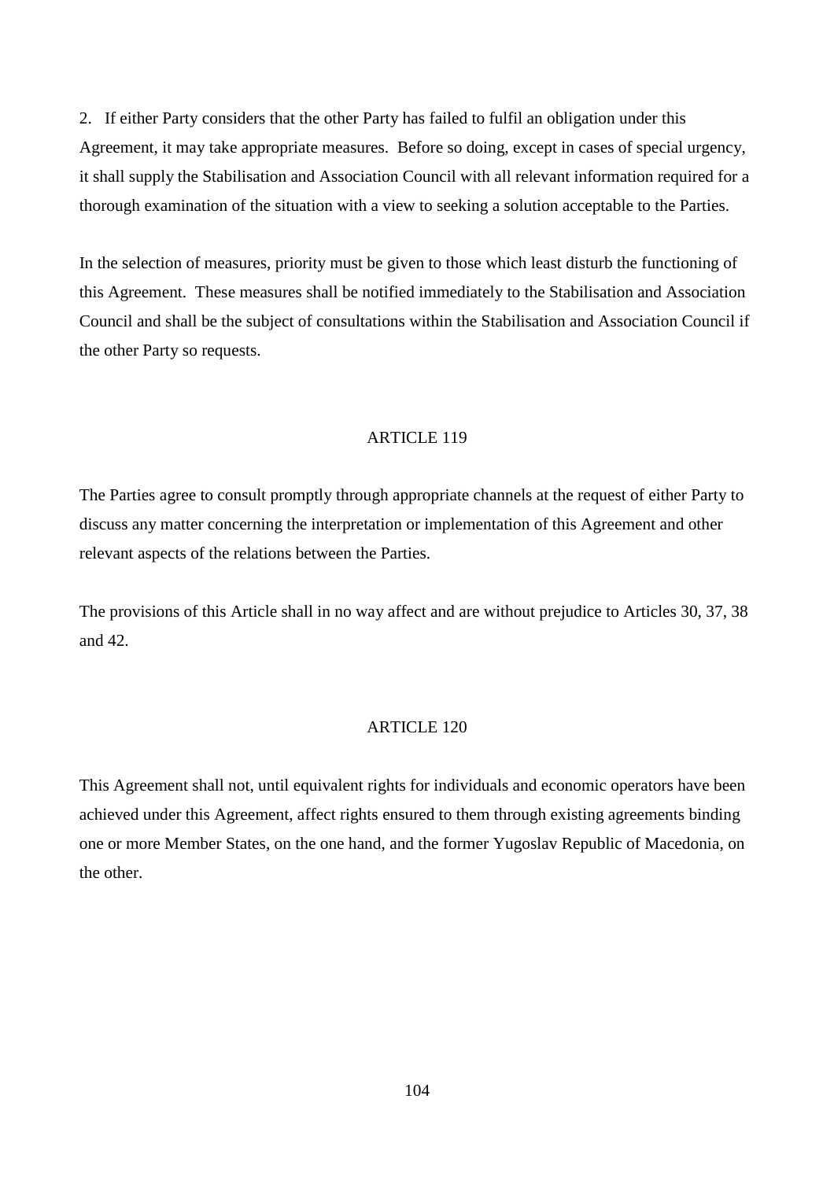2. If either Party considers that the other Party has failed to fulfil an obligation under this Agreement, it may take appropriate measures. Before so doing, except in cases of special urgency, it shall supply the Stabilisation and Association Council with all relevant information required for a thorough examination of the situation with a view to seeking a solution acceptable to the Parties.

In the selection of measures, priority must be given to those which least disturb the functioning of this Agreement. These measures shall be notified immediately to the Stabilisation and Association Council and shall be the subject of consultations within the Stabilisation and Association Council if the other Party so requests.

## ARTICLE 119

The Parties agree to consult promptly through appropriate channels at the request of either Party to discuss any matter concerning the interpretation or implementation of this Agreement and other relevant aspects of the relations between the Parties.

The provisions of this Article shall in no way affect and are without prejudice to Articles 30, 37, 38 and 42.

## ARTICLE 120

This Agreement shall not, until equivalent rights for individuals and economic operators have been achieved under this Agreement, affect rights ensured to them through existing agreements binding one or more Member States, on the one hand, and the former Yugoslav Republic of Macedonia, on the other.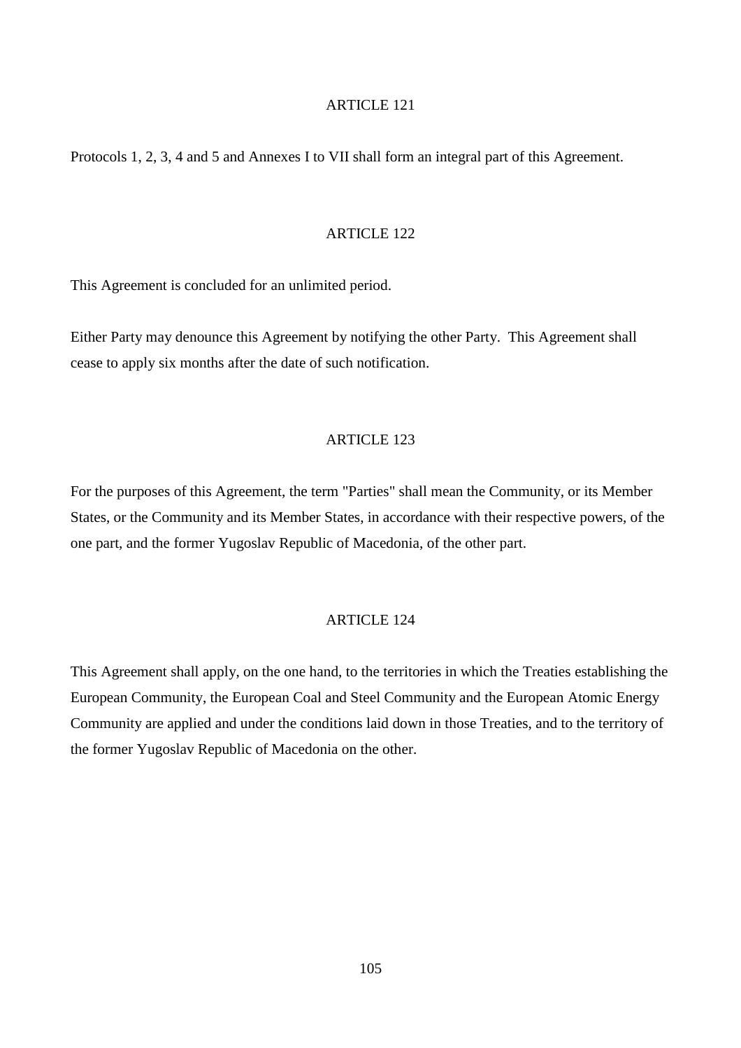ARTICLE 121

Protocols 1, 2, 3, 4 and 5 and Annexes I to VII shall form an integral part of this Agreement.

ARTICLE 122

This Agreement is concluded for an unlimited period.

Either Party may denounce this Agreement by notifying the other Party.  This Agreement shall cease to apply six months after the date of such notification.

ARTICLE 123

For the purposes of this Agreement, the term "Parties" shall mean the Community, or its Member States, or the Community and its Member States, in accordance with their respective powers, of the one part, and the former Yugoslav Republic of Macedonia, of the other part.

ARTICLE 124

This Agreement shall apply, on the one hand, to the territories in which the Treaties establishing the European Community, the European Coal and Steel Community and the European Atomic Energy Community are applied and under the conditions laid down in those Treaties, and to the territory of the former Yugoslav Republic of Macedonia on the other.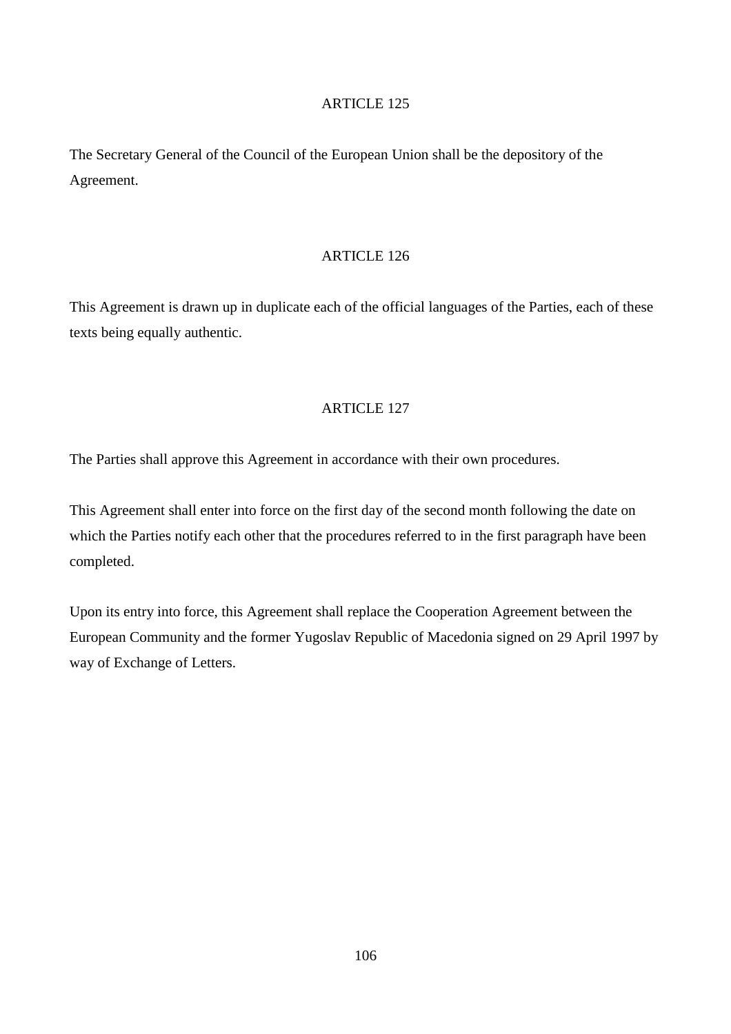### ARTICLE 125

The Secretary General of the Council of the European Union shall be the depository of the Agreement.

### ARTICLE 126

This Agreement is drawn up in duplicate each of the official languages of the Parties, each of these texts being equally authentic.

### ARTICLE 127

The Parties shall approve this Agreement in accordance with their own procedures.

This Agreement shall enter into force on the first day of the second month following the date on which the Parties notify each other that the procedures referred to in the first paragraph have been completed.

Upon its entry into force, this Agreement shall replace the Cooperation Agreement between the European Community and the former Yugoslav Republic of Macedonia signed on 29 April 1997 by way of Exchange of Letters.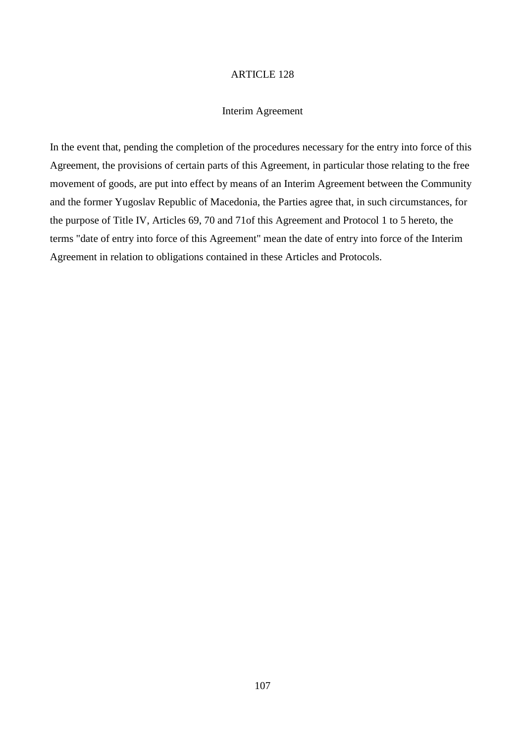ARTICLE 128

Interim Agreement

In the event that, pending the completion of the procedures necessary for the entry into force of this Agreement, the provisions of certain parts of this Agreement, in particular those relating to the free movement of goods, are put into effect by means of an Interim Agreement between the Community and the former Yugoslav Republic of Macedonia, the Parties agree that, in such circumstances, for the purpose of Title IV, Articles 69, 70 and 71of this Agreement and Protocol 1 to 5 hereto, the terms "date of entry into force of this Agreement" mean the date of entry into force of the Interim Agreement in relation to obligations contained in these Articles and Protocols.